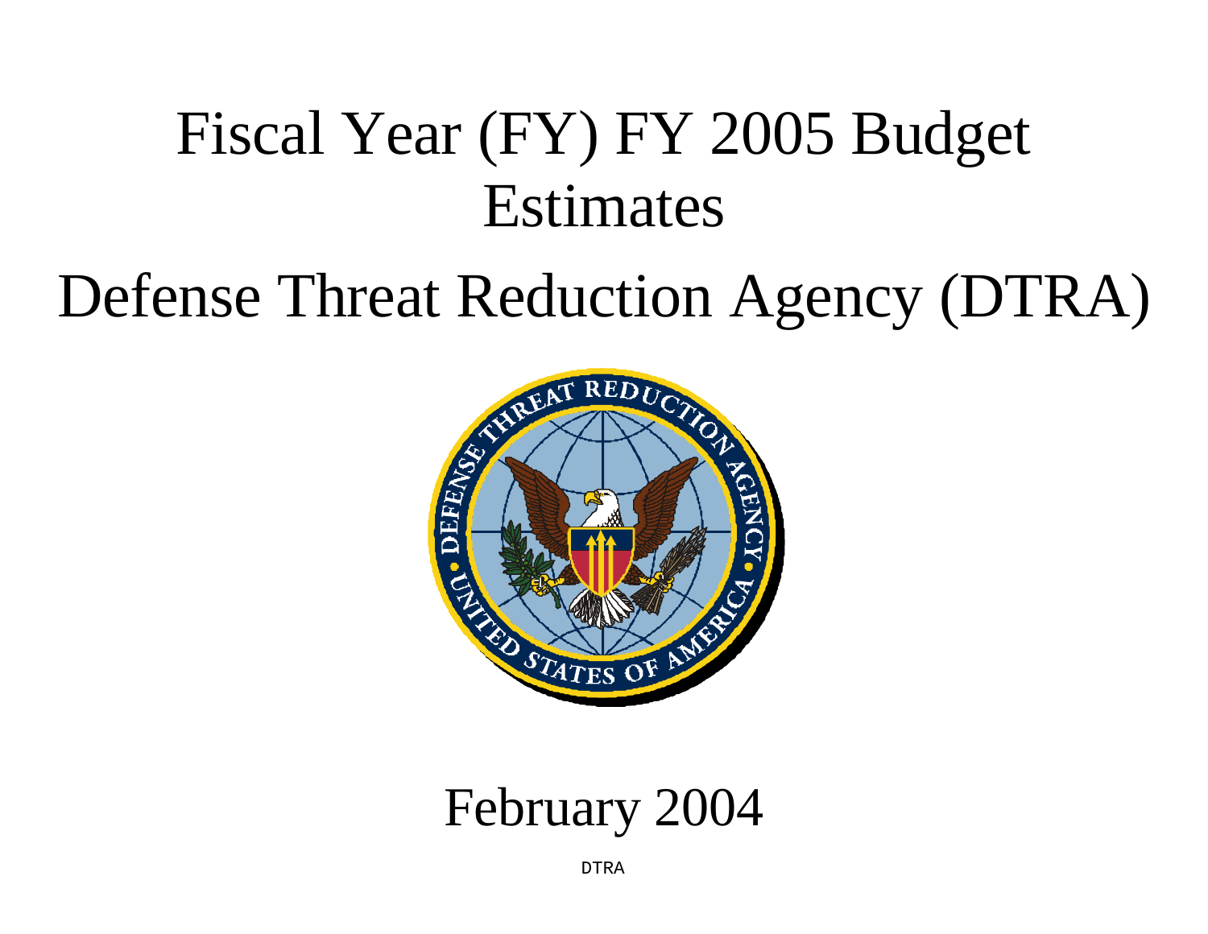# Fiscal Year (FY) FY 2005 Budget Estimates

# Defense Threat Reduction Agency (DTRA)

February 2004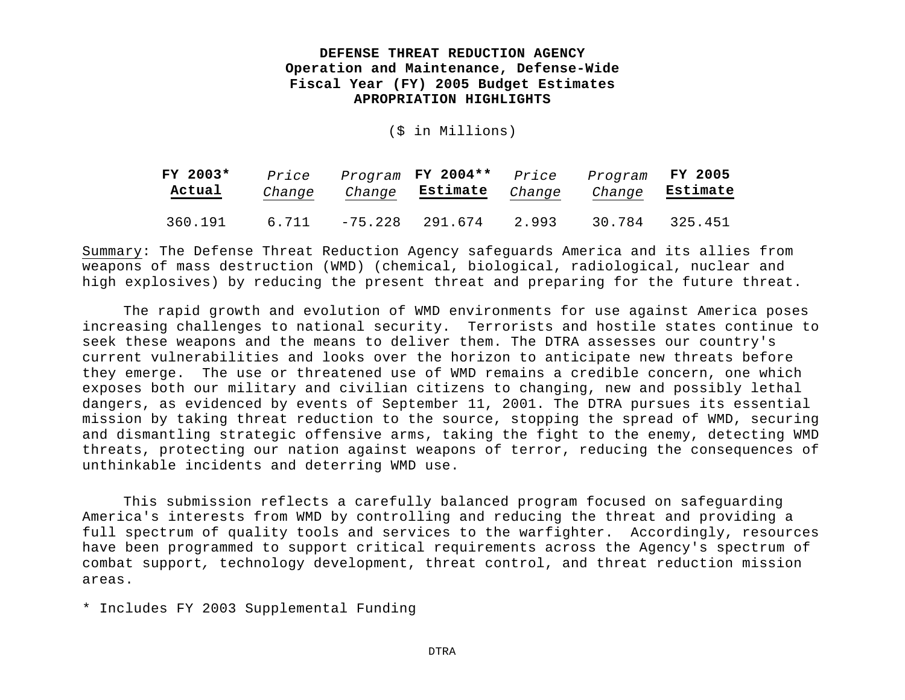**DEFENSE THREAT REDUCTION AGENCY**
**Operation and Maintenance, Defense-Wide**
**Fiscal Year (FY) 2005 Budget Estimates**
**APROPRIATION HIGHLIGHTS**

($ in Millions)

| FY 2003* Actual | *Price Change* | *Program Change* | FY 2004** Estimate | *Price Change* | *Program Change* | FY 2005 Estimate |
|---|---|---|---|---|---|---|
| 360.191 | 6.711 | -75.228 | 291.674 | 2.993 | 30.784 | 325.451 |

Summary: The Defense Threat Reduction Agency safeguards America and its allies from weapons of mass destruction (WMD) (chemical, biological, radiological, nuclear and high explosives) by reducing the present threat and preparing for the future threat.

The rapid growth and evolution of WMD environments for use against America poses increasing challenges to national security. Terrorists and hostile states continue to seek these weapons and the means to deliver them. The DTRA assesses our country's current vulnerabilities and looks over the horizon to anticipate new threats before they emerge. The use or threatened use of WMD remains a credible concern, one which exposes both our military and civilian citizens to changing, new and possibly lethal dangers, as evidenced by events of September 11, 2001. The DTRA pursues its essential mission by taking threat reduction to the source, stopping the spread of WMD, securing and dismantling strategic offensive arms, taking the fight to the enemy, detecting WMD threats, protecting our nation against weapons of terror, reducing the consequences of unthinkable incidents and deterring WMD use.

This submission reflects a carefully balanced program focused on safeguarding America's interests from WMD by controlling and reducing the threat and providing a full spectrum of quality tools and services to the warfighter. Accordingly, resources have been programmed to support critical requirements across the Agency's spectrum of combat support, technology development, threat control, and threat reduction mission areas.

* Includes FY 2003 Supplemental Funding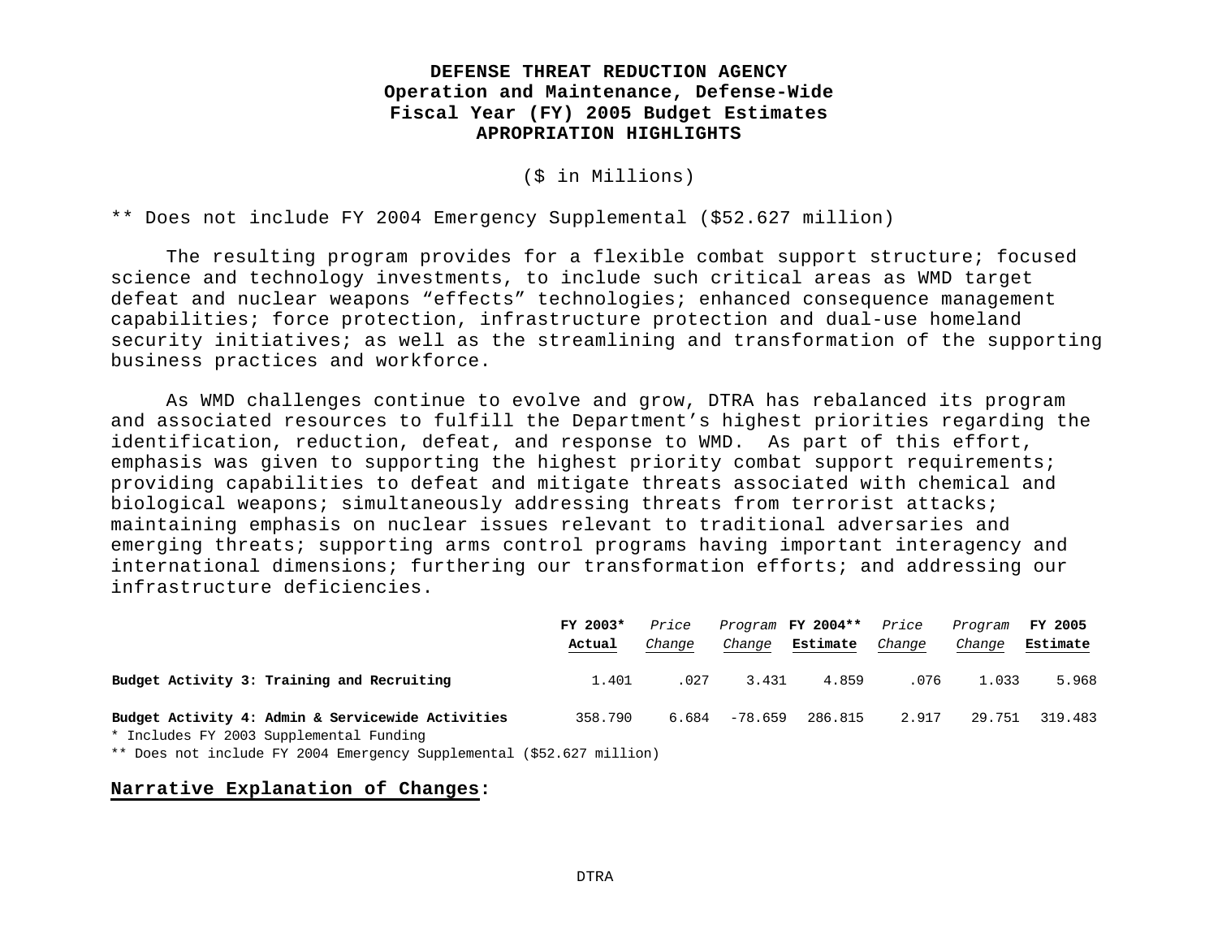**DEFENSE THREAT REDUCTION AGENCY**
**Operation and Maintenance, Defense-Wide**
**Fiscal Year (FY) 2005 Budget Estimates**
**APROPRIATION HIGHLIGHTS**

($ in Millions)

** Does not include FY 2004 Emergency Supplemental ($52.627 million)

The resulting program provides for a flexible combat support structure; focused science and technology investments, to include such critical areas as WMD target defeat and nuclear weapons “effects” technologies; enhanced consequence management capabilities; force protection, infrastructure protection and dual-use homeland security initiatives; as well as the streamlining and transformation of the supporting business practices and workforce.

As WMD challenges continue to evolve and grow, DTRA has rebalanced its program and associated resources to fulfill the Department’s highest priorities regarding the identification, reduction, defeat, and response to WMD. As part of this effort, emphasis was given to supporting the highest priority combat support requirements; providing capabilities to defeat and mitigate threats associated with chemical and biological weapons; simultaneously addressing threats from terrorist attacks; maintaining emphasis on nuclear issues relevant to traditional adversaries and emerging threats; supporting arms control programs having important interagency and international dimensions; furthering our transformation efforts; and addressing our infrastructure deficiencies.

| | **FY 2003* Actual** | *Price Change* | *Program Change* | **FY 2004** Estimate** | *Price Change* | *Program Change* | **FY 2005 Estimate** |
|---|---|---|---|---|---|---|---|
| **Budget Activity 3: Training and Recruiting** | 1.401 | .027 | 3.431 | 4.859 | .076 | 1.033 | 5.968 |
| **Budget Activity 4: Admin & Servicewide Activities** | 358.790 | 6.684 | -78.659 | 286.815 | 2.917 | 29.751 | 319.483 |

* Includes FY 2003 Supplemental Funding

** Does not include FY 2004 Emergency Supplemental ($52.627 million)

**Narrative Explanation of Changes:**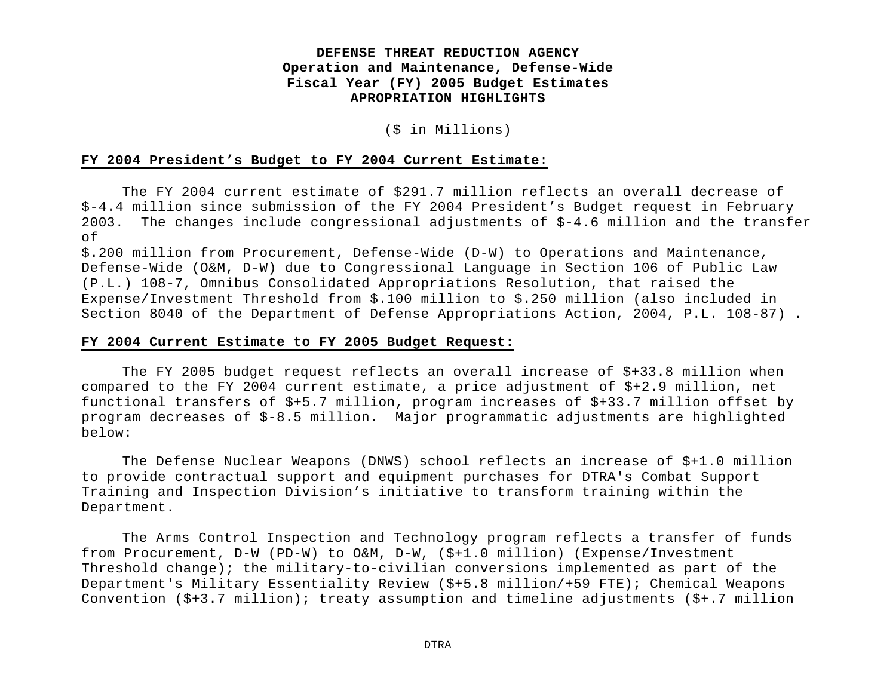**DEFENSE THREAT REDUCTION AGENCY**
**Operation and Maintenance, Defense-Wide**
**Fiscal Year (FY) 2005 Budget Estimates**
**APROPRIATION HIGHLIGHTS**

($ in Millions)

**FY 2004 President's Budget to FY 2004 Current Estimate:**

The FY 2004 current estimate of $291.7 million reflects an overall decrease of $-4.4 million since submission of the FY 2004 President's Budget request in February 2003. The changes include congressional adjustments of $-4.6 million and the transfer of $.200 million from Procurement, Defense-Wide (D-W) to Operations and Maintenance, Defense-Wide (O&M, D-W) due to Congressional Language in Section 106 of Public Law (P.L.) 108-7, Omnibus Consolidated Appropriations Resolution, that raised the Expense/Investment Threshold from $.100 million to $.250 million (also included in Section 8040 of the Department of Defense Appropriations Action, 2004, P.L. 108-87) .

**FY 2004 Current Estimate to FY 2005 Budget Request:**

The FY 2005 budget request reflects an overall increase of $+33.8 million when compared to the FY 2004 current estimate, a price adjustment of $+2.9 million, net functional transfers of $+5.7 million, program increases of $+33.7 million offset by program decreases of $-8.5 million. Major programmatic adjustments are highlighted below:

The Defense Nuclear Weapons (DNWS) school reflects an increase of $+1.0 million to provide contractual support and equipment purchases for DTRA's Combat Support Training and Inspection Division's initiative to transform training within the Department.

The Arms Control Inspection and Technology program reflects a transfer of funds from Procurement, D-W (PD-W) to O&M, D-W, ($+1.0 million) (Expense/Investment Threshold change); the military-to-civilian conversions implemented as part of the Department's Military Essentiality Review ($+5.8 million/+59 FTE); Chemical Weapons Convention ($+3.7 million); treaty assumption and timeline adjustments ($+.7 million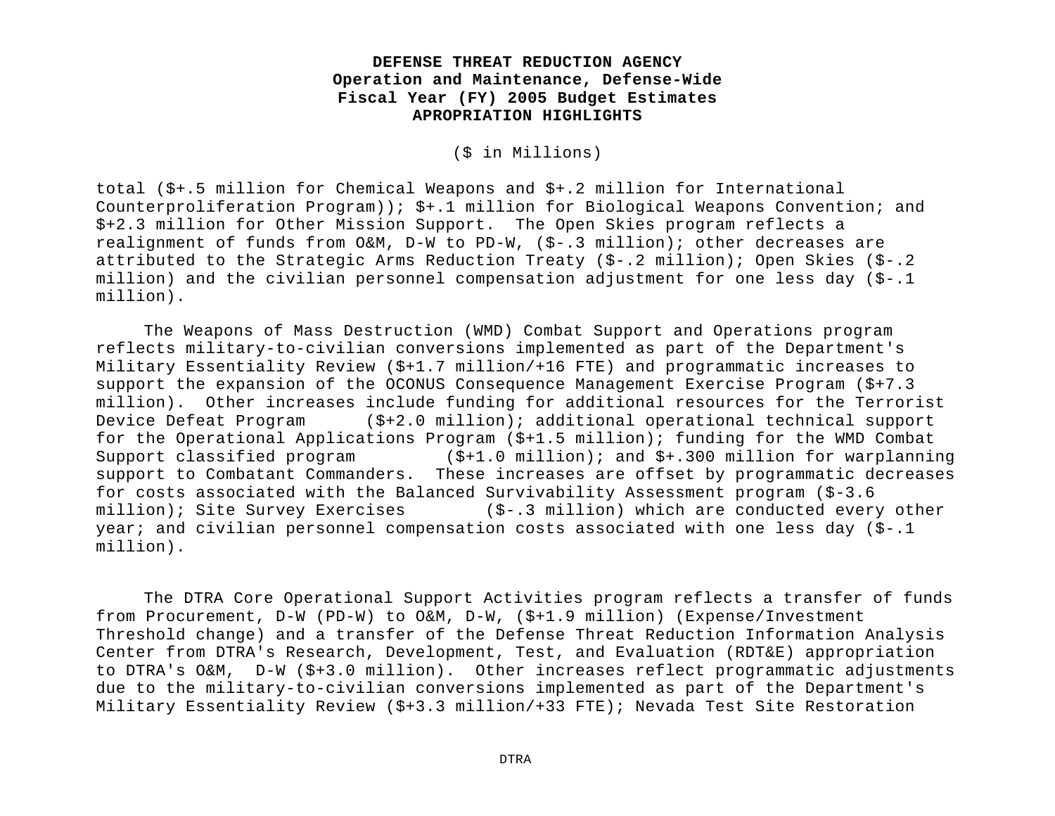**DEFENSE THREAT REDUCTION AGENCY**
**Operation and Maintenance, Defense-Wide**
**Fiscal Year (FY) 2005 Budget Estimates**
**APROPRIATION HIGHLIGHTS**

($ in Millions)

total ($+.5 million for Chemical Weapons and $+.2 million for International Counterproliferation Program)); $+.1 million for Biological Weapons Convention; and $+2.3 million for Other Mission Support. The Open Skies program reflects a realignment of funds from O&M, D-W to PD-W, ($-.3 million); other decreases are attributed to the Strategic Arms Reduction Treaty ($-.2 million); Open Skies ($-.2 million) and the civilian personnel compensation adjustment for one less day ($-.1 million).

The Weapons of Mass Destruction (WMD) Combat Support and Operations program reflects military-to-civilian conversions implemented as part of the Department's Military Essentiality Review ($+1.7 million/+16 FTE) and programmatic increases to support the expansion of the OCONUS Consequence Management Exercise Program ($+7.3 million). Other increases include funding for additional resources for the Terrorist Device Defeat Program ($+2.0 million); additional operational technical support for the Operational Applications Program ($+1.5 million); funding for the WMD Combat Support classified program ($+1.0 million); and $+.300 million for warplanning support to Combatant Commanders. These increases are offset by programmatic decreases for costs associated with the Balanced Survivability Assessment program ($-3.6 million); Site Survey Exercises ($-.3 million) which are conducted every other year; and civilian personnel compensation costs associated with one less day ($-.1 million).

The DTRA Core Operational Support Activities program reflects a transfer of funds from Procurement, D-W (PD-W) to O&M, D-W, ($+1.9 million) (Expense/Investment Threshold change) and a transfer of the Defense Threat Reduction Information Analysis Center from DTRA's Research, Development, Test, and Evaluation (RDT&E) appropriation to DTRA's O&M, D-W ($+3.0 million). Other increases reflect programmatic adjustments due to the military-to-civilian conversions implemented as part of the Department's Military Essentiality Review ($+3.3 million/+33 FTE); Nevada Test Site Restoration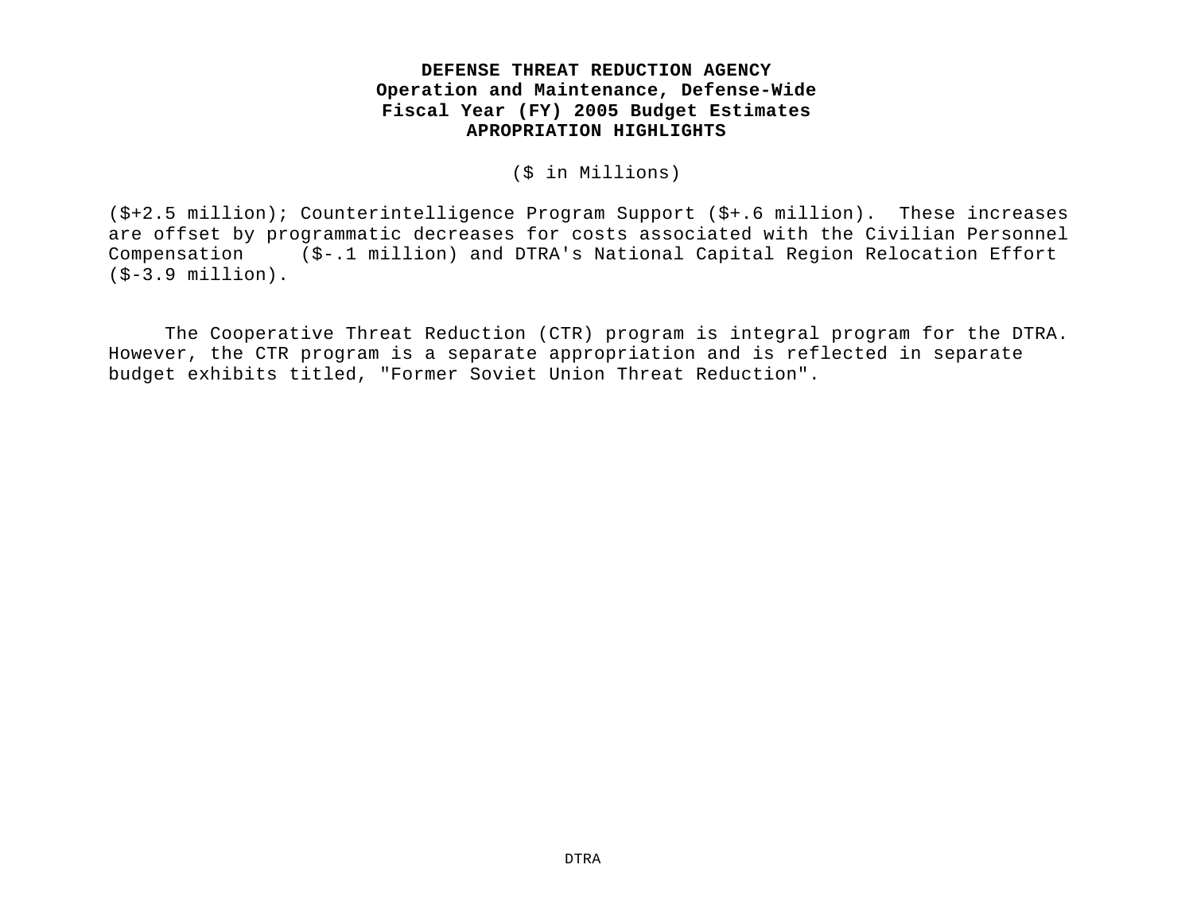**DEFENSE THREAT REDUCTION AGENCY**
**Operation and Maintenance, Defense-Wide**
**Fiscal Year (FY) 2005 Budget Estimates**
**APROPRIATION HIGHLIGHTS**

($ in Millions)

($+2.5 million); Counterintelligence Program Support ($+.6 million). These increases are offset by programmatic decreases for costs associated with the Civilian Personnel Compensation ($-.1 million) and DTRA's National Capital Region Relocation Effort ($-3.9 million).

The Cooperative Threat Reduction (CTR) program is integral program for the DTRA. However, the CTR program is a separate appropriation and is reflected in separate budget exhibits titled, "Former Soviet Union Threat Reduction".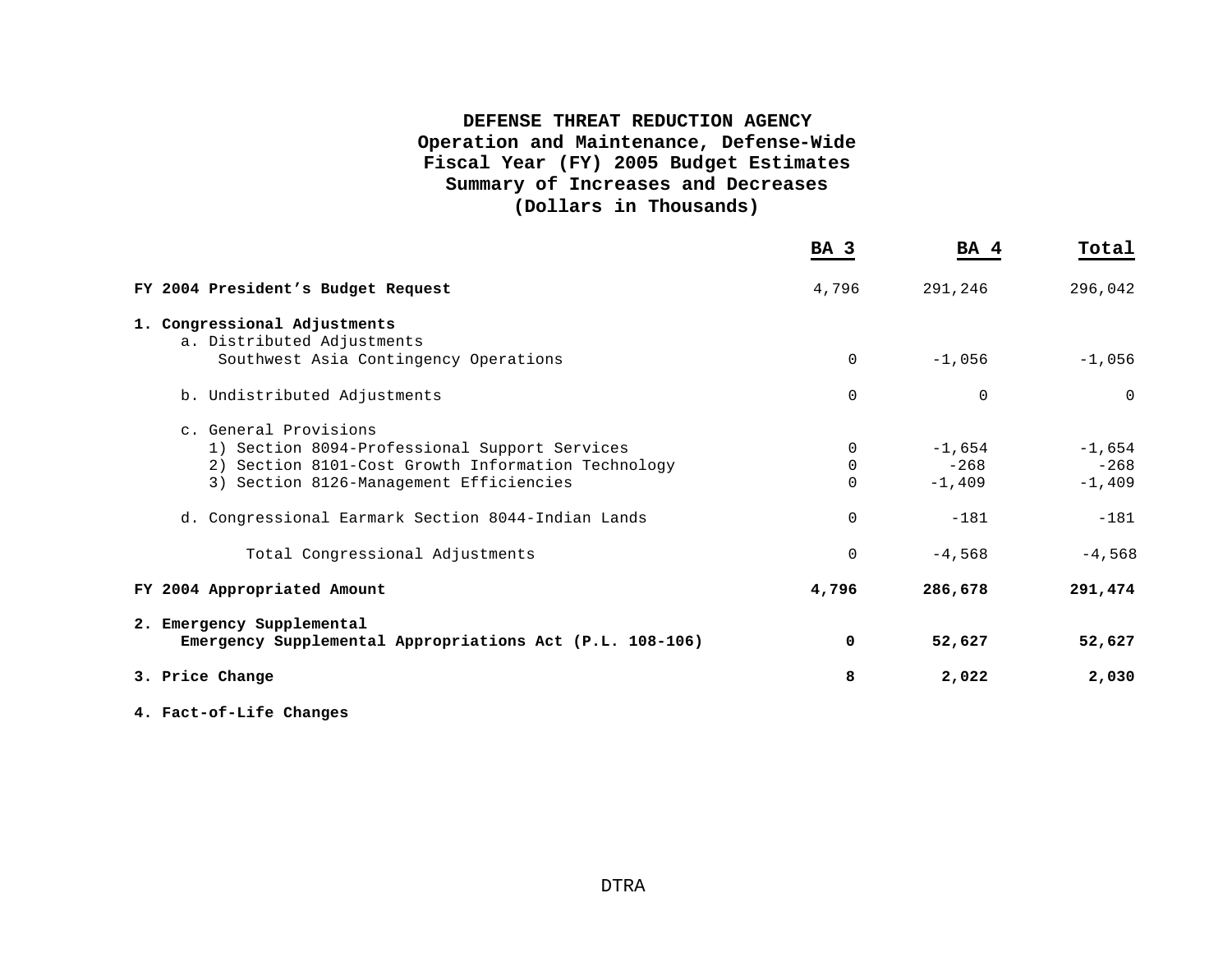# DEFENSE THREAT REDUCTION AGENCY
## Operation and Maintenance, Defense-Wide
## Fiscal Year (FY) 2005 Budget Estimates
## Summary of Increases and Decreases
## (Dollars in Thousands)

| | BA 3 | BA 4 | Total |
|---|---|---|---|
| **FY 2004 President's Budget Request** | 4,796 | 291,246 | 296,042 |
| **1. Congressional Adjustments** | | | |
| a. Distributed Adjustments | | | |
| Southwest Asia Contingency Operations | 0 | -1,056 | -1,056 |
| b. Undistributed Adjustments | 0 | 0 | 0 |
| c. General Provisions | | | |
| 1) Section 8094-Professional Support Services | 0 | -1,654 | -1,654 |
| 2) Section 8101-Cost Growth Information Technology | 0 | -268 | -268 |
| 3) Section 8126-Management Efficiencies | 0 | -1,409 | -1,409 |
| d. Congressional Earmark Section 8044-Indian Lands | 0 | -181 | -181 |
| Total Congressional Adjustments | 0 | -4,568 | -4,568 |
| **FY 2004 Appropriated Amount** | **4,796** | **286,678** | **291,474** |
| **2. Emergency Supplemental** | | | |
| **Emergency Supplemental Appropriations Act (P.L. 108-106)** | **0** | **52,627** | **52,627** |
| **3. Price Change** | **8** | **2,022** | **2,030** |
| **4. Fact-of-Life Changes** | | | |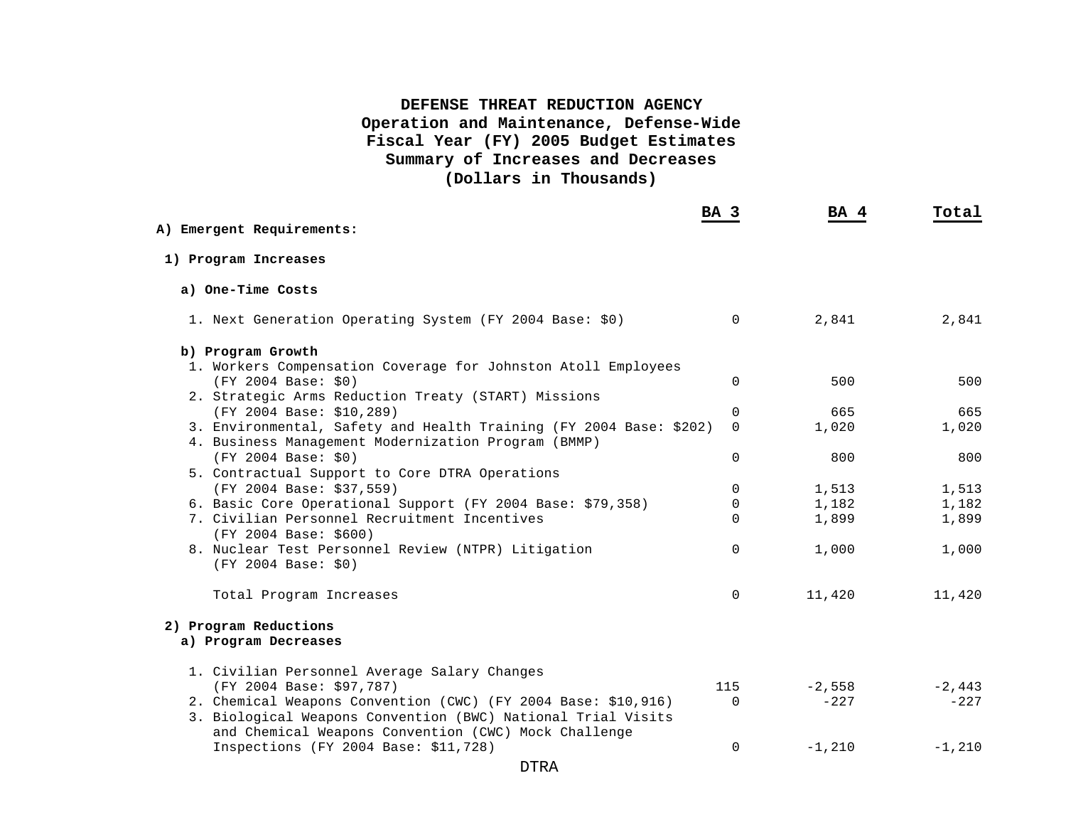# DEFENSE THREAT REDUCTION AGENCY
## Operation and Maintenance, Defense-Wide
## Fiscal Year (FY) 2005 Budget Estimates
## Summary of Increases and Decreases
## (Dollars in Thousands)

| | BA 3 | BA 4 | Total |
|---|---|---|---|
| **A) Emergent Requirements:** | | | |
| **1) Program Increases** | | | |
| **a) One-Time Costs** | | | |
| 1. Next Generation Operating System (FY 2004 Base: $0) | 0 | 2,841 | 2,841 |
| **b) Program Growth** | | | |
| 1. Workers Compensation Coverage for Johnston Atoll Employees (FY 2004 Base: $0) | 0 | 500 | 500 |
| 2. Strategic Arms Reduction Treaty (START) Missions (FY 2004 Base: $10,289) | 0 | 665 | 665 |
| 3. Environmental, Safety and Health Training (FY 2004 Base: $202) | 0 | 1,020 | 1,020 |
| 4. Business Management Modernization Program (BMMP) (FY 2004 Base: $0) | 0 | 800 | 800 |
| 5. Contractual Support to Core DTRA Operations (FY 2004 Base: $37,559) | 0 | 1,513 | 1,513 |
| 6. Basic Core Operational Support (FY 2004 Base: $79,358) | 0 | 1,182 | 1,182 |
| 7. Civilian Personnel Recruitment Incentives (FY 2004 Base: $600) | 0 | 1,899 | 1,899 |
| 8. Nuclear Test Personnel Review (NTPR) Litigation (FY 2004 Base: $0) | 0 | 1,000 | 1,000 |
| Total Program Increases | 0 | 11,420 | 11,420 |
| **2) Program Reductions** | | | |
| **a) Program Decreases** | | | |
| 1. Civilian Personnel Average Salary Changes (FY 2004 Base: $97,787) | 115 | -2,558 | -2,443 |
| 2. Chemical Weapons Convention (CWC) (FY 2004 Base: $10,916) | 0 | -227 | -227 |
| 3. Biological Weapons Convention (BWC) National Trial Visits and Chemical Weapons Convention (CWC) Mock Challenge Inspections (FY 2004 Base: $11,728) | 0 | -1,210 | -1,210 |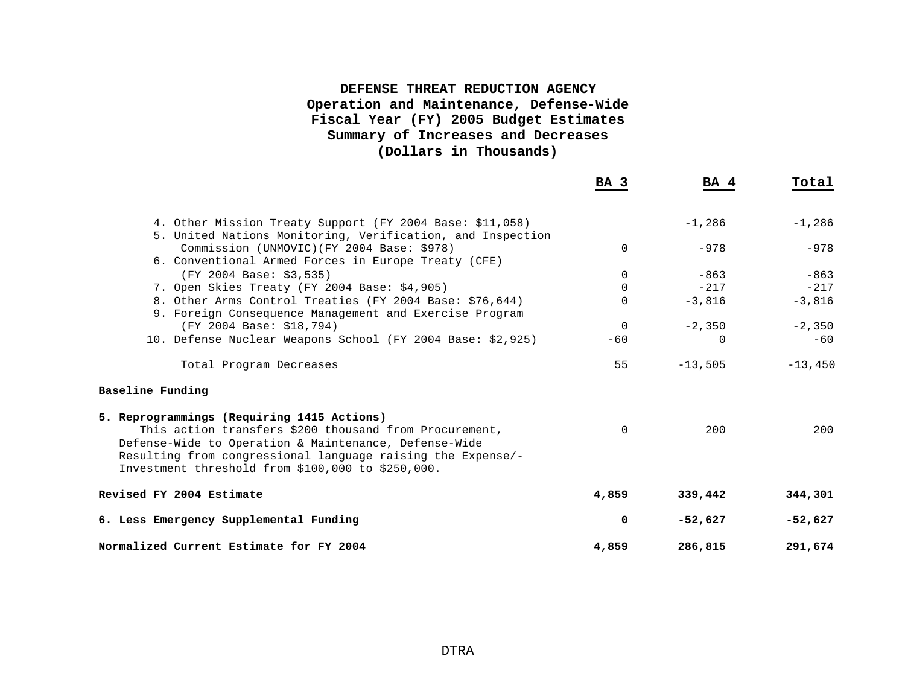# DEFENSE THREAT REDUCTION AGENCY
## Operation and Maintenance, Defense-Wide
## Fiscal Year (FY) 2005 Budget Estimates
## Summary of Increases and Decreases
## (Dollars in Thousands)

| | BA 3 | BA 4 | Total |
|---|---|---|---|
| 4. Other Mission Treaty Support (FY 2004 Base: $11,058) | | -1,286 | -1,286 |
| 5. United Nations Monitoring, Verification, and Inspection Commission (UNMOVIC)(FY 2004 Base: $978) | 0 | -978 | -978 |
| 6. Conventional Armed Forces in Europe Treaty (CFE) (FY 2004 Base: $3,535) | 0 | -863 | -863 |
| 7. Open Skies Treaty (FY 2004 Base: $4,905) | 0 | -217 | -217 |
| 8. Other Arms Control Treaties (FY 2004 Base: $76,644) | 0 | -3,816 | -3,816 |
| 9. Foreign Consequence Management and Exercise Program (FY 2004 Base: $18,794) | 0 | -2,350 | -2,350 |
| 10. Defense Nuclear Weapons School (FY 2004 Base: $2,925) | -60 | 0 | -60 |
| Total Program Decreases | 55 | -13,505 | -13,450 |
| **Baseline Funding** | | | |
| **5. Reprogrammings (Requiring 1415 Actions)** This action transfers $200 thousand from Procurement, Defense-Wide to Operation & Maintenance, Defense-Wide Resulting from congressional language raising the Expense/-Investment threshold from $100,000 to $250,000. | 0 | 200 | 200 |
| **Revised FY 2004 Estimate** | **4,859** | **339,442** | **344,301** |
| **6. Less Emergency Supplemental Funding** | **0** | **-52,627** | **-52,627** |
| **Normalized Current Estimate for FY 2004** | **4,859** | **286,815** | **291,674** |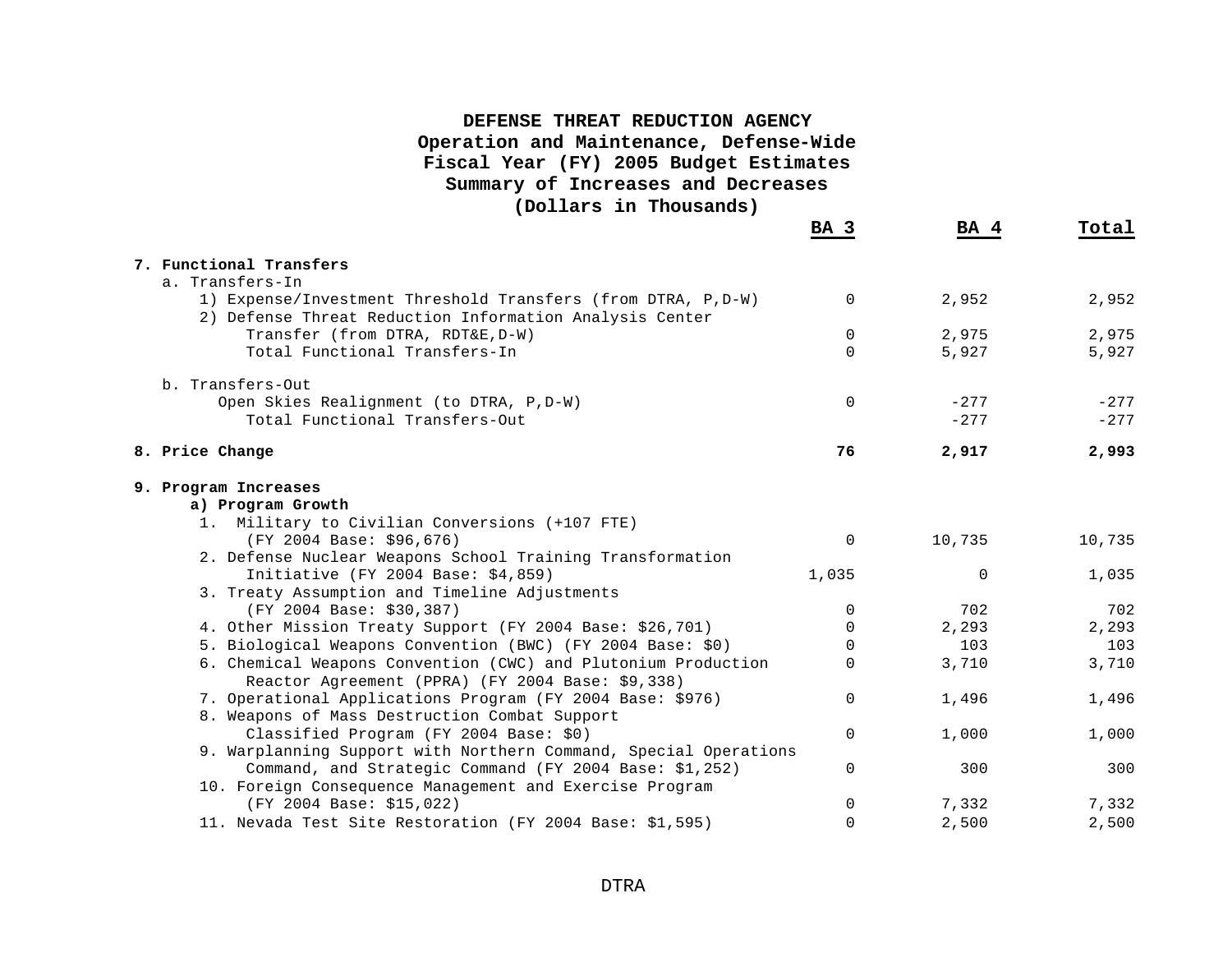**DEFENSE THREAT REDUCTION AGENCY**
**Operation and Maintenance, Defense-Wide**
**Fiscal Year (FY) 2005 Budget Estimates**
**Summary of Increases and Decreases**
**(Dollars in Thousands)**

| | BA 3 | BA 4 | Total |
|---|---|---|---|
| **7. Functional Transfers** | | | |
| a. Transfers-In | | | |
| 1) Expense/Investment Threshold Transfers (from DTRA, P,D-W) | 0 | 2,952 | 2,952 |
| 2) Defense Threat Reduction Information Analysis Center Transfer (from DTRA, RDT&E,D-W) | 0 | 2,975 | 2,975 |
| Total Functional Transfers-In | 0 | 5,927 | 5,927 |
| b. Transfers-Out | | | |
| Open Skies Realignment (to DTRA, P,D-W) | 0 | -277 | -277 |
| Total Functional Transfers-Out | | -277 | -277 |
| **8. Price Change** | **76** | **2,917** | **2,993** |
| **9. Program Increases** | | | |
| **a) Program Growth** | | | |
| 1. Military to Civilian Conversions (+107 FTE) (FY 2004 Base: $96,676) | 0 | 10,735 | 10,735 |
| 2. Defense Nuclear Weapons School Training Transformation Initiative (FY 2004 Base: $4,859) | 1,035 | 0 | 1,035 |
| 3. Treaty Assumption and Timeline Adjustments (FY 2004 Base: $30,387) | 0 | 702 | 702 |
| 4. Other Mission Treaty Support (FY 2004 Base: $26,701) | 0 | 2,293 | 2,293 |
| 5. Biological Weapons Convention (BWC) (FY 2004 Base: $0) | 0 | 103 | 103 |
| 6. Chemical Weapons Convention (CWC) and Plutonium Production Reactor Agreement (PPRA) (FY 2004 Base: $9,338) | 0 | 3,710 | 3,710 |
| 7. Operational Applications Program (FY 2004 Base: $976) | 0 | 1,496 | 1,496 |
| 8. Weapons of Mass Destruction Combat Support Classified Program (FY 2004 Base: $0) | 0 | 1,000 | 1,000 |
| 9. Warplanning Support with Northern Command, Special Operations Command, and Strategic Command (FY 2004 Base: $1,252) | 0 | 300 | 300 |
| 10. Foreign Consequence Management and Exercise Program (FY 2004 Base: $15,022) | 0 | 7,332 | 7,332 |
| 11. Nevada Test Site Restoration (FY 2004 Base: $1,595) | 0 | 2,500 | 2,500 |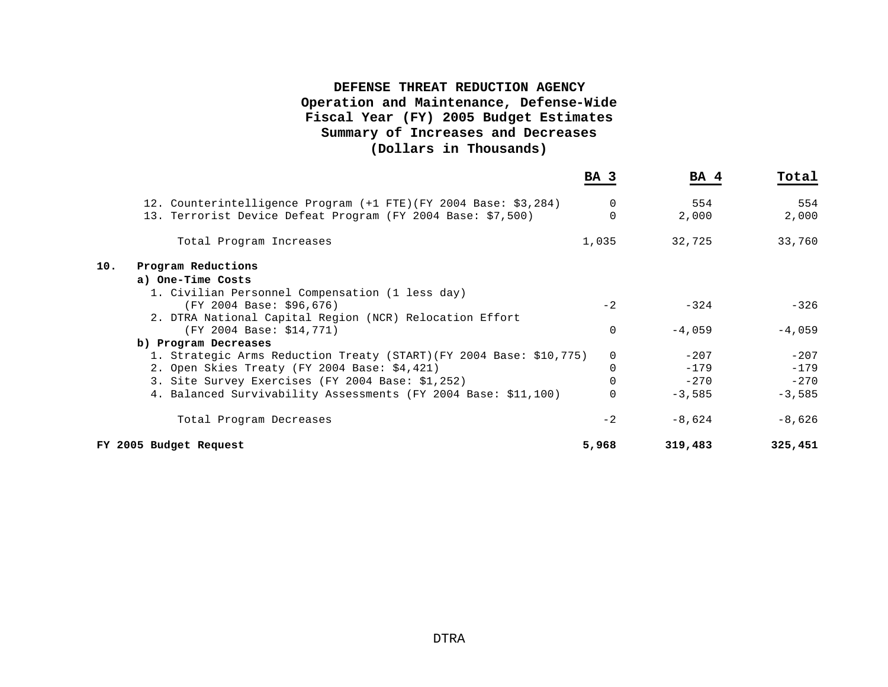**DEFENSE THREAT REDUCTION AGENCY**
**Operation and Maintenance, Defense-Wide**
**Fiscal Year (FY) 2005 Budget Estimates**
**Summary of Increases and Decreases**
**(Dollars in Thousands)**

| | BA 3 | BA 4 | Total |
|---|---|---|---|
| 12. Counterintelligence Program (+1 FTE)(FY 2004 Base: $3,284) | 0 | 554 | 554 |
| 13. Terrorist Device Defeat Program (FY 2004 Base: $7,500) | 0 | 2,000 | 2,000 |
| Total Program Increases | 1,035 | 32,725 | 33,760 |
| **10. Program Reductions** | | | |
| **a) One-Time Costs** | | | |
| 1. Civilian Personnel Compensation (1 less day) (FY 2004 Base: $96,676) | -2 | -324 | -326 |
| 2. DTRA National Capital Region (NCR) Relocation Effort (FY 2004 Base: $14,771) | 0 | -4,059 | -4,059 |
| **b) Program Decreases** | | | |
| 1. Strategic Arms Reduction Treaty (START)(FY 2004 Base: $10,775) | 0 | -207 | -207 |
| 2. Open Skies Treaty (FY 2004 Base: $4,421) | 0 | -179 | -179 |
| 3. Site Survey Exercises (FY 2004 Base: $1,252) | 0 | -270 | -270 |
| 4. Balanced Survivability Assessments (FY 2004 Base: $11,100) | 0 | -3,585 | -3,585 |
| Total Program Decreases | -2 | -8,624 | -8,626 |
| **FY 2005 Budget Request** | **5,968** | **319,483** | **325,451** |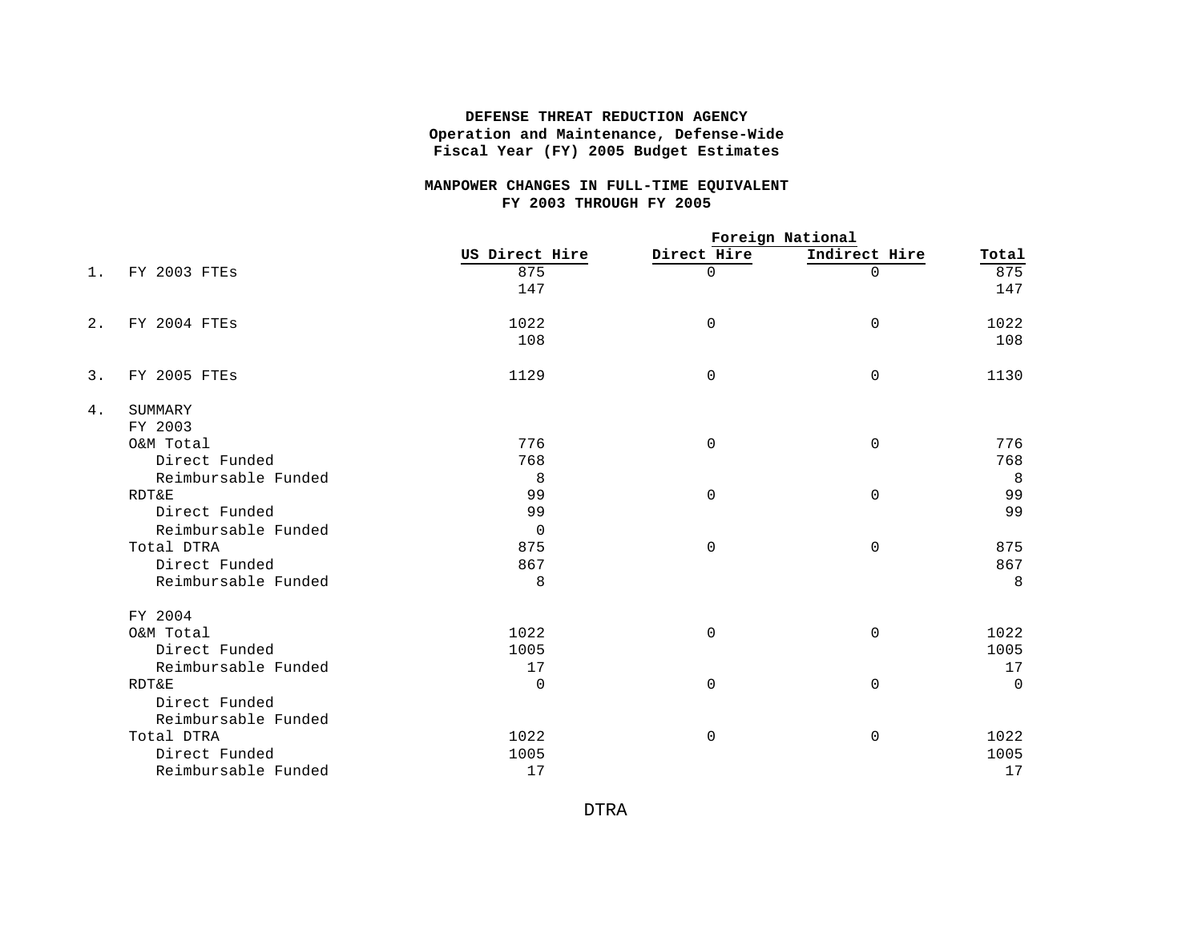**DEFENSE THREAT REDUCTION AGENCY**
**Operation and Maintenance, Defense-Wide**
**Fiscal Year (FY) 2005 Budget Estimates**

**MANPOWER CHANGES IN FULL-TIME EQUIVALENT**
**FY 2003 THROUGH FY 2005**

| | | | Foreign National | | |
|---|---|---|---|---|---|
| | | US Direct Hire | Direct Hire | Indirect Hire | Total |
| 1. | FY 2003 FTEs | 875 | 0 | 0 | 875 |
| | | 147 | | | 147 |
| 2. | FY 2004 FTEs | 1022 | 0 | 0 | 1022 |
| | | 108 | | | 108 |
| 3. | FY 2005 FTEs | 1129 | 0 | 0 | 1130 |
| 4. | SUMMARY | | | | |
| | FY 2003 | | | | |
| | O&M Total | 776 | 0 | 0 | 776 |
| | Direct Funded | 768 | | | 768 |
| | Reimbursable Funded | 8 | | | 8 |
| | RDT&E | 99 | 0 | 0 | 99 |
| | Direct Funded | 99 | | | 99 |
| | Reimbursable Funded | 0 | | | |
| | Total DTRA | 875 | 0 | 0 | 875 |
| | Direct Funded | 867 | | | 867 |
| | Reimbursable Funded | 8 | | | 8 |
| | FY 2004 | | | | |
| | O&M Total | 1022 | 0 | 0 | 1022 |
| | Direct Funded | 1005 | | | 1005 |
| | Reimbursable Funded | 17 | | | 17 |
| | RDT&E | 0 | 0 | 0 | 0 |
| | Direct Funded | | | | |
| | Reimbursable Funded | | | | |
| | Total DTRA | 1022 | 0 | 0 | 1022 |
| | Direct Funded | 1005 | | | 1005 |
| | Reimbursable Funded | 17 | | | 17 |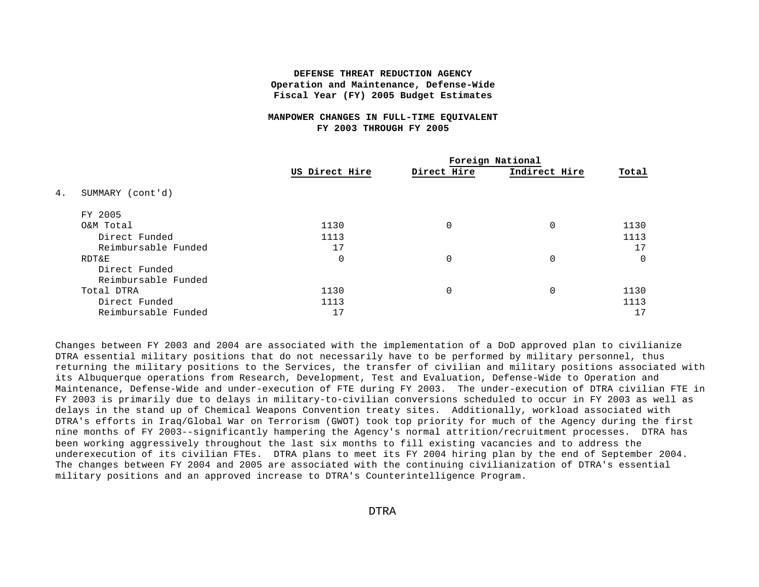**DEFENSE THREAT REDUCTION AGENCY**
**Operation and Maintenance, Defense-Wide**
**Fiscal Year (FY) 2005 Budget Estimates**

**MANPOWER CHANGES IN FULL-TIME EQUIVALENT**
**FY 2003 THROUGH FY 2005**

| | US Direct Hire | Foreign National Direct Hire | Foreign National Indirect Hire | Total |
|---|---|---|---|---|
| 4. SUMMARY (cont'd) | | | | |
| FY 2005 | | | | |
| O&M Total | 1130 | 0 | 0 | 1130 |
| Direct Funded | 1113 | | | 1113 |
| Reimbursable Funded | 17 | | | 17 |
| RDT&E | 0 | 0 | 0 | 0 |
| Direct Funded | | | | |
| Reimbursable Funded | | | | |
| Total DTRA | 1130 | 0 | 0 | 1130 |
| Direct Funded | 1113 | | | 1113 |
| Reimbursable Funded | 17 | | | 17 |

Changes between FY 2003 and 2004 are associated with the implementation of a DoD approved plan to civilianize DTRA essential military positions that do not necessarily have to be performed by military personnel, thus returning the military positions to the Services, the transfer of civilian and military positions associated with its Albuquerque operations from Research, Development, Test and Evaluation, Defense-Wide to Operation and Maintenance, Defense-Wide and under-execution of FTE during FY 2003. The under-execution of DTRA civilian FTE in FY 2003 is primarily due to delays in military-to-civilian conversions scheduled to occur in FY 2003 as well as delays in the stand up of Chemical Weapons Convention treaty sites. Additionally, workload associated with DTRA's efforts in Iraq/Global War on Terrorism (GWOT) took top priority for much of the Agency during the first nine months of FY 2003--significantly hampering the Agency's normal attrition/recruitment processes. DTRA has been working aggressively throughout the last six months to fill existing vacancies and to address the underexecution of its civilian FTEs. DTRA plans to meet its FY 2004 hiring plan by the end of September 2004. The changes between FY 2004 and 2005 are associated with the continuing civilianization of DTRA's essential military positions and an approved increase to DTRA's Counterintelligence Program.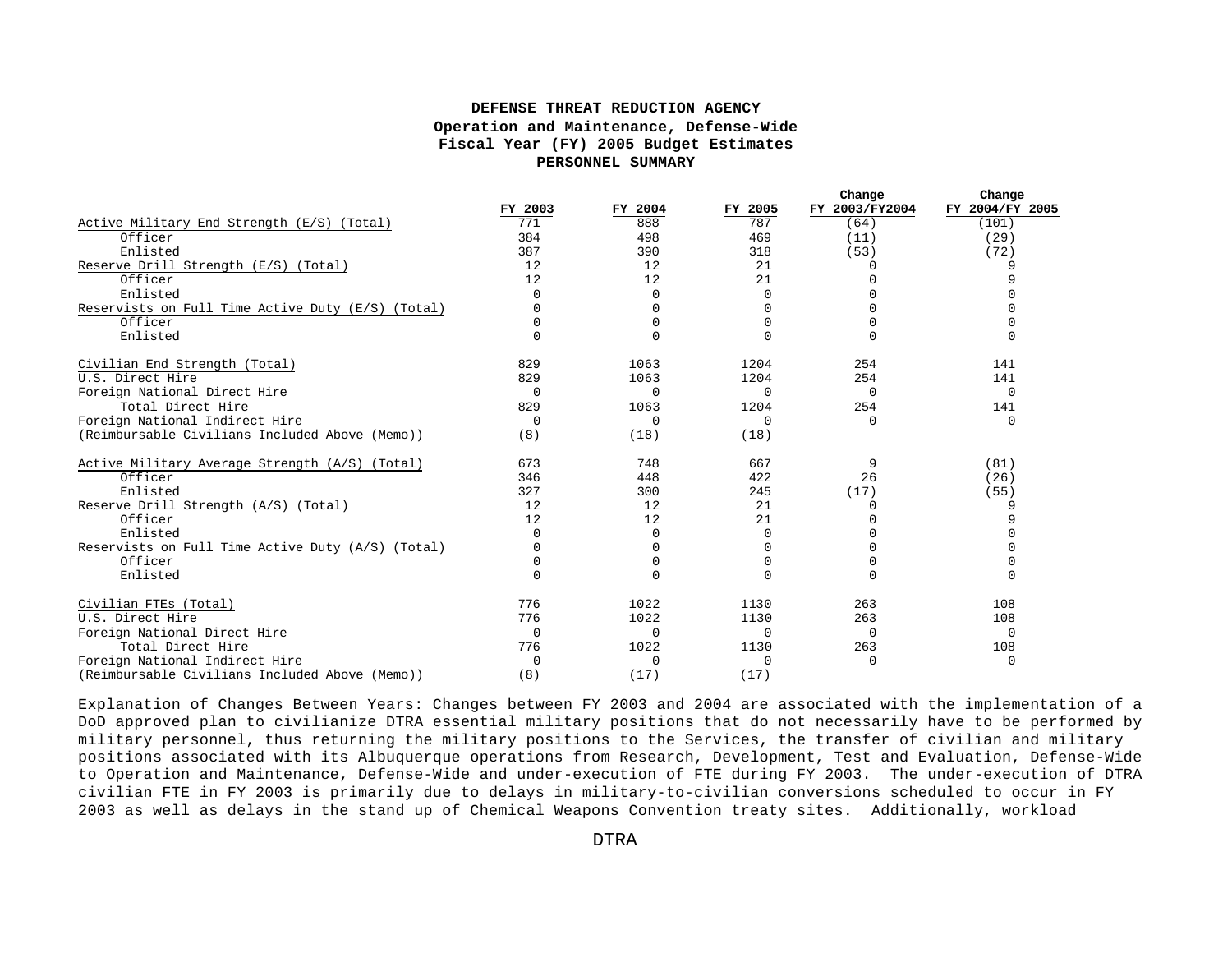**DEFENSE THREAT REDUCTION AGENCY**
**Operation and Maintenance, Defense-Wide**
**Fiscal Year (FY) 2005 Budget Estimates**
**PERSONNEL SUMMARY**

| | FY 2003 | FY 2004 | FY 2005 | Change FY 2003/FY2004 | Change FY 2004/FY 2005 |
|---|---|---|---|---|---|
| Active Military End Strength (E/S) (Total) | 771 | 888 | 787 | (64) | (101) |
| Officer | 384 | 498 | 469 | (11) | (29) |
| Enlisted | 387 | 390 | 318 | (53) | (72) |
| Reserve Drill Strength (E/S) (Total) | 12 | 12 | 21 | 0 | 9 |
| Officer | 12 | 12 | 21 | 0 | 9 |
| Enlisted | 0 | 0 | 0 | 0 | 0 |
| Reservists on Full Time Active Duty (E/S) (Total) | 0 | 0 | 0 | 0 | 0 |
| Officer | 0 | 0 | 0 | 0 | 0 |
| Enlisted | 0 | 0 | 0 | 0 | 0 |
| | | | | | |
| Civilian End Strength (Total) | 829 | 1063 | 1204 | 254 | 141 |
| U.S. Direct Hire | 829 | 1063 | 1204 | 254 | 141 |
| Foreign National Direct Hire | 0 | 0 | 0 | 0 | 0 |
| Total Direct Hire | 829 | 1063 | 1204 | 254 | 141 |
| Foreign National Indirect Hire | 0 | 0 | 0 | 0 | 0 |
| (Reimbursable Civilians Included Above (Memo)) | (8) | (18) | (18) | | |
| | | | | | |
| Active Military Average Strength (A/S) (Total) | 673 | 748 | 667 | 9 | (81) |
| Officer | 346 | 448 | 422 | 26 | (26) |
| Enlisted | 327 | 300 | 245 | (17) | (55) |
| Reserve Drill Strength (A/S) (Total) | 12 | 12 | 21 | 0 | 9 |
| Officer | 12 | 12 | 21 | 0 | 9 |
| Enlisted | 0 | 0 | 0 | 0 | 0 |
| Reservists on Full Time Active Duty (A/S) (Total) | 0 | 0 | 0 | 0 | 0 |
| Officer | 0 | 0 | 0 | 0 | 0 |
| Enlisted | 0 | 0 | 0 | 0 | 0 |
| | | | | | |
| Civilian FTEs (Total) | 776 | 1022 | 1130 | 263 | 108 |
| U.S. Direct Hire | 776 | 1022 | 1130 | 263 | 108 |
| Foreign National Direct Hire | 0 | 0 | 0 | 0 | 0 |
| Total Direct Hire | 776 | 1022 | 1130 | 263 | 108 |
| Foreign National Indirect Hire | 0 | 0 | 0 | 0 | 0 |
| (Reimbursable Civilians Included Above (Memo)) | (8) | (17) | (17) | | |

Explanation of Changes Between Years: Changes between FY 2003 and 2004 are associated with the implementation of a DoD approved plan to civilianize DTRA essential military positions that do not necessarily have to be performed by military personnel, thus returning the military positions to the Services, the transfer of civilian and military positions associated with its Albuquerque operations from Research, Development, Test and Evaluation, Defense-Wide to Operation and Maintenance, Defense-Wide and under-execution of FTE during FY 2003. The under-execution of DTRA civilian FTE in FY 2003 is primarily due to delays in military-to-civilian conversions scheduled to occur in FY 2003 as well as delays in the stand up of Chemical Weapons Convention treaty sites. Additionally, workload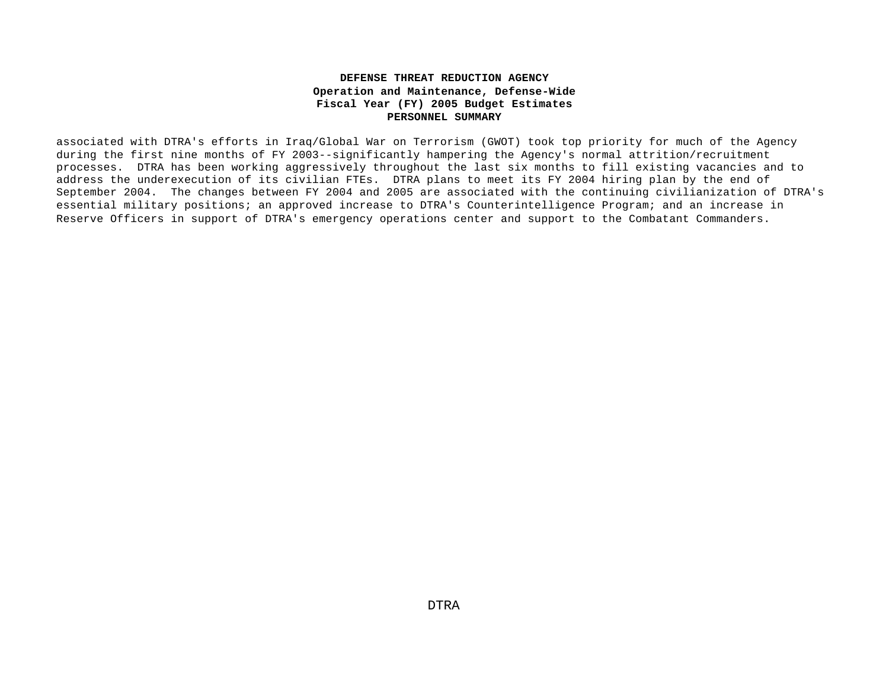associated with DTRA's efforts in Iraq/Global War on Terrorism (GWOT) took top priority for much of the Agency during the first nine months of FY 2003--significantly hampering the Agency's normal attrition/recruitment processes. DTRA has been working aggressively throughout the last six months to fill existing vacancies and to address the underexecution of its civilian FTEs. DTRA plans to meet its FY 2004 hiring plan by the end of September 2004. The changes between FY 2004 and 2005 are associated with the continuing civilianization of DTRA's essential military positions; an approved increase to DTRA's Counterintelligence Program; and an increase in Reserve Officers in support of DTRA's emergency operations center and support to the Combatant Commanders.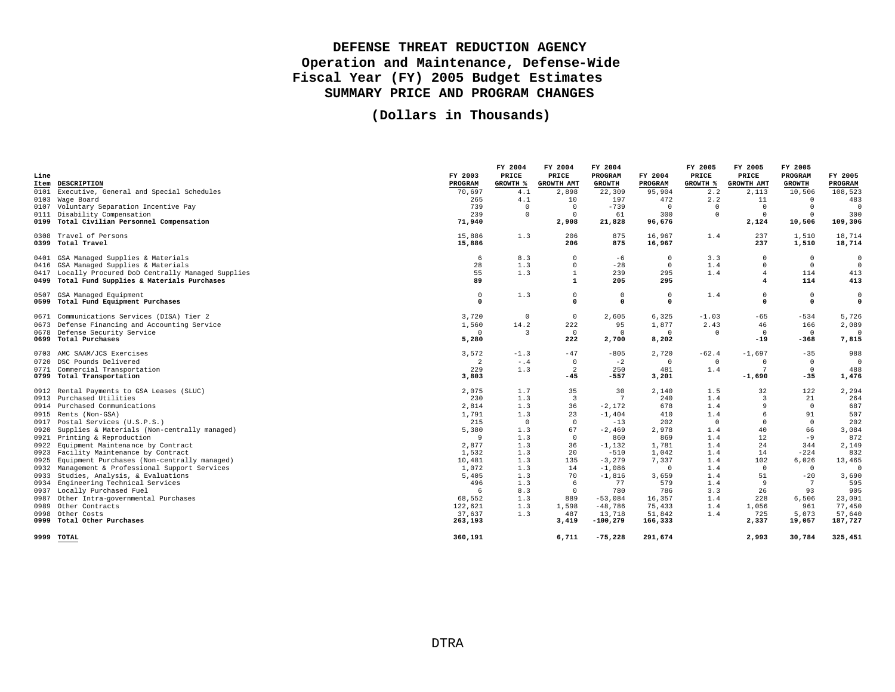# DEFENSE THREAT REDUCTION AGENCY
## Operation and Maintenance, Defense-Wide
## Fiscal Year (FY) 2005 Budget Estimates
## SUMMARY PRICE AND PROGRAM CHANGES

### (Dollars in Thousands)

| Line Item | DESCRIPTION | FY 2003 PROGRAM | FY 2004 PRICE GROWTH % | FY 2004 PRICE GROWTH AMT | FY 2004 PROGRAM GROWTH | FY 2004 PROGRAM | FY 2005 PRICE GROWTH % | FY 2005 PRICE GROWTH AMT | FY 2005 PROGRAM GROWTH | FY 2005 PROGRAM |
|---|---|---|---|---|---|---|---|---|---|---|
| 0101 | Executive, General and Special Schedules | 70,697 | 4.1 | 2,898 | 22,309 | 95,904 | 2.2 | 2,113 | 10,506 | 108,523 |
| 0103 | Wage Board | 265 | 4.1 | 10 | 197 | 472 | 2.2 | 11 | 0 | 483 |
| 0107 | Voluntary Separation Incentive Pay | 739 | 0 | 0 | -739 | 0 | 0 | 0 | 0 | 0 |
| 0111 | Disability Compensation | 239 | 0 | 0 | 61 | 300 | 0 | 0 | 0 | 300 |
| **0199** | **Total Civilian Personnel Compensation** | **71,940** | | **2,908** | **21,828** | **96,676** | | **2,124** | **10,506** | **109,306** |
| 0308 | Travel of Persons | 15,886 | 1.3 | 206 | 875 | 16,967 | 1.4 | 237 | 1,510 | 18,714 |
| **0399** | **Total Travel** | **15,886** | | **206** | **875** | **16,967** | | **237** | **1,510** | **18,714** |
| 0401 | GSA Managed Supplies & Materials | 6 | 8.3 | 0 | -6 | 0 | 3.3 | 0 | 0 | 0 |
| 0416 | GSA Managed Supplies & Materials | 28 | 1.3 | 0 | -28 | 0 | 1.4 | 0 | 0 | 0 |
| 0417 | Locally Procured DoD Centrally Managed Supplies | 55 | 1.3 | 1 | 239 | 295 | 1.4 | 4 | 114 | 413 |
| **0499** | **Total Fund Supplies & Materials Purchases** | **89** | | **1** | **205** | **295** | | **4** | **114** | **413** |
| 0507 | GSA Managed Equipment | 0 | 1.3 | 0 | 0 | 0 | 1.4 | 0 | 0 | 0 |
| **0599** | **Total Fund Equipment Purchases** | **0** | | **0** | **0** | **0** | | **0** | **0** | **0** |
| 0671 | Communications Services (DISA) Tier 2 | 3,720 | 0 | 0 | 2,605 | 6,325 | -1.03 | -65 | -534 | 5,726 |
| 0673 | Defense Financing and Accounting Service | 1,560 | 14.2 | 222 | 95 | 1,877 | 2.43 | 46 | 166 | 2,089 |
| 0678 | Defense Security Service | 0 | 3 | 0 | 0 | 0 | 0 | 0 | 0 | 0 |
| **0699** | **Total Purchases** | **5,280** | | **222** | **2,700** | **8,202** | | **-19** | **-368** | **7,815** |
| 0703 | AMC SAAM/JCS Exercises | 3,572 | -1.3 | -47 | -805 | 2,720 | -62.4 | -1,697 | -35 | 988 |
| 0720 | DSC Pounds Delivered | 2 | -.4 | 0 | -2 | 0 | 0 | 0 | 0 | 0 |
| 0771 | Commercial Transportation | 229 | 1.3 | 2 | 250 | 481 | 1.4 | 7 | 0 | 488 |
| **0799** | **Total Transportation** | **3,803** | | **-45** | **-557** | **3,201** | | **-1,690** | **-35** | **1,476** |
| 0912 | Rental Payments to GSA Leases (SLUC) | 2,075 | 1.7 | 35 | 30 | 2,140 | 1.5 | 32 | 122 | 2,294 |
| 0913 | Purchased Utilities | 230 | 1.3 | 3 | 7 | 240 | 1.4 | 3 | 21 | 264 |
| 0914 | Purchased Communications | 2,814 | 1.3 | 36 | -2,172 | 678 | 1.4 | 9 | 0 | 687 |
| 0915 | Rents (Non-GSA) | 1,791 | 1.3 | 23 | -1,404 | 410 | 1.4 | 6 | 91 | 507 |
| 0917 | Postal Services (U.S.P.S.) | 215 | 0 | 0 | -13 | 202 | 0 | 0 | 0 | 202 |
| 0920 | Supplies & Materials (Non-centrally managed) | 5,380 | 1.3 | 67 | -2,469 | 2,978 | 1.4 | 40 | 66 | 3,084 |
| 0921 | Printing & Reproduction | 9 | 1.3 | 0 | 860 | 869 | 1.4 | 12 | -9 | 872 |
| 0922 | Equipment Maintenance by Contract | 2,877 | 1.3 | 36 | -1,132 | 1,781 | 1.4 | 24 | 344 | 2,149 |
| 0923 | Facility Maintenance by Contract | 1,532 | 1.3 | 20 | -510 | 1,042 | 1.4 | 14 | -224 | 832 |
| 0925 | Equipment Purchases (Non-centrally managed) | 10,481 | 1.3 | 135 | -3,279 | 7,337 | 1.4 | 102 | 6,026 | 13,465 |
| 0932 | Management & Professional Support Services | 1,072 | 1.3 | 14 | -1,086 | 0 | 1.4 | 0 | 0 | 0 |
| 0933 | Studies, Analysis, & Evaluations | 5,405 | 1.3 | 70 | -1,816 | 3,659 | 1.4 | 51 | -20 | 3,690 |
| 0934 | Engineering Technical Services | 496 | 1.3 | 6 | 77 | 579 | 1.4 | 9 | 7 | 595 |
| 0937 | Locally Purchased Fuel | 6 | 8.3 | 0 | 780 | 786 | 3.3 | 26 | 93 | 905 |
| 0987 | Other Intra-governmental Purchases | 68,552 | 1.3 | 889 | -53,084 | 16,357 | 1.4 | 228 | 6,506 | 23,091 |
| 0989 | Other Contracts | 122,621 | 1.3 | 1,598 | -48,786 | 75,433 | 1.4 | 1,056 | 961 | 77,450 |
| 0998 | Other Costs | 37,637 | 1.3 | 487 | 13,718 | 51,842 | 1.4 | 725 | 5,073 | 57,640 |
| **0999** | **Total Other Purchases** | **263,193** | | **3,419** | **-100,279** | **166,333** | | **2,337** | **19,057** | **187,727** |
| **9999** | **TOTAL** | **360,191** | | **6,711** | **-75,228** | **291,674** | | **2,993** | **30,784** | **325,451** |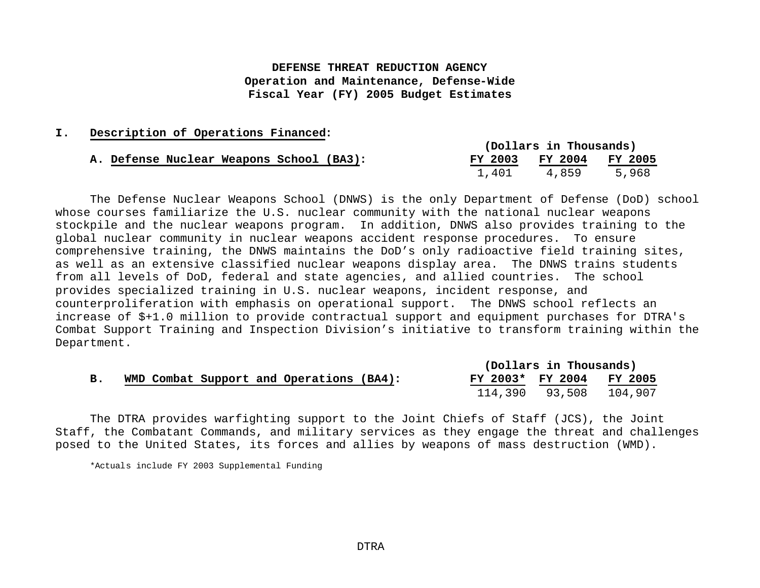**DEFENSE THREAT REDUCTION AGENCY**
**Operation and Maintenance, Defense-Wide**
**Fiscal Year (FY) 2005 Budget Estimates**

**I. Description of Operations Financed:**

**A. Defense Nuclear Weapons School (BA3):**

| (Dollars in Thousands) | | |
|---|---|---|
| FY 2003 | FY 2004 | FY 2005 |
| 1,401 | 4,859 | 5,968 |

The Defense Nuclear Weapons School (DNWS) is the only Department of Defense (DoD) school whose courses familiarize the U.S. nuclear community with the national nuclear weapons stockpile and the nuclear weapons program. In addition, DNWS also provides training to the global nuclear community in nuclear weapons accident response procedures. To ensure comprehensive training, the DNWS maintains the DoD's only radioactive field training sites, as well as an extensive classified nuclear weapons display area. The DNWS trains students from all levels of DoD, federal and state agencies, and allied countries. The school provides specialized training in U.S. nuclear weapons, incident response, and counterproliferation with emphasis on operational support. The DNWS school reflects an increase of $+1.0 million to provide contractual support and equipment purchases for DTRA's Combat Support Training and Inspection Division's initiative to transform training within the Department.

**B. WMD Combat Support and Operations (BA4):**

| (Dollars in Thousands) | | |
|---|---|---|
| FY 2003* | FY 2004 | FY 2005 |
| 114,390 | 93,508 | 104,907 |

The DTRA provides warfighting support to the Joint Chiefs of Staff (JCS), the Joint Staff, the Combatant Commands, and military services as they engage the threat and challenges posed to the United States, its forces and allies by weapons of mass destruction (WMD).

*Actuals include FY 2003 Supplemental Funding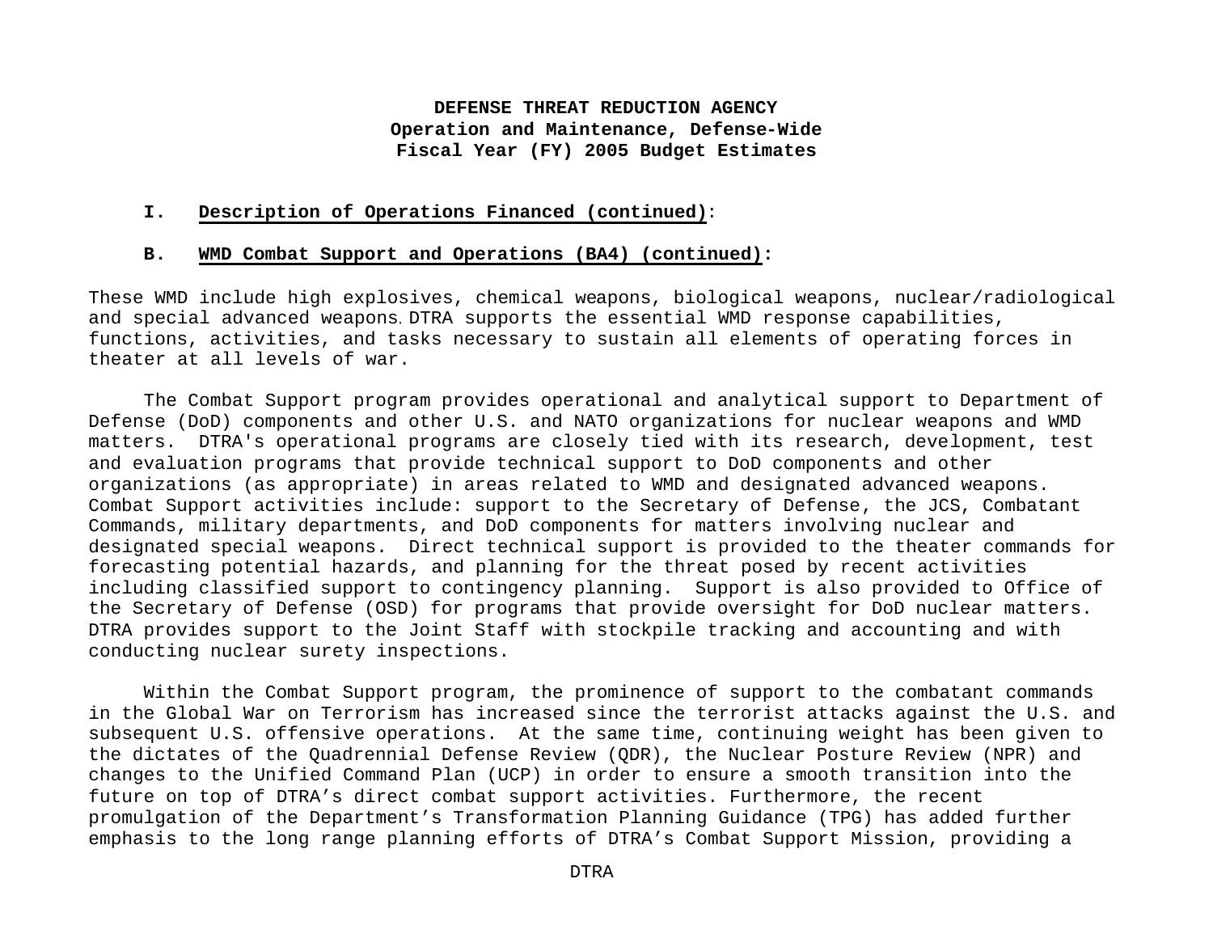**DEFENSE THREAT REDUCTION AGENCY**
**Operation and Maintenance, Defense-Wide**
**Fiscal Year (FY) 2005 Budget Estimates**

**I. Description of Operations Financed (continued):**

**B. WMD Combat Support and Operations (BA4) (continued):**

These WMD include high explosives, chemical weapons, biological weapons, nuclear/radiological and special advanced weapons. DTRA supports the essential WMD response capabilities, functions, activities, and tasks necessary to sustain all elements of operating forces in theater at all levels of war.

The Combat Support program provides operational and analytical support to Department of Defense (DoD) components and other U.S. and NATO organizations for nuclear weapons and WMD matters. DTRA's operational programs are closely tied with its research, development, test and evaluation programs that provide technical support to DoD components and other organizations (as appropriate) in areas related to WMD and designated advanced weapons. Combat Support activities include: support to the Secretary of Defense, the JCS, Combatant Commands, military departments, and DoD components for matters involving nuclear and designated special weapons. Direct technical support is provided to the theater commands for forecasting potential hazards, and planning for the threat posed by recent activities including classified support to contingency planning. Support is also provided to Office of the Secretary of Defense (OSD) for programs that provide oversight for DoD nuclear matters. DTRA provides support to the Joint Staff with stockpile tracking and accounting and with conducting nuclear surety inspections.

Within the Combat Support program, the prominence of support to the combatant commands in the Global War on Terrorism has increased since the terrorist attacks against the U.S. and subsequent U.S. offensive operations. At the same time, continuing weight has been given to the dictates of the Quadrennial Defense Review (QDR), the Nuclear Posture Review (NPR) and changes to the Unified Command Plan (UCP) in order to ensure a smooth transition into the future on top of DTRA's direct combat support activities. Furthermore, the recent promulgation of the Department's Transformation Planning Guidance (TPG) has added further emphasis to the long range planning efforts of DTRA's Combat Support Mission, providing a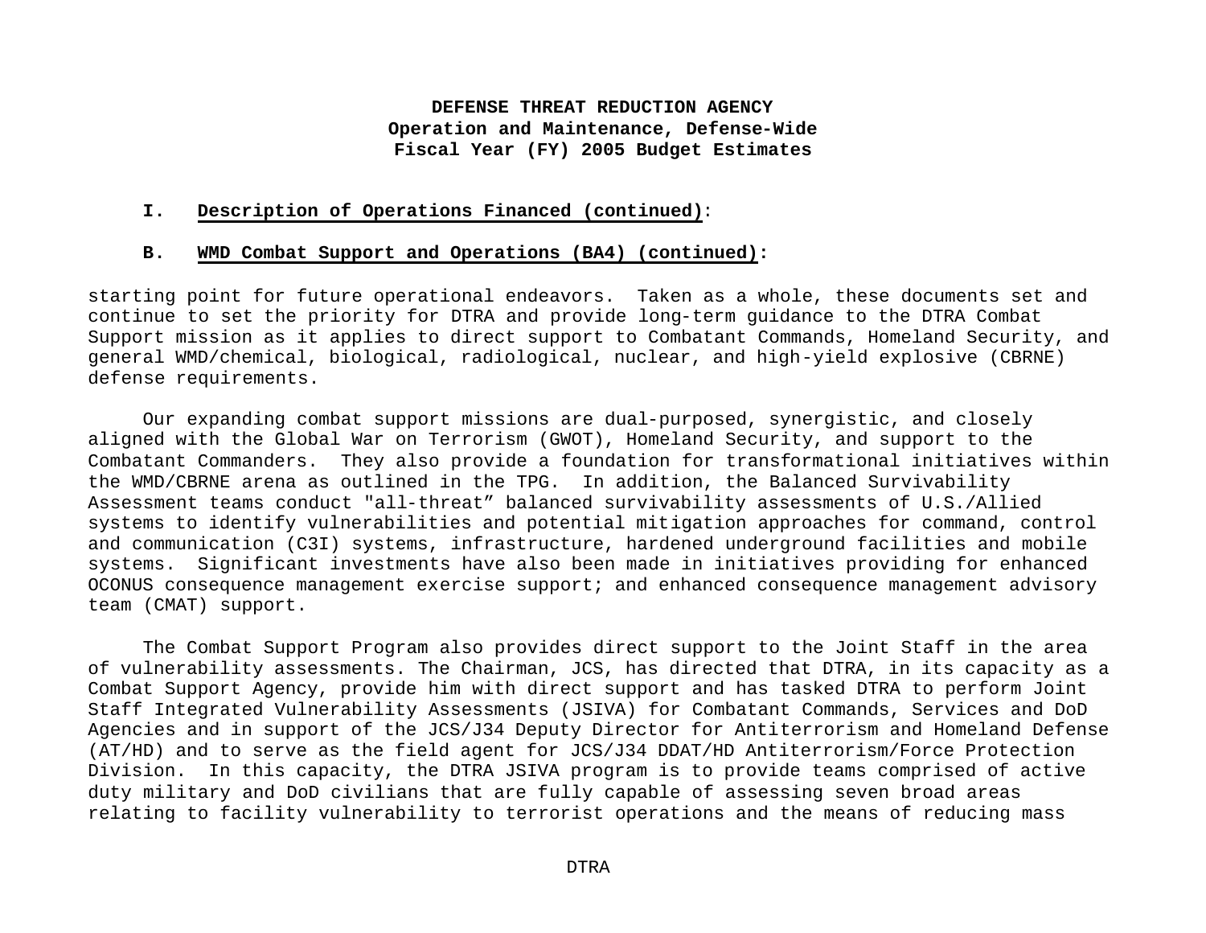**DEFENSE THREAT REDUCTION AGENCY**
**Operation and Maintenance, Defense-Wide**
**Fiscal Year (FY) 2005 Budget Estimates**

## I. Description of Operations Financed (continued):

### B. WMD Combat Support and Operations (BA4) (continued):

starting point for future operational endeavors. Taken as a whole, these documents set and continue to set the priority for DTRA and provide long-term guidance to the DTRA Combat Support mission as it applies to direct support to Combatant Commands, Homeland Security, and general WMD/chemical, biological, radiological, nuclear, and high-yield explosive (CBRNE) defense requirements.

Our expanding combat support missions are dual-purposed, synergistic, and closely aligned with the Global War on Terrorism (GWOT), Homeland Security, and support to the Combatant Commanders. They also provide a foundation for transformational initiatives within the WMD/CBRNE arena as outlined in the TPG. In addition, the Balanced Survivability Assessment teams conduct "all-threat" balanced survivability assessments of U.S./Allied systems to identify vulnerabilities and potential mitigation approaches for command, control and communication (C3I) systems, infrastructure, hardened underground facilities and mobile systems. Significant investments have also been made in initiatives providing for enhanced OCONUS consequence management exercise support; and enhanced consequence management advisory team (CMAT) support.

The Combat Support Program also provides direct support to the Joint Staff in the area of vulnerability assessments. The Chairman, JCS, has directed that DTRA, in its capacity as a Combat Support Agency, provide him with direct support and has tasked DTRA to perform Joint Staff Integrated Vulnerability Assessments (JSIVA) for Combatant Commands, Services and DoD Agencies and in support of the JCS/J34 Deputy Director for Antiterrorism and Homeland Defense (AT/HD) and to serve as the field agent for JCS/J34 DDAT/HD Antiterrorism/Force Protection Division. In this capacity, the DTRA JSIVA program is to provide teams comprised of active duty military and DoD civilians that are fully capable of assessing seven broad areas relating to facility vulnerability to terrorist operations and the means of reducing mass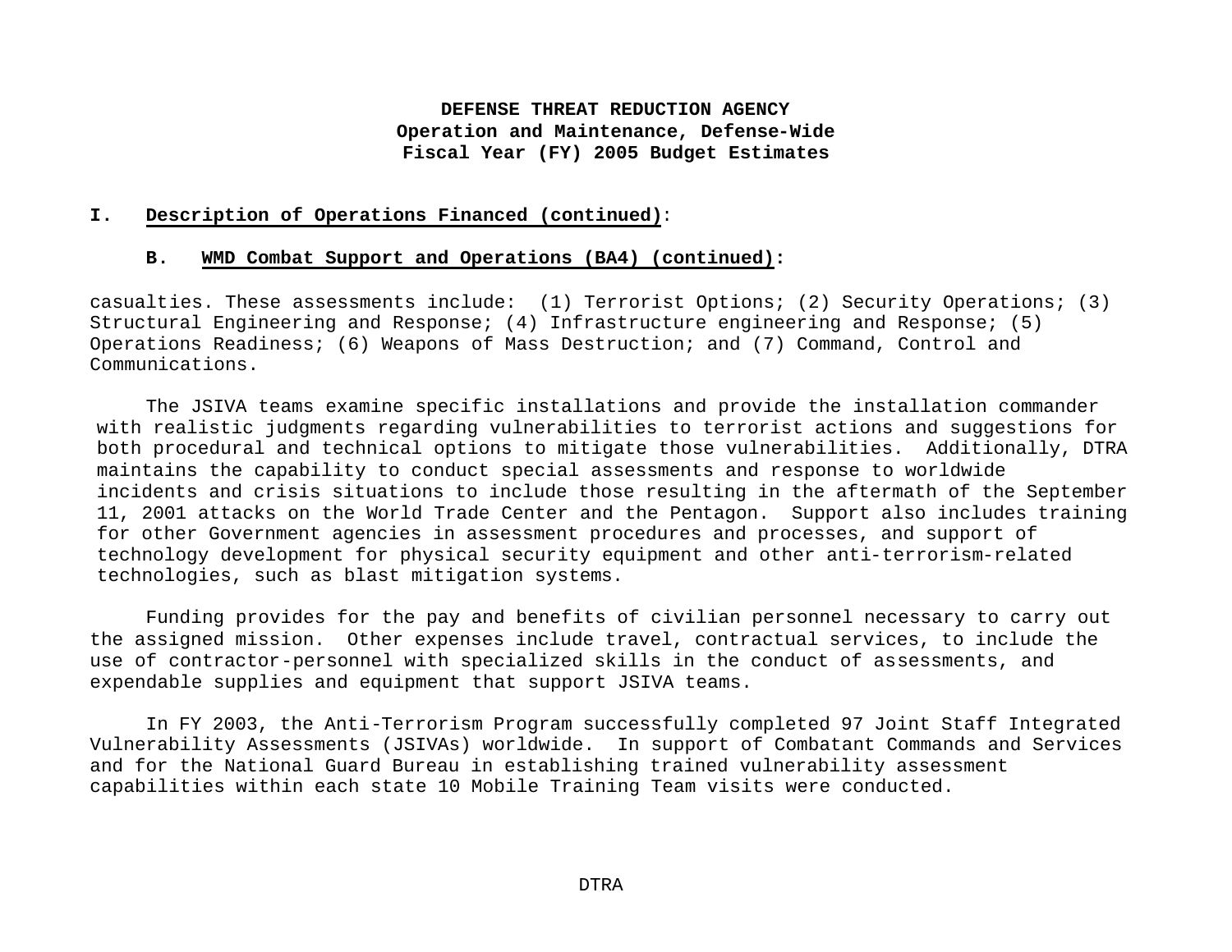**DEFENSE THREAT REDUCTION AGENCY**
**Operation and Maintenance, Defense-Wide**
**Fiscal Year (FY) 2005 Budget Estimates**

## I. Description of Operations Financed (continued):

### B. WMD Combat Support and Operations (BA4) (continued):

casualties. These assessments include: (1) Terrorist Options; (2) Security Operations; (3) Structural Engineering and Response; (4) Infrastructure engineering and Response; (5) Operations Readiness; (6) Weapons of Mass Destruction; and (7) Command, Control and Communications.

The JSIVA teams examine specific installations and provide the installation commander with realistic judgments regarding vulnerabilities to terrorist actions and suggestions for both procedural and technical options to mitigate those vulnerabilities. Additionally, DTRA maintains the capability to conduct special assessments and response to worldwide incidents and crisis situations to include those resulting in the aftermath of the September 11, 2001 attacks on the World Trade Center and the Pentagon. Support also includes training for other Government agencies in assessment procedures and processes, and support of technology development for physical security equipment and other anti-terrorism-related technologies, such as blast mitigation systems.

Funding provides for the pay and benefits of civilian personnel necessary to carry out the assigned mission. Other expenses include travel, contractual services, to include the use of contractor-personnel with specialized skills in the conduct of assessments, and expendable supplies and equipment that support JSIVA teams.

In FY 2003, the Anti-Terrorism Program successfully completed 97 Joint Staff Integrated Vulnerability Assessments (JSIVAs) worldwide. In support of Combatant Commands and Services and for the National Guard Bureau in establishing trained vulnerability assessment capabilities within each state 10 Mobile Training Team visits were conducted.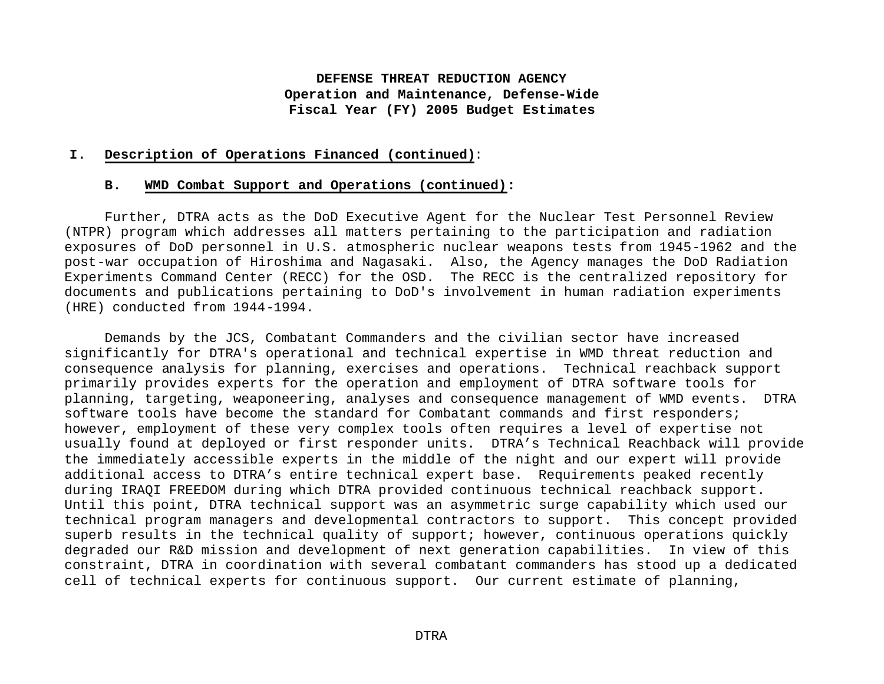**DEFENSE THREAT REDUCTION AGENCY**
**Operation and Maintenance, Defense-Wide**
**Fiscal Year (FY) 2005 Budget Estimates**

## I. Description of Operations Financed (continued):

### B. WMD Combat Support and Operations (continued):

Further, DTRA acts as the DoD Executive Agent for the Nuclear Test Personnel Review (NTPR) program which addresses all matters pertaining to the participation and radiation exposures of DoD personnel in U.S. atmospheric nuclear weapons tests from 1945-1962 and the post-war occupation of Hiroshima and Nagasaki. Also, the Agency manages the DoD Radiation Experiments Command Center (RECC) for the OSD. The RECC is the centralized repository for documents and publications pertaining to DoD's involvement in human radiation experiments (HRE) conducted from 1944-1994.

Demands by the JCS, Combatant Commanders and the civilian sector have increased significantly for DTRA's operational and technical expertise in WMD threat reduction and consequence analysis for planning, exercises and operations. Technical reachback support primarily provides experts for the operation and employment of DTRA software tools for planning, targeting, weaponeering, analyses and consequence management of WMD events. DTRA software tools have become the standard for Combatant commands and first responders; however, employment of these very complex tools often requires a level of expertise not usually found at deployed or first responder units. DTRA's Technical Reachback will provide the immediately accessible experts in the middle of the night and our expert will provide additional access to DTRA's entire technical expert base. Requirements peaked recently during IRAQI FREEDOM during which DTRA provided continuous technical reachback support. Until this point, DTRA technical support was an asymmetric surge capability which used our technical program managers and developmental contractors to support. This concept provided superb results in the technical quality of support; however, continuous operations quickly degraded our R&D mission and development of next generation capabilities. In view of this constraint, DTRA in coordination with several combatant commanders has stood up a dedicated cell of technical experts for continuous support. Our current estimate of planning,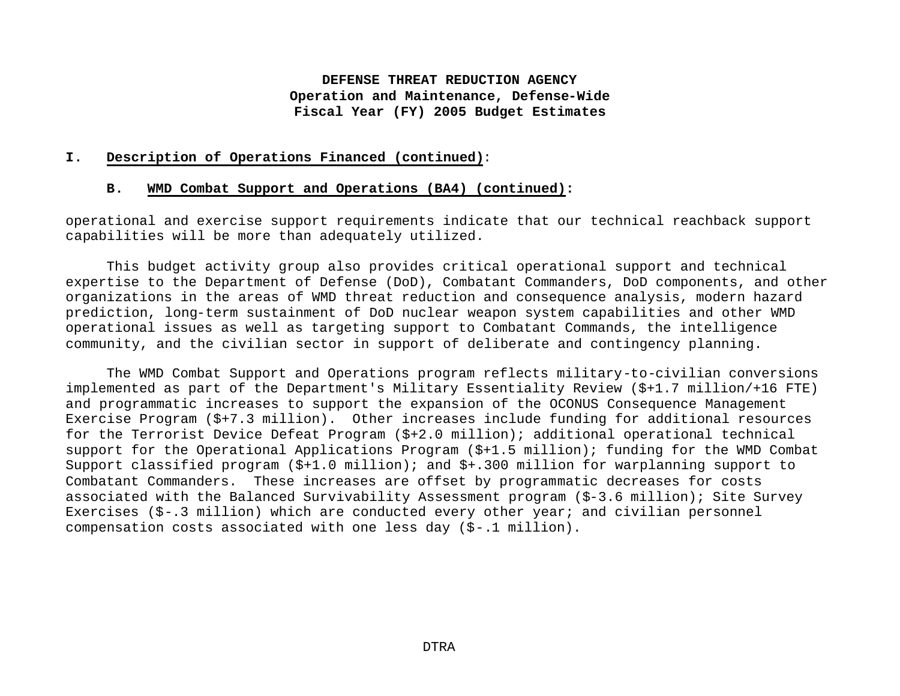**DEFENSE THREAT REDUCTION AGENCY**
**Operation and Maintenance, Defense-Wide**
**Fiscal Year (FY) 2005 Budget Estimates**

## I. Description of Operations Financed (continued):

### B. WMD Combat Support and Operations (BA4) (continued):

operational and exercise support requirements indicate that our technical reachback support capabilities will be more than adequately utilized.

This budget activity group also provides critical operational support and technical expertise to the Department of Defense (DoD), Combatant Commanders, DoD components, and other organizations in the areas of WMD threat reduction and consequence analysis, modern hazard prediction, long-term sustainment of DoD nuclear weapon system capabilities and other WMD operational issues as well as targeting support to Combatant Commands, the intelligence community, and the civilian sector in support of deliberate and contingency planning.

The WMD Combat Support and Operations program reflects military-to-civilian conversions implemented as part of the Department's Military Essentiality Review ($+1.7 million/+16 FTE) and programmatic increases to support the expansion of the OCONUS Consequence Management Exercise Program ($+7.3 million). Other increases include funding for additional resources for the Terrorist Device Defeat Program ($+2.0 million); additional operational technical support for the Operational Applications Program ($+1.5 million); funding for the WMD Combat Support classified program ($+1.0 million); and $+.300 million for warplanning support to Combatant Commanders. These increases are offset by programmatic decreases for costs associated with the Balanced Survivability Assessment program ($-3.6 million); Site Survey Exercises ($-.3 million) which are conducted every other year; and civilian personnel compensation costs associated with one less day ($-.1 million).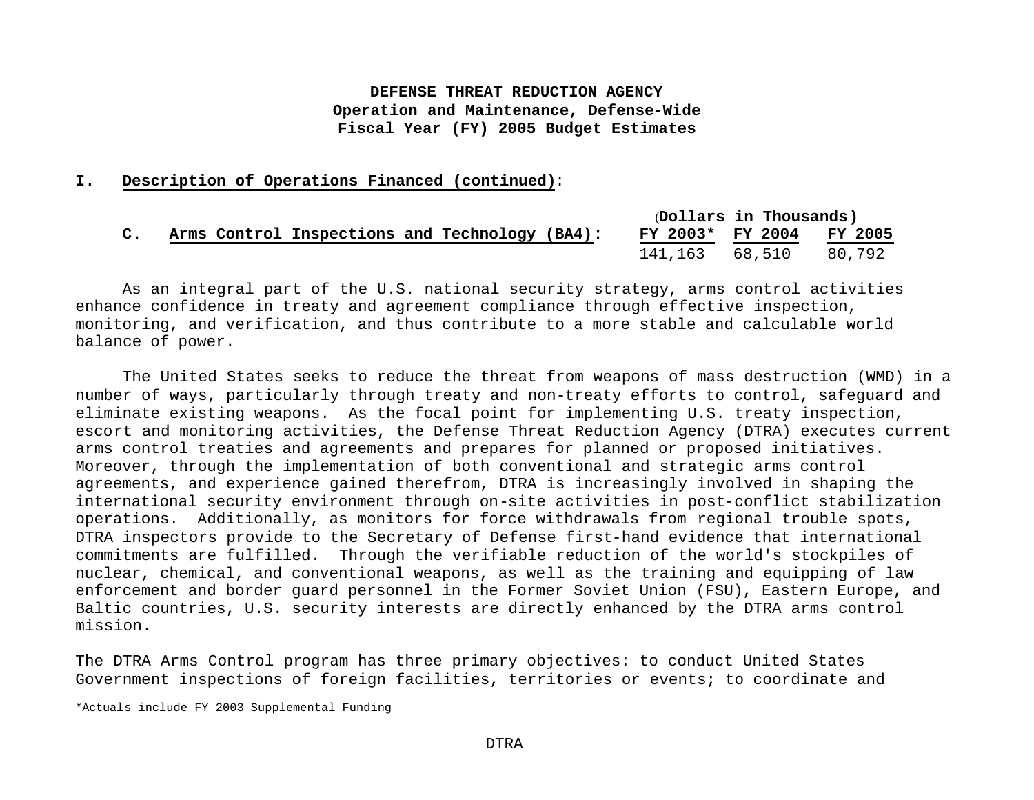**DEFENSE THREAT REDUCTION AGENCY**
**Operation and Maintenance, Defense-Wide**
**Fiscal Year (FY) 2005 Budget Estimates**

## I. Description of Operations Financed (continued):

| C. Arms Control Inspections and Technology (BA4): | FY 2003* | FY 2004 | FY 2005 |
|---|---|---|---|
| (Dollars in Thousands) | 141,163 | 68,510 | 80,792 |

As an integral part of the U.S. national security strategy, arms control activities enhance confidence in treaty and agreement compliance through effective inspection, monitoring, and verification, and thus contribute to a more stable and calculable world balance of power.

The United States seeks to reduce the threat from weapons of mass destruction (WMD) in a number of ways, particularly through treaty and non-treaty efforts to control, safeguard and eliminate existing weapons. As the focal point for implementing U.S. treaty inspection, escort and monitoring activities, the Defense Threat Reduction Agency (DTRA) executes current arms control treaties and agreements and prepares for planned or proposed initiatives. Moreover, through the implementation of both conventional and strategic arms control agreements, and experience gained therefrom, DTRA is increasingly involved in shaping the international security environment through on-site activities in post-conflict stabilization operations. Additionally, as monitors for force withdrawals from regional trouble spots, DTRA inspectors provide to the Secretary of Defense first-hand evidence that international commitments are fulfilled. Through the verifiable reduction of the world's stockpiles of nuclear, chemical, and conventional weapons, as well as the training and equipping of law enforcement and border guard personnel in the Former Soviet Union (FSU), Eastern Europe, and Baltic countries, U.S. security interests are directly enhanced by the DTRA arms control mission.

The DTRA Arms Control program has three primary objectives: to conduct United States Government inspections of foreign facilities, territories or events; to coordinate and

*Actuals include FY 2003 Supplemental Funding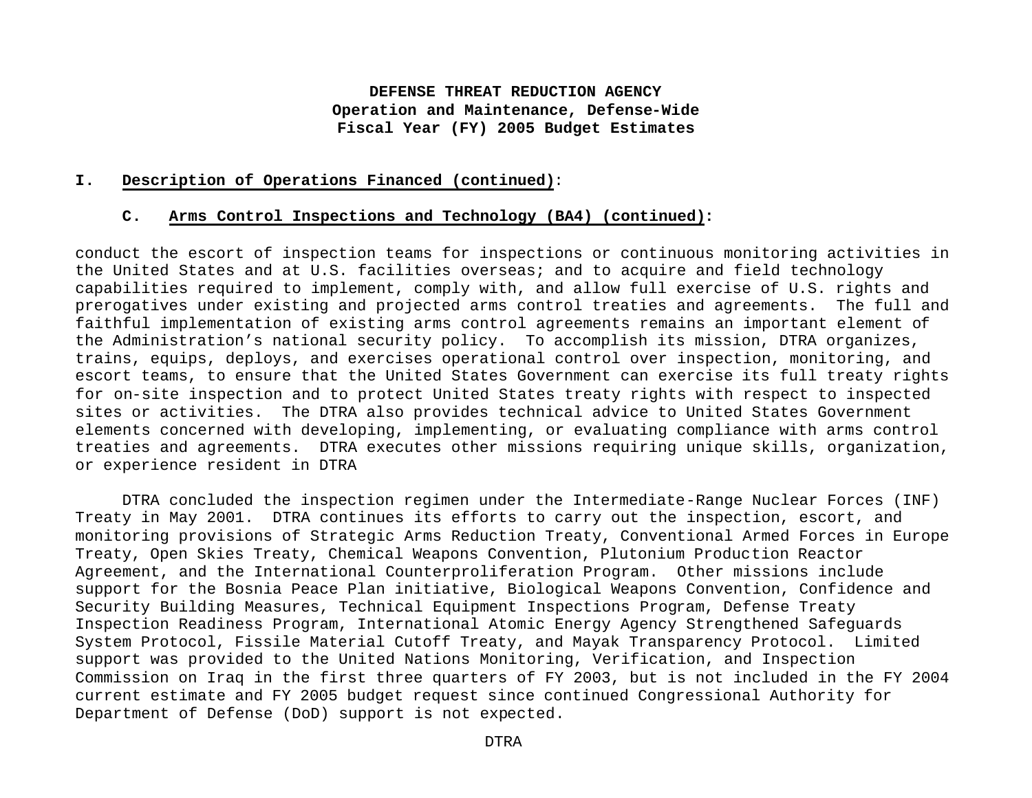**DEFENSE THREAT REDUCTION AGENCY**
**Operation and Maintenance, Defense-Wide**
**Fiscal Year (FY) 2005 Budget Estimates**

**I. Description of Operations Financed (continued):**

**C. Arms Control Inspections and Technology (BA4) (continued):**

conduct the escort of inspection teams for inspections or continuous monitoring activities in the United States and at U.S. facilities overseas; and to acquire and field technology capabilities required to implement, comply with, and allow full exercise of U.S. rights and prerogatives under existing and projected arms control treaties and agreements. The full and faithful implementation of existing arms control agreements remains an important element of the Administration's national security policy. To accomplish its mission, DTRA organizes, trains, equips, deploys, and exercises operational control over inspection, monitoring, and escort teams, to ensure that the United States Government can exercise its full treaty rights for on-site inspection and to protect United States treaty rights with respect to inspected sites or activities. The DTRA also provides technical advice to United States Government elements concerned with developing, implementing, or evaluating compliance with arms control treaties and agreements. DTRA executes other missions requiring unique skills, organization, or experience resident in DTRA

DTRA concluded the inspection regimen under the Intermediate-Range Nuclear Forces (INF) Treaty in May 2001. DTRA continues its efforts to carry out the inspection, escort, and monitoring provisions of Strategic Arms Reduction Treaty, Conventional Armed Forces in Europe Treaty, Open Skies Treaty, Chemical Weapons Convention, Plutonium Production Reactor Agreement, and the International Counterproliferation Program. Other missions include support for the Bosnia Peace Plan initiative, Biological Weapons Convention, Confidence and Security Building Measures, Technical Equipment Inspections Program, Defense Treaty Inspection Readiness Program, International Atomic Energy Agency Strengthened Safeguards System Protocol, Fissile Material Cutoff Treaty, and Mayak Transparency Protocol. Limited support was provided to the United Nations Monitoring, Verification, and Inspection Commission on Iraq in the first three quarters of FY 2003, but is not included in the FY 2004 current estimate and FY 2005 budget request since continued Congressional Authority for Department of Defense (DoD) support is not expected.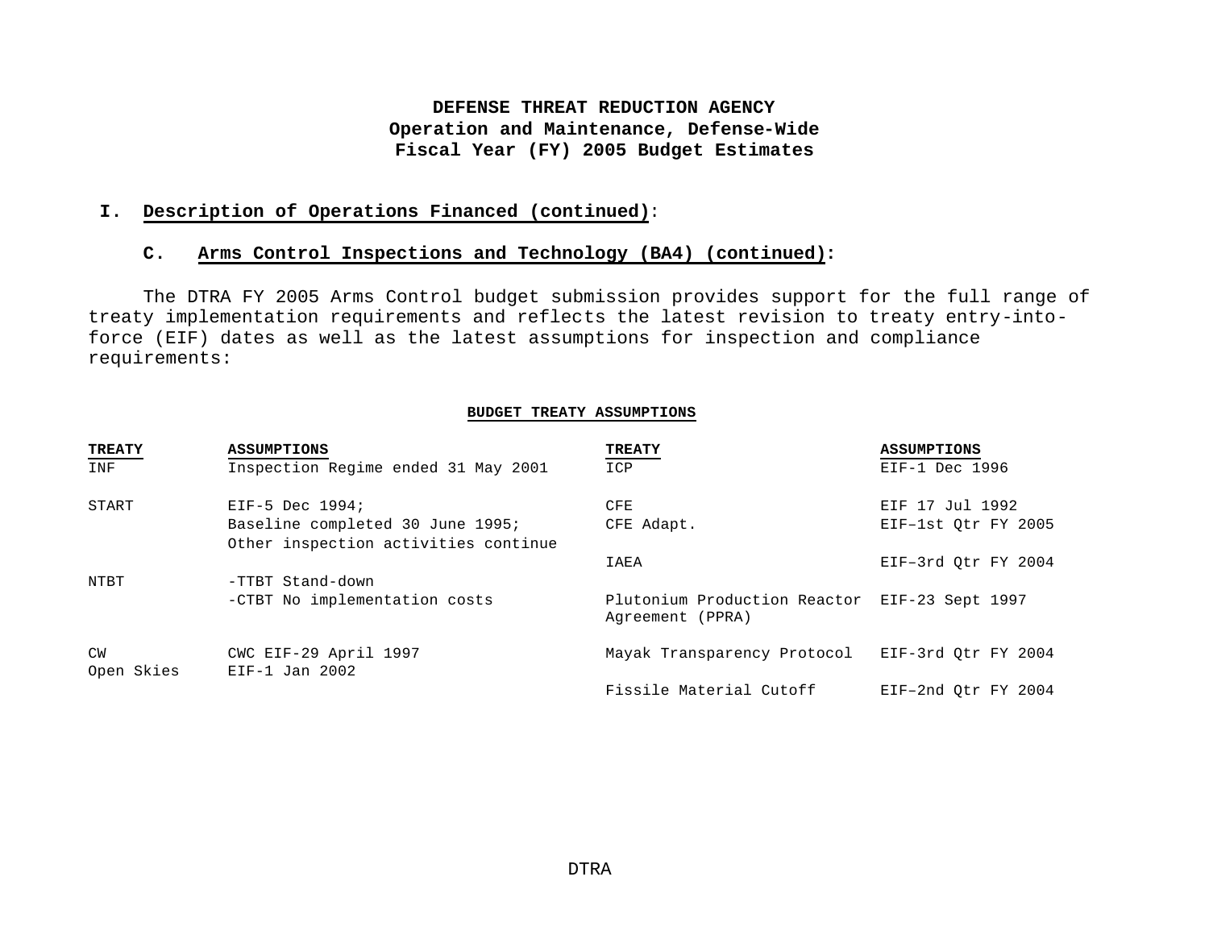**DEFENSE THREAT REDUCTION AGENCY**
**Operation and Maintenance, Defense-Wide**
**Fiscal Year (FY) 2005 Budget Estimates**

## I. Description of Operations Financed (continued):

### C. Arms Control Inspections and Technology (BA4) (continued):

The DTRA FY 2005 Arms Control budget submission provides support for the full range of treaty implementation requirements and reflects the latest revision to treaty entry-into-force (EIF) dates as well as the latest assumptions for inspection and compliance requirements:

**BUDGET TREATY ASSUMPTIONS**

| TREATY | ASSUMPTIONS | TREATY | ASSUMPTIONS |
|---|---|---|---|
| INF | Inspection Regime ended 31 May 2001 | ICP | EIF-1 Dec 1996 |
| START | EIF-5 Dec 1994; Baseline completed 30 June 1995; Other inspection activities continue | CFE | EIF 17 Jul 1992 |
| | | CFE Adapt. | EIF–1st Qtr FY 2005 |
| | | IAEA | EIF–3rd Qtr FY 2004 |
| NTBT | -TTBT Stand-down -CTBT No implementation costs | Plutonium Production Reactor Agreement (PPRA) | EIF-23 Sept 1997 |
| CW | CWC EIF-29 April 1997 | Mayak Transparency Protocol | EIF-3rd Qtr FY 2004 |
| Open Skies | EIF-1 Jan 2002 | Fissile Material Cutoff | EIF–2nd Qtr FY 2004 |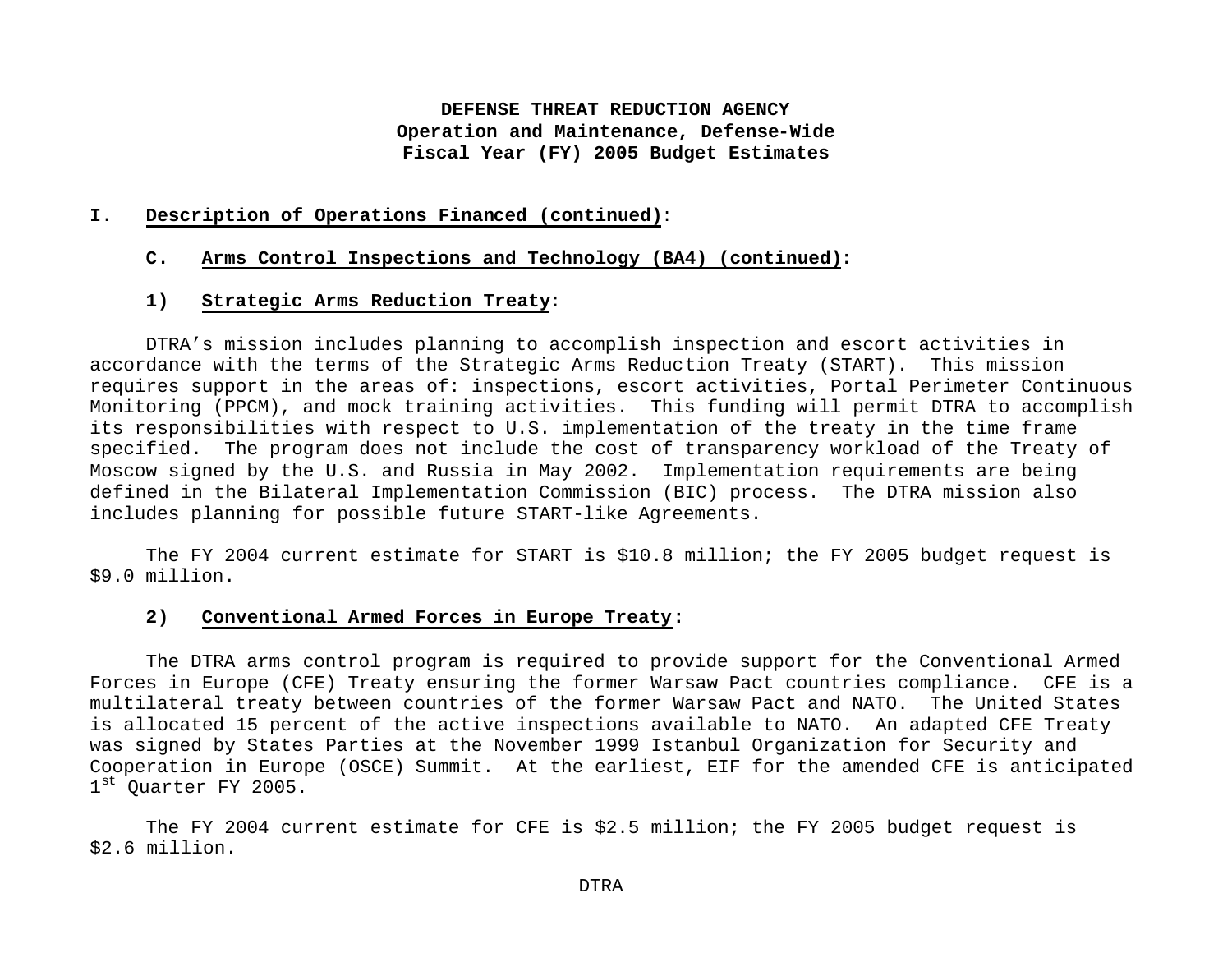**DEFENSE THREAT REDUCTION AGENCY**
**Operation and Maintenance, Defense-Wide**
**Fiscal Year (FY) 2005 Budget Estimates**

## I. Description of Operations Financed (continued):

### C. Arms Control Inspections and Technology (BA4) (continued):

### 1) Strategic Arms Reduction Treaty:

DTRA's mission includes planning to accomplish inspection and escort activities in accordance with the terms of the Strategic Arms Reduction Treaty (START). This mission requires support in the areas of: inspections, escort activities, Portal Perimeter Continuous Monitoring (PPCM), and mock training activities. This funding will permit DTRA to accomplish its responsibilities with respect to U.S. implementation of the treaty in the time frame specified. The program does not include the cost of transparency workload of the Treaty of Moscow signed by the U.S. and Russia in May 2002. Implementation requirements are being defined in the Bilateral Implementation Commission (BIC) process. The DTRA mission also includes planning for possible future START-like Agreements.

The FY 2004 current estimate for START is $10.8 million; the FY 2005 budget request is $9.0 million.

### 2) Conventional Armed Forces in Europe Treaty:

The DTRA arms control program is required to provide support for the Conventional Armed Forces in Europe (CFE) Treaty ensuring the former Warsaw Pact countries compliance. CFE is a multilateral treaty between countries of the former Warsaw Pact and NATO. The United States is allocated 15 percent of the active inspections available to NATO. An adapted CFE Treaty was signed by States Parties at the November 1999 Istanbul Organization for Security and Cooperation in Europe (OSCE) Summit. At the earliest, EIF for the amended CFE is anticipated 1st Quarter FY 2005.

The FY 2004 current estimate for CFE is $2.5 million; the FY 2005 budget request is $2.6 million.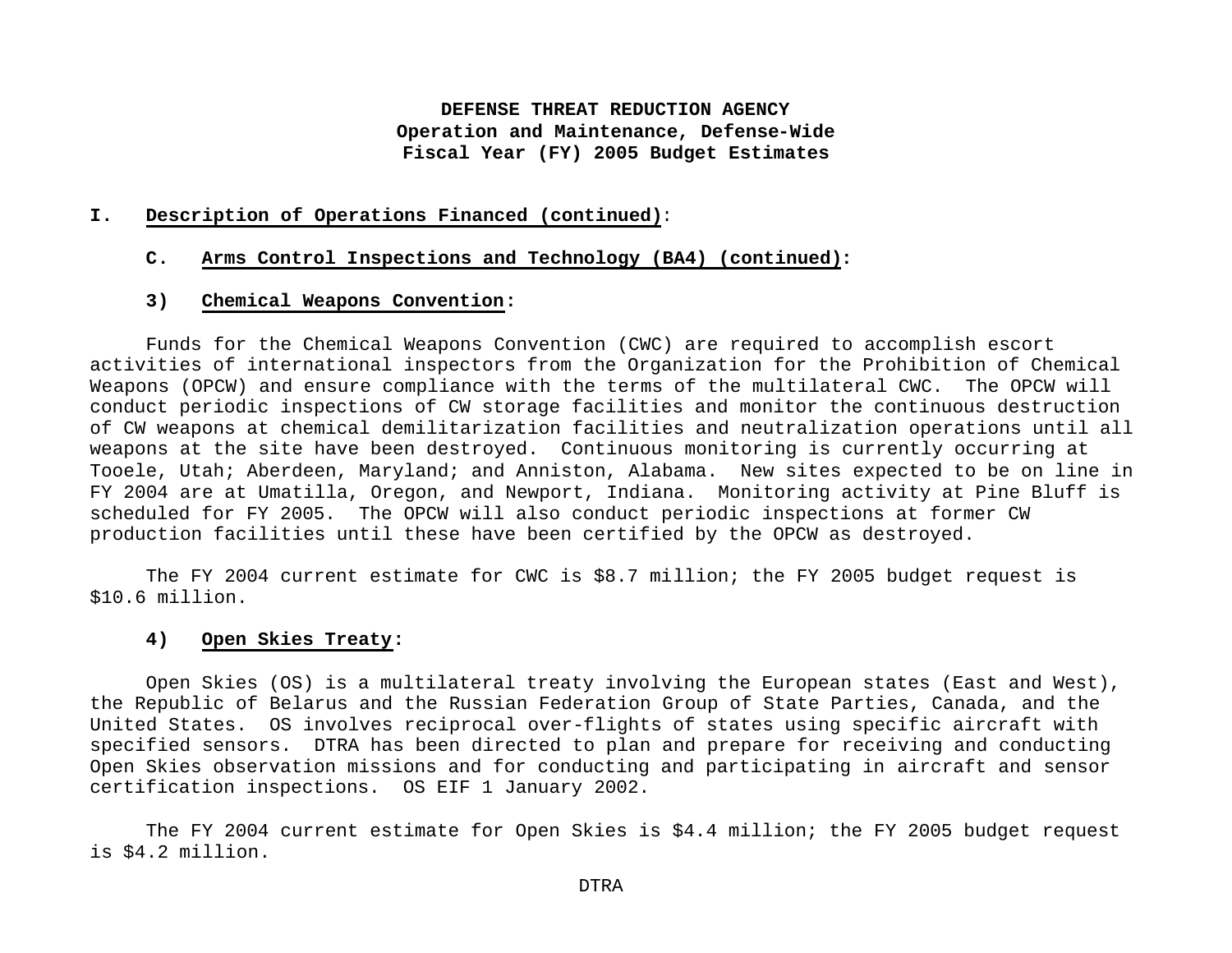**DEFENSE THREAT REDUCTION AGENCY**
**Operation and Maintenance, Defense-Wide**
**Fiscal Year (FY) 2005 Budget Estimates**

## I. Description of Operations Financed (continued):

### C. Arms Control Inspections and Technology (BA4) (continued):

#### 3) Chemical Weapons Convention:

Funds for the Chemical Weapons Convention (CWC) are required to accomplish escort activities of international inspectors from the Organization for the Prohibition of Chemical Weapons (OPCW) and ensure compliance with the terms of the multilateral CWC. The OPCW will conduct periodic inspections of CW storage facilities and monitor the continuous destruction of CW weapons at chemical demilitarization facilities and neutralization operations until all weapons at the site have been destroyed. Continuous monitoring is currently occurring at Tooele, Utah; Aberdeen, Maryland; and Anniston, Alabama. New sites expected to be on line in FY 2004 are at Umatilla, Oregon, and Newport, Indiana. Monitoring activity at Pine Bluff is scheduled for FY 2005. The OPCW will also conduct periodic inspections at former CW production facilities until these have been certified by the OPCW as destroyed.

The FY 2004 current estimate for CWC is $8.7 million; the FY 2005 budget request is $10.6 million.

#### 4) Open Skies Treaty:

Open Skies (OS) is a multilateral treaty involving the European states (East and West), the Republic of Belarus and the Russian Federation Group of State Parties, Canada, and the United States. OS involves reciprocal over-flights of states using specific aircraft with specified sensors. DTRA has been directed to plan and prepare for receiving and conducting Open Skies observation missions and for conducting and participating in aircraft and sensor certification inspections. OS EIF 1 January 2002.

The FY 2004 current estimate for Open Skies is $4.4 million; the FY 2005 budget request is $4.2 million.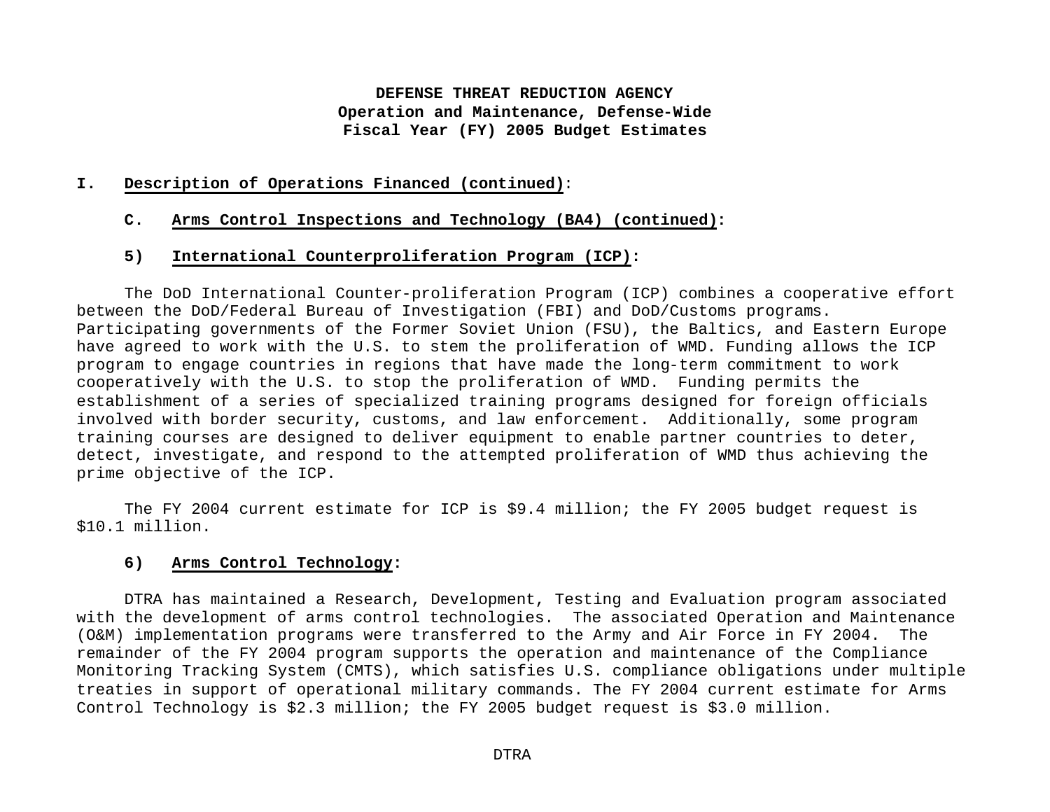**DEFENSE THREAT REDUCTION AGENCY**
**Operation and Maintenance, Defense-Wide**
**Fiscal Year (FY) 2005 Budget Estimates**

## I. Description of Operations Financed (continued):

### C. Arms Control Inspections and Technology (BA4) (continued):

### 5) International Counterproliferation Program (ICP):

The DoD International Counter-proliferation Program (ICP) combines a cooperative effort between the DoD/Federal Bureau of Investigation (FBI) and DoD/Customs programs. Participating governments of the Former Soviet Union (FSU), the Baltics, and Eastern Europe have agreed to work with the U.S. to stem the proliferation of WMD. Funding allows the ICP program to engage countries in regions that have made the long-term commitment to work cooperatively with the U.S. to stop the proliferation of WMD. Funding permits the establishment of a series of specialized training programs designed for foreign officials involved with border security, customs, and law enforcement. Additionally, some program training courses are designed to deliver equipment to enable partner countries to deter, detect, investigate, and respond to the attempted proliferation of WMD thus achieving the prime objective of the ICP.

The FY 2004 current estimate for ICP is $9.4 million; the FY 2005 budget request is $10.1 million.

### 6) Arms Control Technology:

DTRA has maintained a Research, Development, Testing and Evaluation program associated with the development of arms control technologies. The associated Operation and Maintenance (O&M) implementation programs were transferred to the Army and Air Force in FY 2004. The remainder of the FY 2004 program supports the operation and maintenance of the Compliance Monitoring Tracking System (CMTS), which satisfies U.S. compliance obligations under multiple treaties in support of operational military commands. The FY 2004 current estimate for Arms Control Technology is $2.3 million; the FY 2005 budget request is $3.0 million.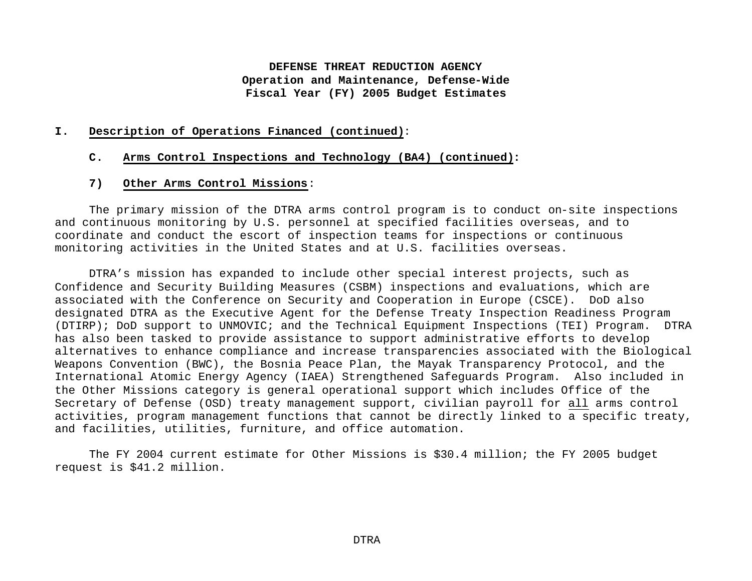**DEFENSE THREAT REDUCTION AGENCY**
**Operation and Maintenance, Defense-Wide**
**Fiscal Year (FY) 2005 Budget Estimates**

## I. Description of Operations Financed (continued):

### C. Arms Control Inspections and Technology (BA4) (continued):

### 7) Other Arms Control Missions:

The primary mission of the DTRA arms control program is to conduct on-site inspections and continuous monitoring by U.S. personnel at specified facilities overseas, and to coordinate and conduct the escort of inspection teams for inspections or continuous monitoring activities in the United States and at U.S. facilities overseas.

DTRA's mission has expanded to include other special interest projects, such as Confidence and Security Building Measures (CSBM) inspections and evaluations, which are associated with the Conference on Security and Cooperation in Europe (CSCE). DoD also designated DTRA as the Executive Agent for the Defense Treaty Inspection Readiness Program (DTIRP); DoD support to UNMOVIC; and the Technical Equipment Inspections (TEI) Program. DTRA has also been tasked to provide assistance to support administrative efforts to develop alternatives to enhance compliance and increase transparencies associated with the Biological Weapons Convention (BWC), the Bosnia Peace Plan, the Mayak Transparency Protocol, and the International Atomic Energy Agency (IAEA) Strengthened Safeguards Program. Also included in the Other Missions category is general operational support which includes Office of the Secretary of Defense (OSD) treaty management support, civilian payroll for all arms control activities, program management functions that cannot be directly linked to a specific treaty, and facilities, utilities, furniture, and office automation.

The FY 2004 current estimate for Other Missions is $30.4 million; the FY 2005 budget request is $41.2 million.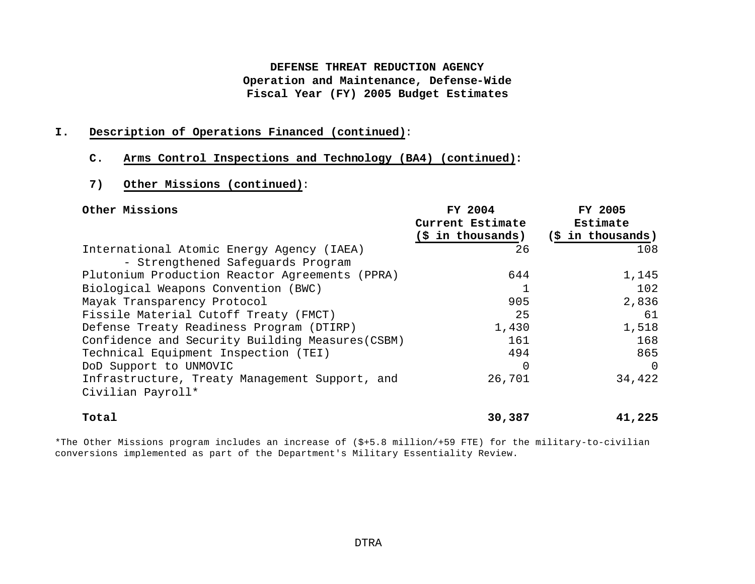**DEFENSE THREAT REDUCTION AGENCY**
**Operation and Maintenance, Defense-Wide**
**Fiscal Year (FY) 2005 Budget Estimates**

## I. Description of Operations Financed (continued):

### C. Arms Control Inspections and Technology (BA4) (continued):

#### 7) Other Missions (continued):

| Other Missions | FY 2004 Current Estimate ($ in thousands) | FY 2005 Estimate ($ in thousands) |
|---|---|---|
| International Atomic Energy Agency (IAEA) - Strengthened Safeguards Program | 26 | 108 |
| Plutonium Production Reactor Agreements (PPRA) | 644 | 1,145 |
| Biological Weapons Convention (BWC) | 1 | 102 |
| Mayak Transparency Protocol | 905 | 2,836 |
| Fissile Material Cutoff Treaty (FMCT) | 25 | 61 |
| Defense Treaty Readiness Program (DTIRP) | 1,430 | 1,518 |
| Confidence and Security Building Measures(CSBM) | 161 | 168 |
| Technical Equipment Inspection (TEI) | 494 | 865 |
| DoD Support to UNMOVIC | 0 | 0 |
| Infrastructure, Treaty Management Support, and Civilian Payroll* | 26,701 | 34,422 |
| **Total** | **30,387** | **41,225** |

*The Other Missions program includes an increase of ($+5.8 million/+59 FTE) for the military-to-civilian conversions implemented as part of the Department's Military Essentiality Review.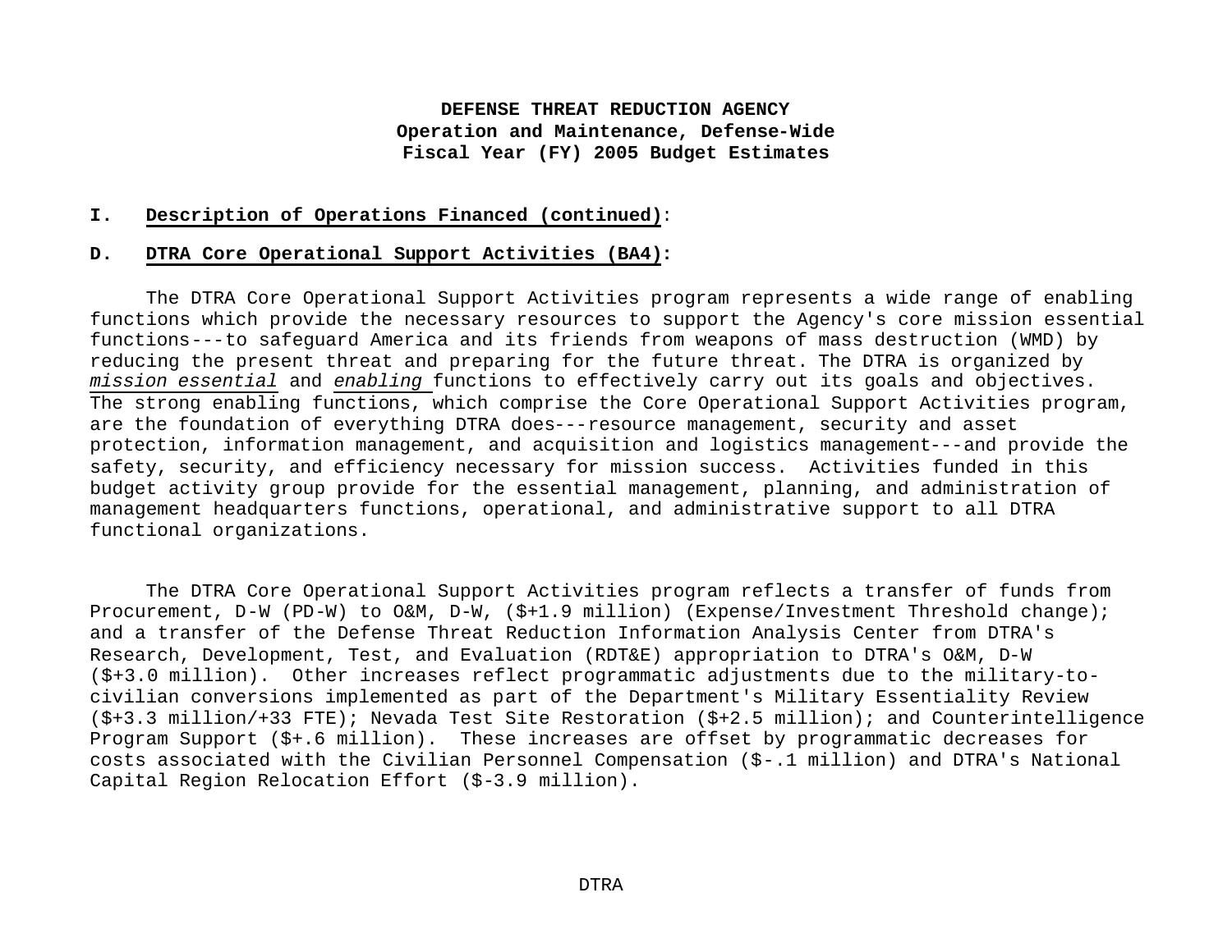**DEFENSE THREAT REDUCTION AGENCY**
**Operation and Maintenance, Defense-Wide**
**Fiscal Year (FY) 2005 Budget Estimates**

**I. Description of Operations Financed (continued):**

**D. DTRA Core Operational Support Activities (BA4):**

The DTRA Core Operational Support Activities program represents a wide range of enabling functions which provide the necessary resources to support the Agency's core mission essential functions---to safeguard America and its friends from weapons of mass destruction (WMD) by reducing the present threat and preparing for the future threat. The DTRA is organized by *mission essential* and *enabling* functions to effectively carry out its goals and objectives. The strong enabling functions, which comprise the Core Operational Support Activities program, are the foundation of everything DTRA does---resource management, security and asset protection, information management, and acquisition and logistics management---and provide the safety, security, and efficiency necessary for mission success. Activities funded in this budget activity group provide for the essential management, planning, and administration of management headquarters functions, operational, and administrative support to all DTRA functional organizations.

The DTRA Core Operational Support Activities program reflects a transfer of funds from Procurement, D-W (PD-W) to O&M, D-W, ($+1.9 million) (Expense/Investment Threshold change); and a transfer of the Defense Threat Reduction Information Analysis Center from DTRA's Research, Development, Test, and Evaluation (RDT&E) appropriation to DTRA's O&M, D-W ($+3.0 million). Other increases reflect programmatic adjustments due to the military-to-civilian conversions implemented as part of the Department's Military Essentiality Review ($+3.3 million/+33 FTE); Nevada Test Site Restoration ($+2.5 million); and Counterintelligence Program Support ($+.6 million). These increases are offset by programmatic decreases for costs associated with the Civilian Personnel Compensation ($-.1 million) and DTRA's National Capital Region Relocation Effort ($-3.9 million).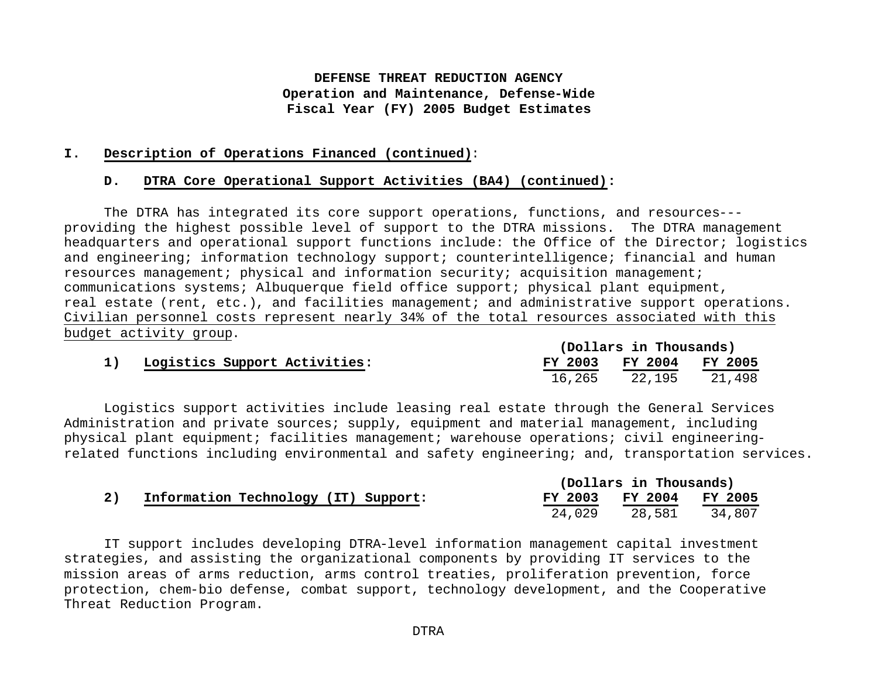**DEFENSE THREAT REDUCTION AGENCY**
**Operation and Maintenance, Defense-Wide**
**Fiscal Year (FY) 2005 Budget Estimates**

## I. Description of Operations Financed (continued):

### D. DTRA Core Operational Support Activities (BA4) (continued):

The DTRA has integrated its core support operations, functions, and resources---providing the highest possible level of support to the DTRA missions. The DTRA management headquarters and operational support functions include: the Office of the Director; logistics and engineering; information technology support; counterintelligence; financial and human resources management; physical and information security; acquisition management; communications systems; Albuquerque field office support; physical plant equipment, real estate (rent, etc.), and facilities management; and administrative support operations. Civilian personnel costs represent nearly 34% of the total resources associated with this budget activity group.

**1) Logistics Support Activities:**

| (Dollars in Thousands) | | |
|---|---|---|
| **FY 2003** | **FY 2004** | **FY 2005** |
| 16,265 | 22,195 | 21,498 |

Logistics support activities include leasing real estate through the General Services Administration and private sources; supply, equipment and material management, including physical plant equipment; facilities management; warehouse operations; civil engineering-related functions including environmental and safety engineering; and, transportation services.

**2) Information Technology (IT) Support:**

| (Dollars in Thousands) | | |
|---|---|---|
| **FY 2003** | **FY 2004** | **FY 2005** |
| 24,029 | 28,581 | 34,807 |

IT support includes developing DTRA-level information management capital investment strategies, and assisting the organizational components by providing IT services to the mission areas of arms reduction, arms control treaties, proliferation prevention, force protection, chem-bio defense, combat support, technology development, and the Cooperative Threat Reduction Program.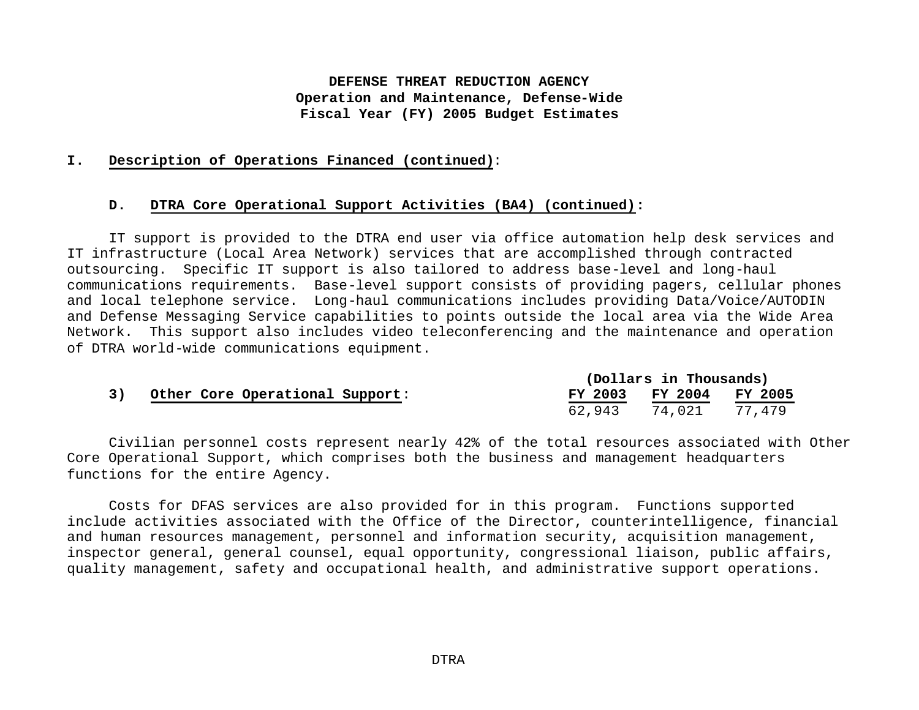**DEFENSE THREAT REDUCTION AGENCY**
**Operation and Maintenance, Defense-Wide**
**Fiscal Year (FY) 2005 Budget Estimates**

## I. Description of Operations Financed (continued):

### D. DTRA Core Operational Support Activities (BA4) (continued):

IT support is provided to the DTRA end user via office automation help desk services and IT infrastructure (Local Area Network) services that are accomplished through contracted outsourcing. Specific IT support is also tailored to address base-level and long-haul communications requirements. Base-level support consists of providing pagers, cellular phones and local telephone service. Long-haul communications includes providing Data/Voice/AUTODIN and Defense Messaging Service capabilities to points outside the local area via the Wide Area Network. This support also includes video teleconferencing and the maintenance and operation of DTRA world-wide communications equipment.

| 3) Other Core Operational Support: | (Dollars in Thousands) | | |
|---|---|---|---|
| | FY 2003 | FY 2004 | FY 2005 |
| | 62,943 | 74,021 | 77,479 |

Civilian personnel costs represent nearly 42% of the total resources associated with Other Core Operational Support, which comprises both the business and management headquarters functions for the entire Agency.

Costs for DFAS services are also provided for in this program. Functions supported include activities associated with the Office of the Director, counterintelligence, financial and human resources management, personnel and information security, acquisition management, inspector general, general counsel, equal opportunity, congressional liaison, public affairs, quality management, safety and occupational health, and administrative support operations.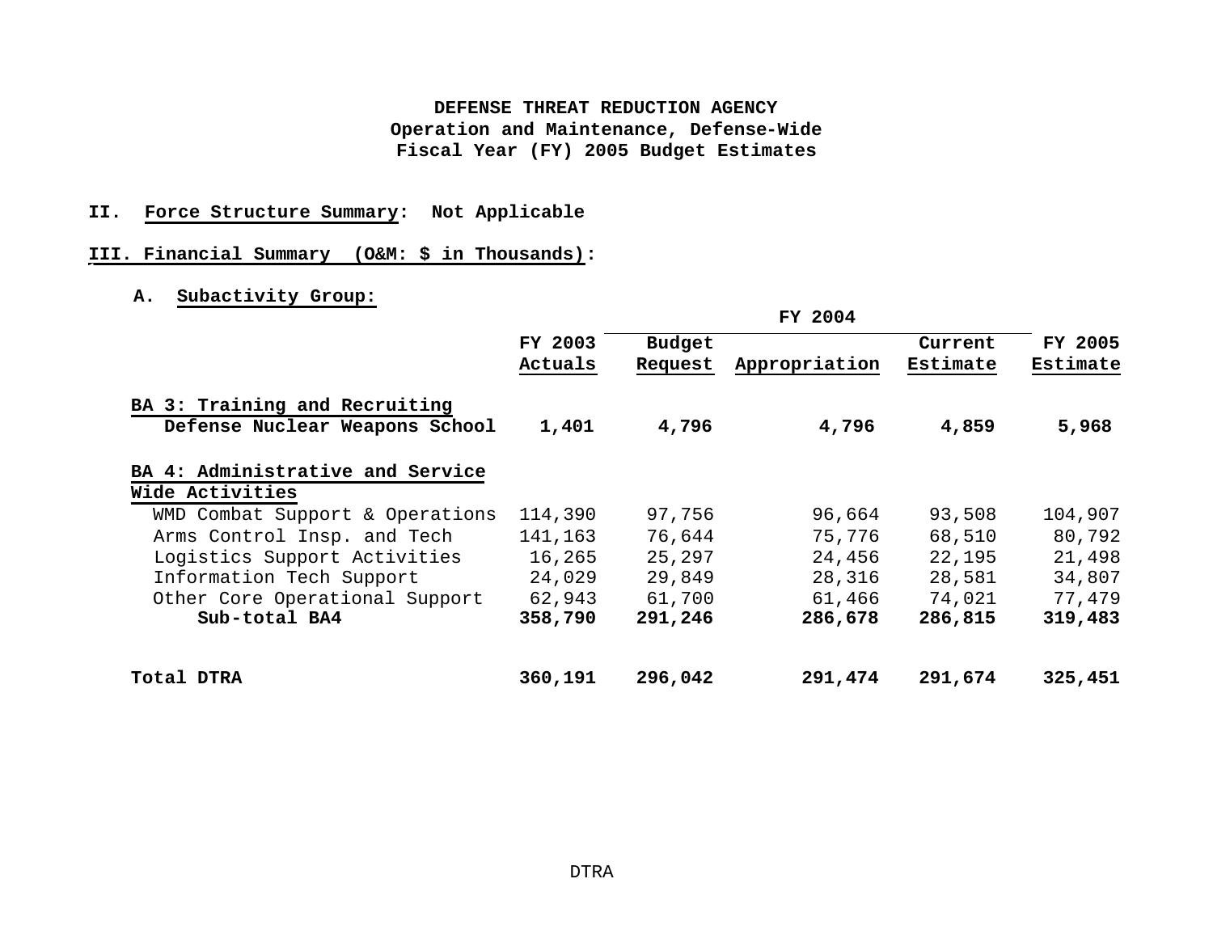**DEFENSE THREAT REDUCTION AGENCY**
**Operation and Maintenance, Defense-Wide**
**Fiscal Year (FY) 2005 Budget Estimates**

**II. Force Structure Summary: Not Applicable**

**III. Financial Summary (O&M: $ in Thousands):**

**A. Subactivity Group:**

| | FY 2003 Actuals | FY 2004 Budget Request | FY 2004 Appropriation | FY 2004 Current Estimate | FY 2005 Estimate |
|---|---|---|---|---|---|
| **BA 3: Training and Recruiting** | | | | | |
| **Defense Nuclear Weapons School** | **1,401** | **4,796** | **4,796** | **4,859** | **5,968** |
| **BA 4: Administrative and Service Wide Activities** | | | | | |
| WMD Combat Support & Operations | 114,390 | 97,756 | 96,664 | 93,508 | 104,907 |
| Arms Control Insp. and Tech | 141,163 | 76,644 | 75,776 | 68,510 | 80,792 |
| Logistics Support Activities | 16,265 | 25,297 | 24,456 | 22,195 | 21,498 |
| Information Tech Support | 24,029 | 29,849 | 28,316 | 28,581 | 34,807 |
| Other Core Operational Support | 62,943 | 61,700 | 61,466 | 74,021 | 77,479 |
| **Sub-total BA4** | **358,790** | **291,246** | **286,678** | **286,815** | **319,483** |
| **Total DTRA** | **360,191** | **296,042** | **291,474** | **291,674** | **325,451** |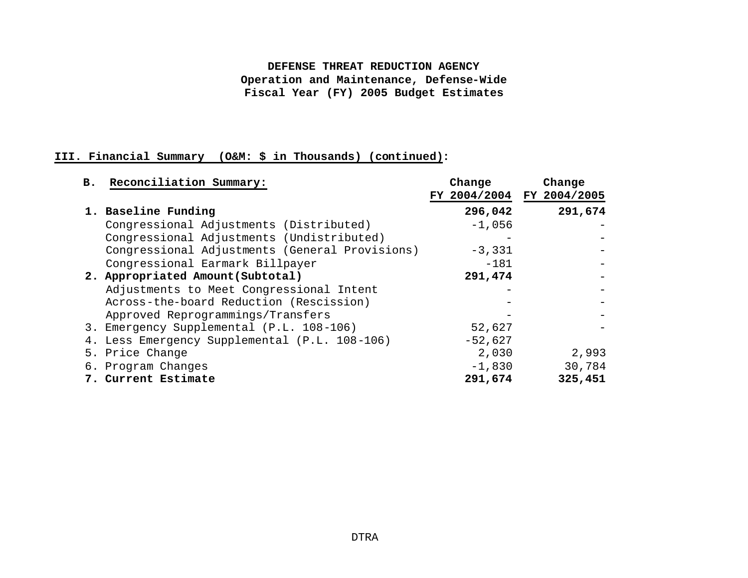**DEFENSE THREAT REDUCTION AGENCY**
**Operation and Maintenance, Defense-Wide**
**Fiscal Year (FY) 2005 Budget Estimates**

**III. Financial Summary (O&M: $ in Thousands) (continued):**

| B. Reconciliation Summary: | Change FY 2004/2004 | Change FY 2004/2005 |
|---|---|---|
| **1. Baseline Funding** | **296,042** | **291,674** |
| Congressional Adjustments (Distributed) | -1,056 | - |
| Congressional Adjustments (Undistributed) | - | - |
| Congressional Adjustments (General Provisions) | -3,331 | - |
| Congressional Earmark Billpayer | -181 | - |
| **2. Appropriated Amount(Subtotal)** | **291,474** | - |
| Adjustments to Meet Congressional Intent | - | - |
| Across-the-board Reduction (Rescission) | - | - |
| Approved Reprogrammings/Transfers | - | - |
| 3. Emergency Supplemental (P.L. 108-106) | 52,627 | - |
| 4. Less Emergency Supplemental (P.L. 108-106) | -52,627 | |
| 5. Price Change | 2,030 | 2,993 |
| 6. Program Changes | -1,830 | 30,784 |
| **7. Current Estimate** | **291,674** | **325,451** |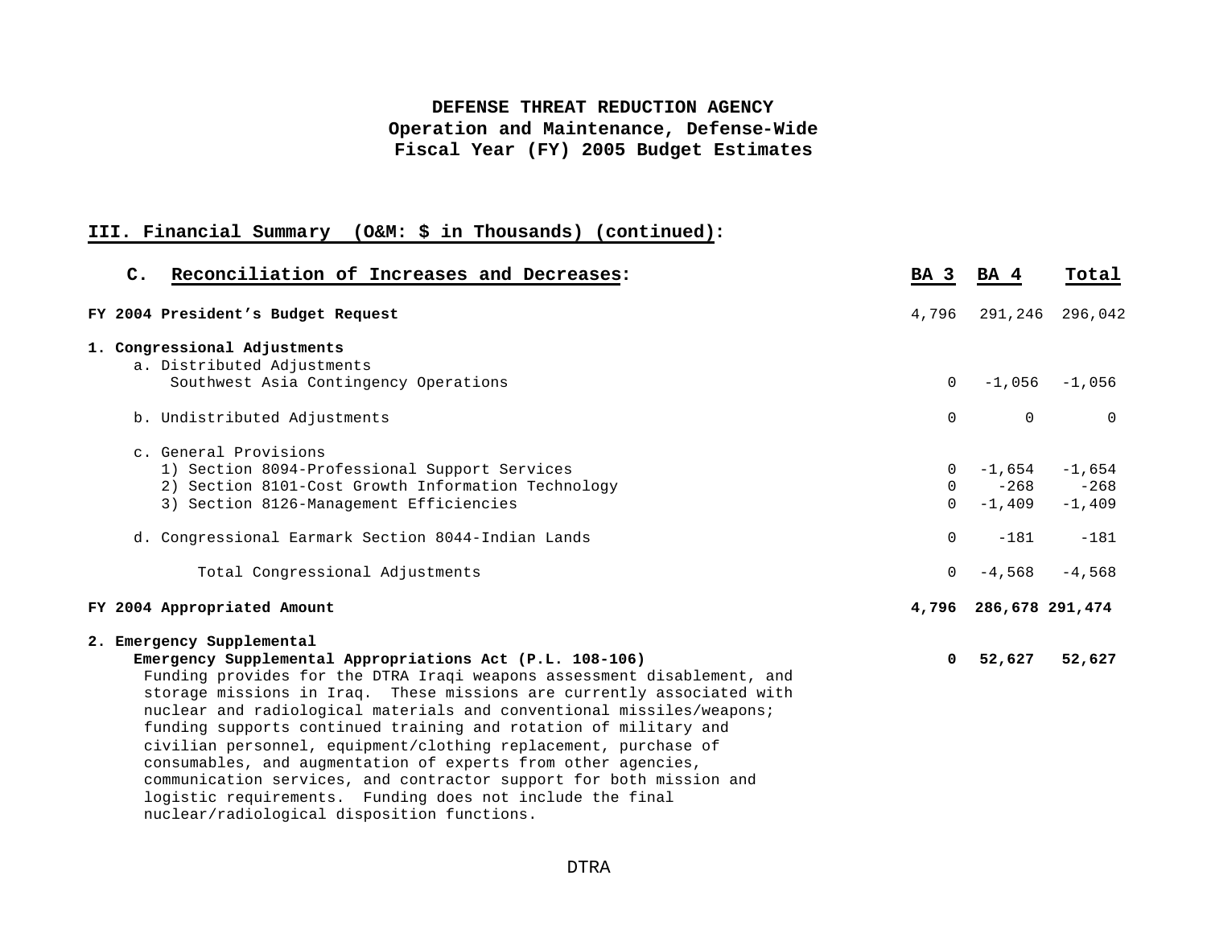**DEFENSE THREAT REDUCTION AGENCY**
**Operation and Maintenance, Defense-Wide**
**Fiscal Year (FY) 2005 Budget Estimates**

## III. Financial Summary (O&M: $ in Thousands) (continued):

| C. Reconciliation of Increases and Decreases: | BA 3 | BA 4 | Total |
|---|---|---|---|
| **FY 2004 President's Budget Request** | 4,796 | 291,246 | 296,042 |
| **1. Congressional Adjustments** | | | |
| a. Distributed Adjustments | | | |
| Southwest Asia Contingency Operations | 0 | -1,056 | -1,056 |
| b. Undistributed Adjustments | 0 | 0 | 0 |
| c. General Provisions | | | |
| 1) Section 8094-Professional Support Services | 0 | -1,654 | -1,654 |
| 2) Section 8101-Cost Growth Information Technology | 0 | -268 | -268 |
| 3) Section 8126-Management Efficiencies | 0 | -1,409 | -1,409 |
| d. Congressional Earmark Section 8044-Indian Lands | 0 | -181 | -181 |
| Total Congressional Adjustments | 0 | -4,568 | -4,568 |
| **FY 2004 Appropriated Amount** | **4,796** | **286,678** | **291,474** |
| **2. Emergency Supplemental** | | | |
| **Emergency Supplemental Appropriations Act (P.L. 108-106)** | **0** | **52,627** | **52,627** |

Funding provides for the DTRA Iraqi weapons assessment disablement, and storage missions in Iraq. These missions are currently associated with nuclear and radiological materials and conventional missiles/weapons; funding supports continued training and rotation of military and civilian personnel, equipment/clothing replacement, purchase of consumables, and augmentation of experts from other agencies, communication services, and contractor support for both mission and logistic requirements. Funding does not include the final nuclear/radiological disposition functions.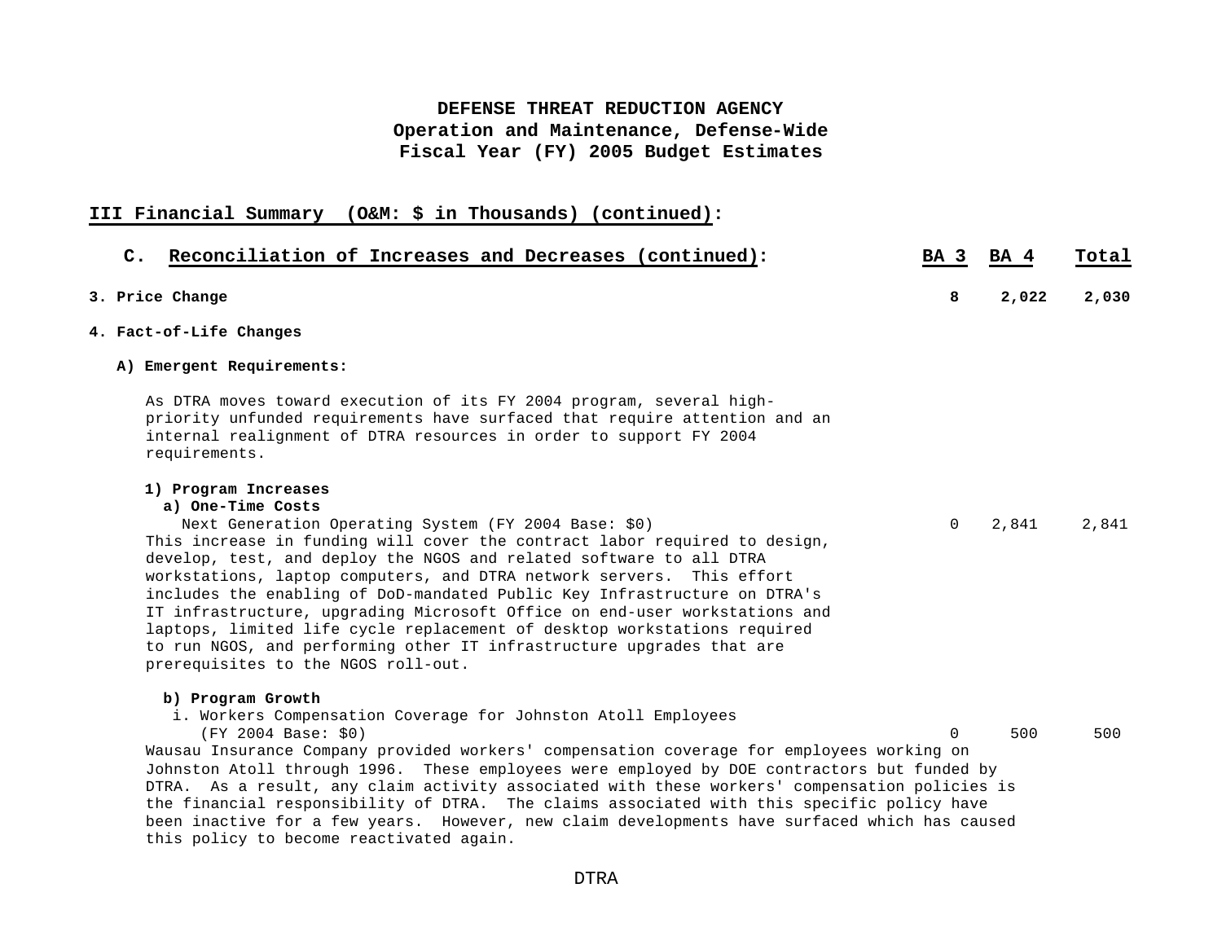**DEFENSE THREAT REDUCTION AGENCY**
**Operation and Maintenance, Defense-Wide**
**Fiscal Year (FY) 2005 Budget Estimates**

## III Financial Summary (O&M: $ in Thousands) (continued):

| **C. Reconciliation of Increases and Decreases (continued):** | **BA 3** | **BA 4** | **Total** |
|---|---|---|---|
| **3. Price Change** | **8** | **2,022** | **2,030** |
| **4. Fact-of-Life Changes** | | | |
| **A) Emergent Requirements:** | | | |
| As DTRA moves toward execution of its FY 2004 program, several high-priority unfunded requirements have surfaced that require attention and an internal realignment of DTRA resources in order to support FY 2004 requirements. | | | |
| **1) Program Increases** | | | |
| **a) One-Time Costs** | | | |
| Next Generation Operating System (FY 2004 Base: $0) | 0 | 2,841 | 2,841 |
| This increase in funding will cover the contract labor required to design, develop, test, and deploy the NGOS and related software to all DTRA workstations, laptop computers, and DTRA network servers. This effort includes the enabling of DoD-mandated Public Key Infrastructure on DTRA's IT infrastructure, upgrading Microsoft Office on end-user workstations and laptops, limited life cycle replacement of desktop workstations required to run NGOS, and performing other IT infrastructure upgrades that are prerequisites to the NGOS roll-out. | | | |
| **b) Program Growth** | | | |
| i. Workers Compensation Coverage for Johnston Atoll Employees (FY 2004 Base: $0) | 0 | 500 | 500 |

Wausau Insurance Company provided workers' compensation coverage for employees working on Johnston Atoll through 1996. These employees were employed by DOE contractors but funded by DTRA. As a result, any claim activity associated with these workers' compensation policies is the financial responsibility of DTRA. The claims associated with this specific policy have been inactive for a few years. However, new claim developments have surfaced which has caused this policy to become reactivated again.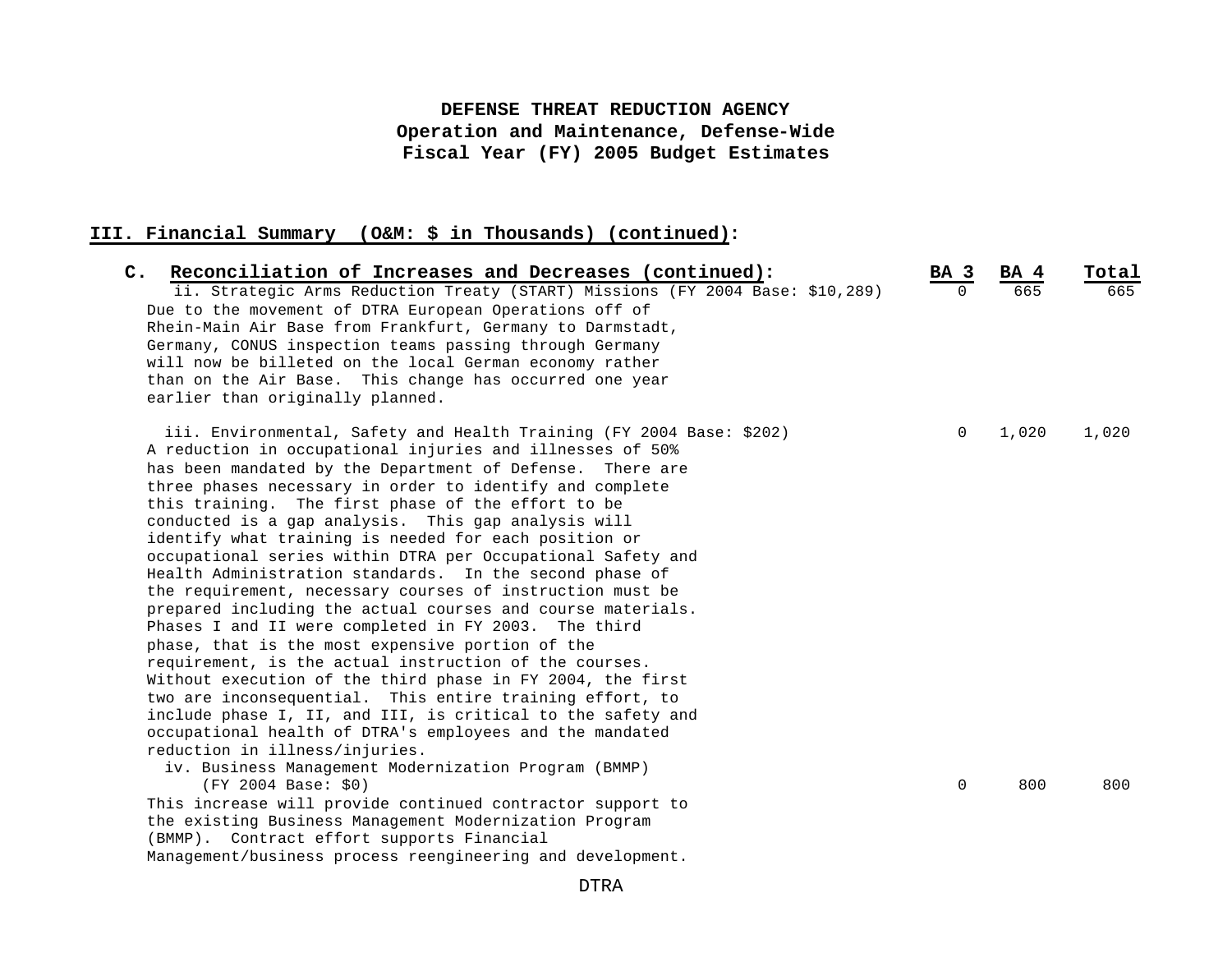**DEFENSE THREAT REDUCTION AGENCY**
**Operation and Maintenance, Defense-Wide**
**Fiscal Year (FY) 2005 Budget Estimates**

## III. Financial Summary (O&M: $ in Thousands) (continued):

| C. Reconciliation of Increases and Decreases (continued): | BA 3 | BA 4 | Total |
|---|---|---|---|
| ii. Strategic Arms Reduction Treaty (START) Missions (FY 2004 Base: $10,289)<br>Due to the movement of DTRA European Operations off of Rhein-Main Air Base from Frankfurt, Germany to Darmstadt, Germany, CONUS inspection teams passing through Germany will now be billeted on the local German economy rather than on the Air Base. This change has occurred one year earlier than originally planned. | 0 | 665 | 665 |
| iii. Environmental, Safety and Health Training (FY 2004 Base: $202)<br>A reduction in occupational injuries and illnesses of 50% has been mandated by the Department of Defense. There are three phases necessary in order to identify and complete this training. The first phase of the effort to be conducted is a gap analysis. This gap analysis will identify what training is needed for each position or occupational series within DTRA per Occupational Safety and Health Administration standards. In the second phase of the requirement, necessary courses of instruction must be prepared including the actual courses and course materials. Phases I and II were completed in FY 2003. The third phase, that is the most expensive portion of the requirement, is the actual instruction of the courses. Without execution of the third phase in FY 2004, the first two are inconsequential. This entire training effort, to include phase I, II, and III, is critical to the safety and occupational health of DTRA's employees and the mandated reduction in illness/injuries. | 0 | 1,020 | 1,020 |
| iv. Business Management Modernization Program (BMMP) (FY 2004 Base: $0)<br>This increase will provide continued contractor support to the existing Business Management Modernization Program (BMMP). Contract effort supports Financial Management/business process reengineering and development. | 0 | 800 | 800 |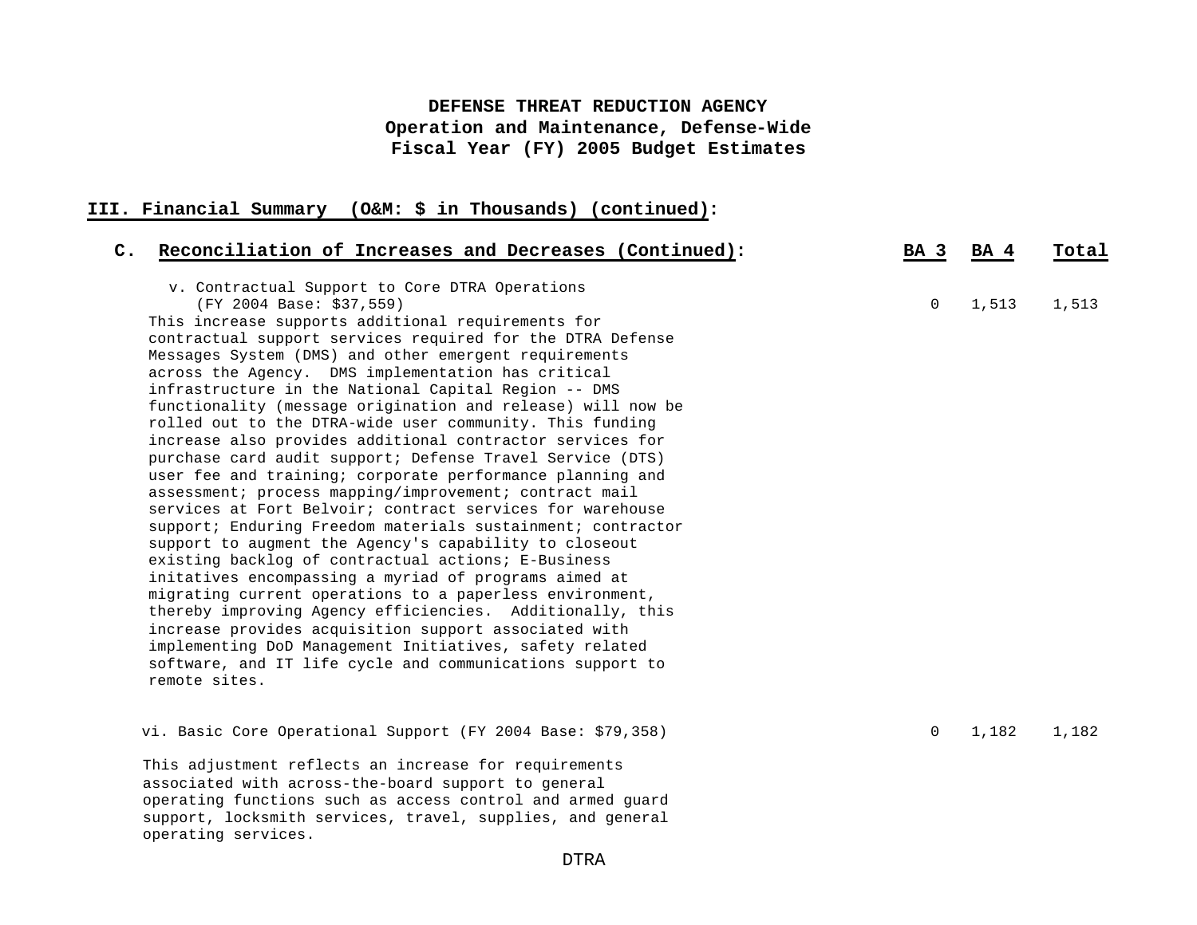**DEFENSE THREAT REDUCTION AGENCY**
**Operation and Maintenance, Defense-Wide**
**Fiscal Year (FY) 2005 Budget Estimates**

## III. Financial Summary (O&M: $ in Thousands) (continued):

| C. Reconciliation of Increases and Decreases (Continued): | BA 3 | BA 4 | Total |
|---|---|---|---|
| v. Contractual Support to Core DTRA Operations (FY 2004 Base: $37,559) | 0 | 1,513 | 1,513 |
| vi. Basic Core Operational Support (FY 2004 Base: $79,358) | 0 | 1,182 | 1,182 |

v. Contractual Support to Core DTRA Operations (FY 2004 Base: $37,559)

This increase supports additional requirements for contractual support services required for the DTRA Defense Messages System (DMS) and other emergent requirements across the Agency. DMS implementation has critical infrastructure in the National Capital Region -- DMS functionality (message origination and release) will now be rolled out to the DTRA-wide user community. This funding increase also provides additional contractor services for purchase card audit support; Defense Travel Service (DTS) user fee and training; corporate performance planning and assessment; process mapping/improvement; contract mail services at Fort Belvoir; contract services for warehouse support; Enduring Freedom materials sustainment; contractor support to augment the Agency's capability to closeout existing backlog of contractual actions; E-Business initatives encompassing a myriad of programs aimed at migrating current operations to a paperless environment, thereby improving Agency efficiencies. Additionally, this increase provides acquisition support associated with implementing DoD Management Initiatives, safety related software, and IT life cycle and communications support to remote sites.

vi. Basic Core Operational Support (FY 2004 Base: $79,358)

This adjustment reflects an increase for requirements associated with across-the-board support to general operating functions such as access control and armed guard support, locksmith services, travel, supplies, and general operating services.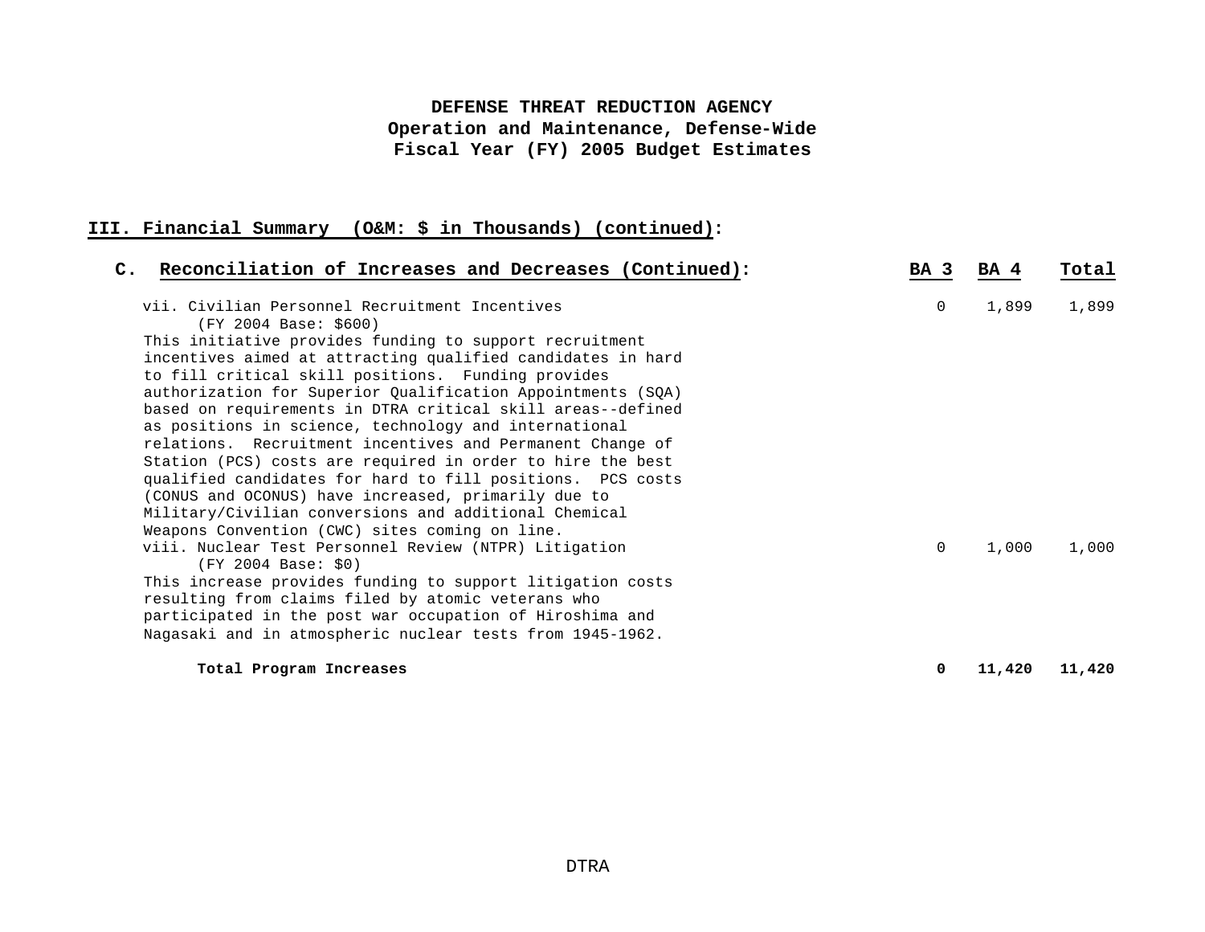**DEFENSE THREAT REDUCTION AGENCY**
**Operation and Maintenance, Defense-Wide**
**Fiscal Year (FY) 2005 Budget Estimates**

## III. Financial Summary (O&M: $ in Thousands) (continued):

| C. Reconciliation of Increases and Decreases (Continued): | BA 3 | BA 4 | Total |
|---|---|---|---|
| vii. Civilian Personnel Recruitment Incentives (FY 2004 Base: $600) This initiative provides funding to support recruitment incentives aimed at attracting qualified candidates in hard to fill critical skill positions. Funding provides authorization for Superior Qualification Appointments (SQA) based on requirements in DTRA critical skill areas--defined as positions in science, technology and international relations. Recruitment incentives and Permanent Change of Station (PCS) costs are required in order to hire the best qualified candidates for hard to fill positions. PCS costs (CONUS and OCONUS) have increased, primarily due to Military/Civilian conversions and additional Chemical Weapons Convention (CWC) sites coming on line. | 0 | 1,899 | 1,899 |
| viii. Nuclear Test Personnel Review (NTPR) Litigation (FY 2004 Base: $0) This increase provides funding to support litigation costs resulting from claims filed by atomic veterans who participated in the post war occupation of Hiroshima and Nagasaki and in atmospheric nuclear tests from 1945-1962. | 0 | 1,000 | 1,000 |
| **Total Program Increases** | **0** | **11,420** | **11,420** |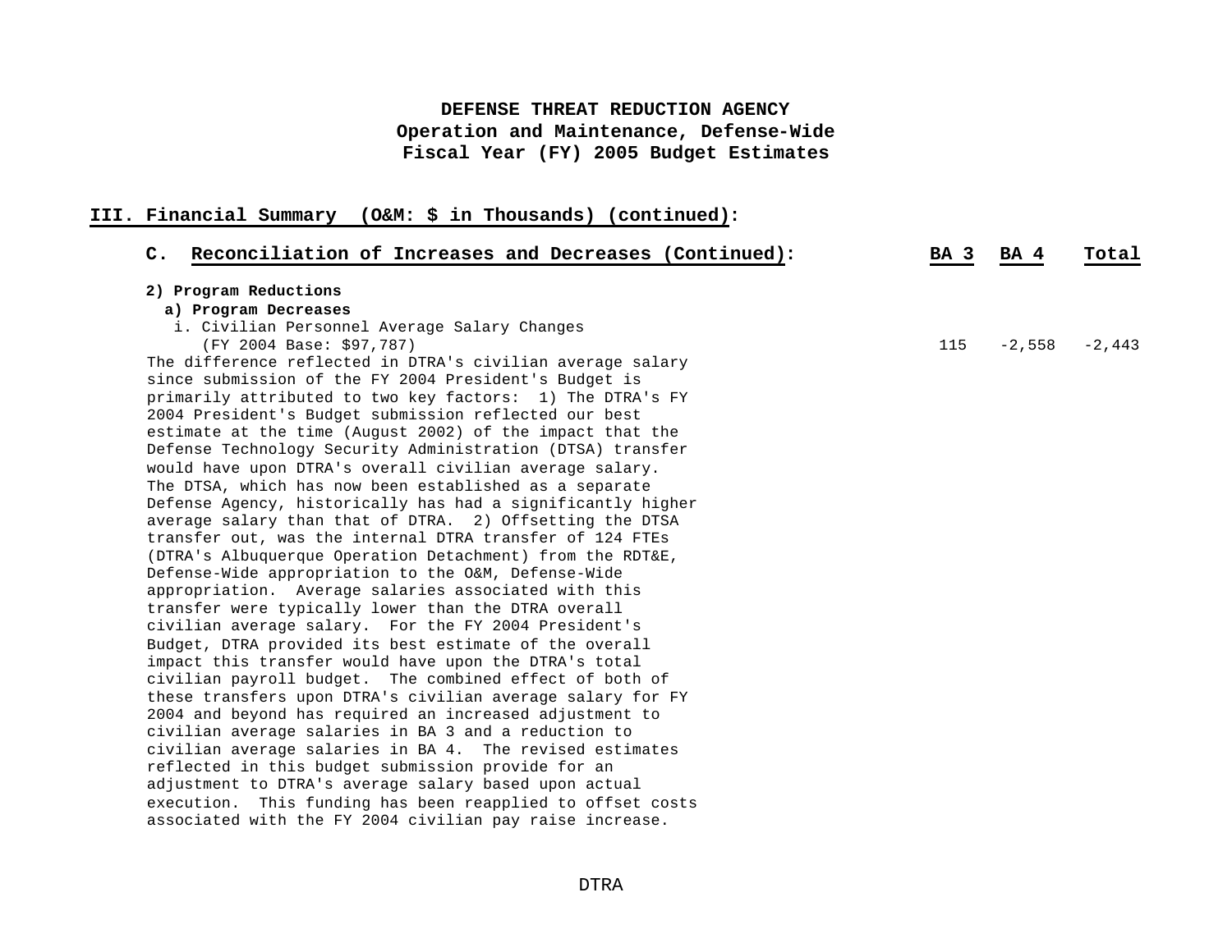**DEFENSE THREAT REDUCTION AGENCY**
**Operation and Maintenance, Defense-Wide**
**Fiscal Year (FY) 2005 Budget Estimates**

## III. Financial Summary (O&M: $ in Thousands) (continued):

| C. Reconciliation of Increases and Decreases (Continued): | BA 3 | BA 4 | Total |
|---|---|---|---|
| **2) Program Reductions** | | | |
| **a) Program Decreases** | | | |
| i. Civilian Personnel Average Salary Changes (FY 2004 Base: $97,787) | 115 | -2,558 | -2,443 |

The difference reflected in DTRA's civilian average salary since submission of the FY 2004 President's Budget is primarily attributed to two key factors: 1) The DTRA's FY 2004 President's Budget submission reflected our best estimate at the time (August 2002) of the impact that the Defense Technology Security Administration (DTSA) transfer would have upon DTRA's overall civilian average salary. The DTSA, which has now been established as a separate Defense Agency, historically has had a significantly higher average salary than that of DTRA. 2) Offsetting the DTSA transfer out, was the internal DTRA transfer of 124 FTEs (DTRA's Albuquerque Operation Detachment) from the RDT&E, Defense-Wide appropriation to the O&M, Defense-Wide appropriation. Average salaries associated with this transfer were typically lower than the DTRA overall civilian average salary. For the FY 2004 President's Budget, DTRA provided its best estimate of the overall impact this transfer would have upon the DTRA's total civilian payroll budget. The combined effect of both of these transfers upon DTRA's civilian average salary for FY 2004 and beyond has required an increased adjustment to civilian average salaries in BA 3 and a reduction to civilian average salaries in BA 4. The revised estimates reflected in this budget submission provide for an adjustment to DTRA's average salary based upon actual execution. This funding has been reapplied to offset costs associated with the FY 2004 civilian pay raise increase.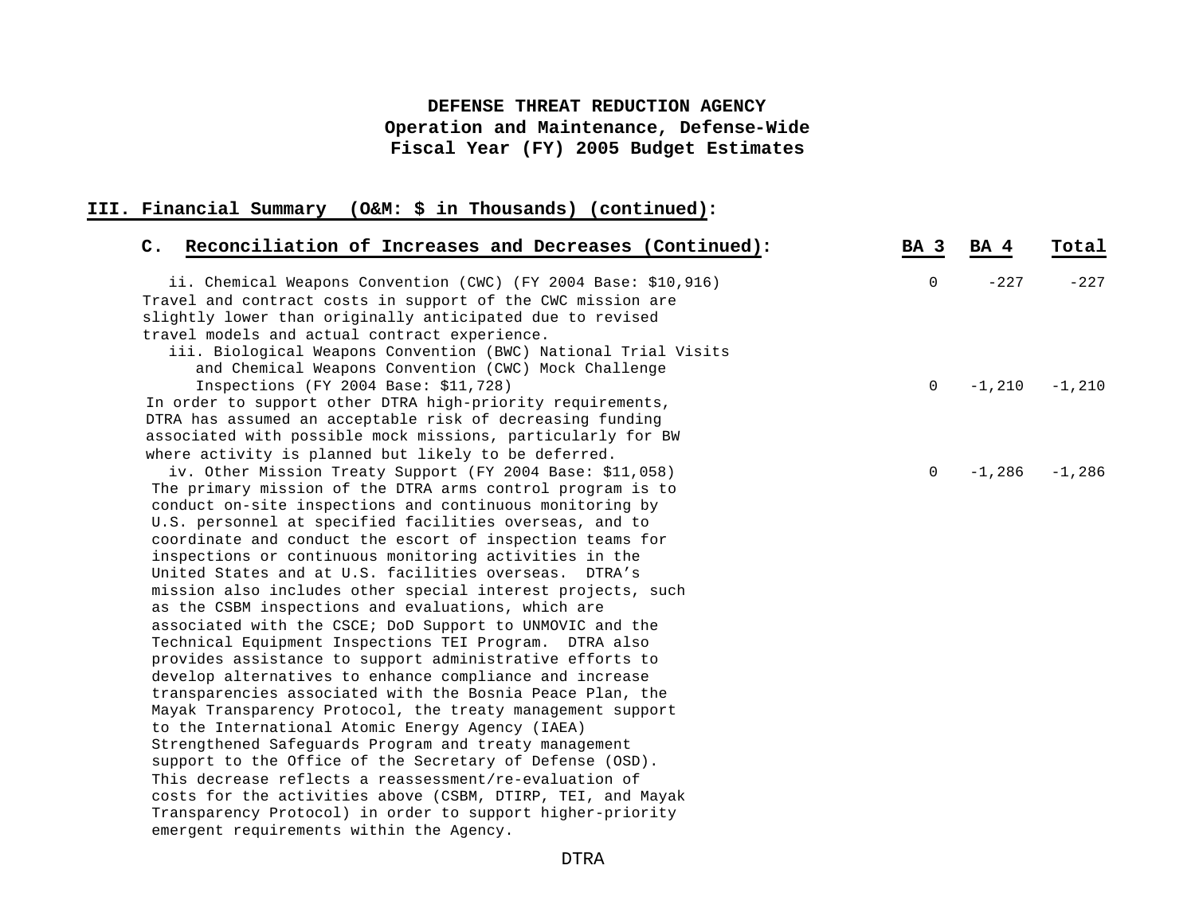**DEFENSE THREAT REDUCTION AGENCY**
**Operation and Maintenance, Defense-Wide**
**Fiscal Year (FY) 2005 Budget Estimates**

## III. Financial Summary (O&M: $ in Thousands) (continued):

### C. Reconciliation of Increases and Decreases (Continued):

| | BA 3 | BA 4 | Total |
|---|---|---|---|
| ii. Chemical Weapons Convention (CWC) (FY 2004 Base: $10,916) Travel and contract costs in support of the CWC mission are slightly lower than originally anticipated due to revised travel models and actual contract experience. | 0 | -227 | -227 |
| iii. Biological Weapons Convention (BWC) National Trial Visits and Chemical Weapons Convention (CWC) Mock Challenge Inspections (FY 2004 Base: $11,728) In order to support other DTRA high-priority requirements, DTRA has assumed an acceptable risk of decreasing funding associated with possible mock missions, particularly for BW where activity is planned but likely to be deferred. | 0 | -1,210 | -1,210 |
| iv. Other Mission Treaty Support (FY 2004 Base: $11,058) The primary mission of the DTRA arms control program is to conduct on-site inspections and continuous monitoring by U.S. personnel at specified facilities overseas, and to coordinate and conduct the escort of inspection teams for inspections or continuous monitoring activities in the United States and at U.S. facilities overseas. DTRA's mission also includes other special interest projects, such as the CSBM inspections and evaluations, which are associated with the CSCE; DoD Support to UNMOVIC and the Technical Equipment Inspections TEI Program. DTRA also provides assistance to support administrative efforts to develop alternatives to enhance compliance and increase transparencies associated with the Bosnia Peace Plan, the Mayak Transparency Protocol, the treaty management support to the International Atomic Energy Agency (IAEA) Strengthened Safeguards Program and treaty management support to the Office of the Secretary of Defense (OSD). This decrease reflects a reassessment/re-evaluation of costs for the activities above (CSBM, DTIRP, TEI, and Mayak Transparency Protocol) in order to support higher-priority emergent requirements within the Agency. | 0 | -1,286 | -1,286 |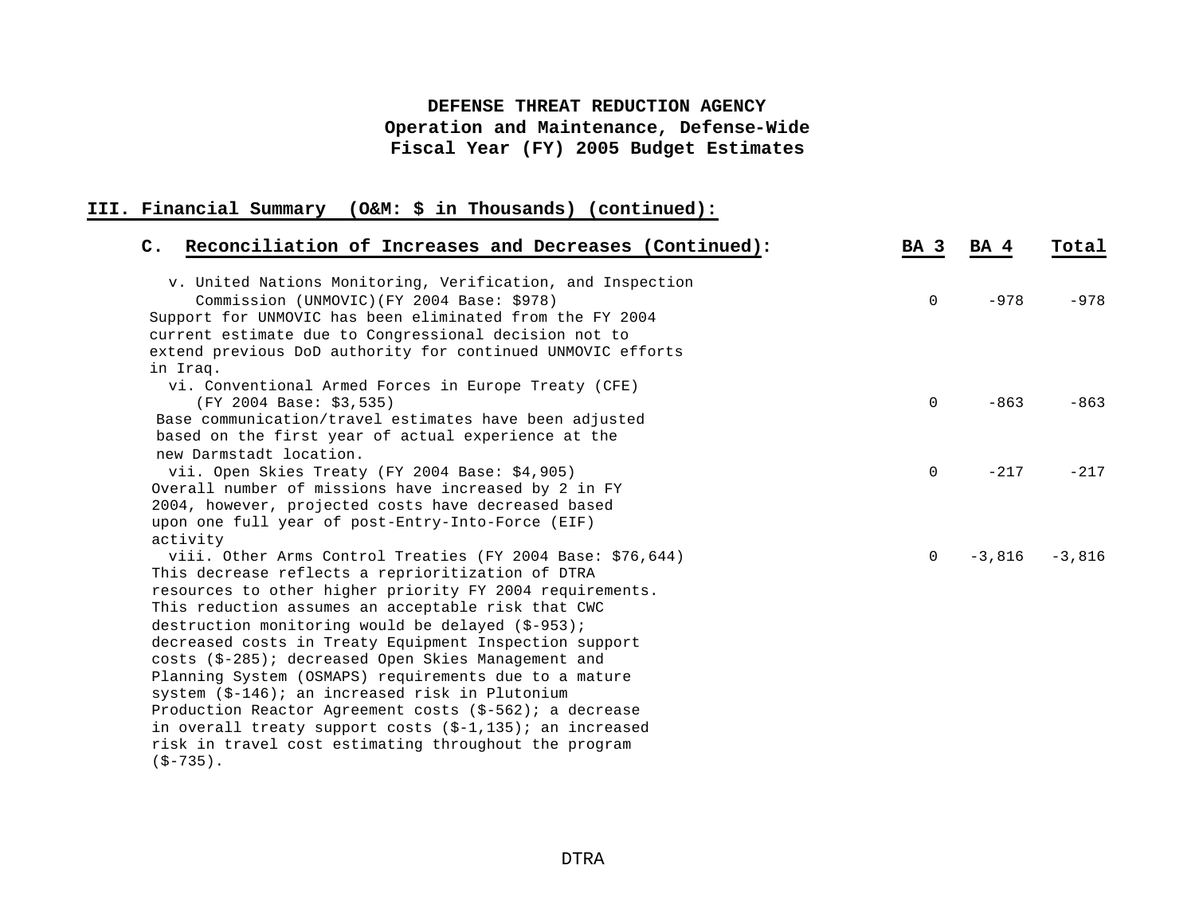**DEFENSE THREAT REDUCTION AGENCY**
**Operation and Maintenance, Defense-Wide**
**Fiscal Year (FY) 2005 Budget Estimates**

## III. Financial Summary (O&M: $ in Thousands) (continued):

| C. Reconciliation of Increases and Decreases (Continued): | BA 3 | BA 4 | Total |
|---|---|---|---|
| v. United Nations Monitoring, Verification, and Inspection Commission (UNMOVIC)(FY 2004 Base: $978) | 0 | -978 | -978 |
| Support for UNMOVIC has been eliminated from the FY 2004 current estimate due to Congressional decision not to extend previous DoD authority for continued UNMOVIC efforts in Iraq. | | | |
| vi. Conventional Armed Forces in Europe Treaty (CFE) (FY 2004 Base: $3,535) | 0 | -863 | -863 |
| Base communication/travel estimates have been adjusted based on the first year of actual experience at the new Darmstadt location. | | | |
| vii. Open Skies Treaty (FY 2004 Base: $4,905) | 0 | -217 | -217 |
| Overall number of missions have increased by 2 in FY 2004, however, projected costs have decreased based upon one full year of post-Entry-Into-Force (EIF) activity | | | |
| viii. Other Arms Control Treaties (FY 2004 Base: $76,644) | 0 | -3,816 | -3,816 |
| This decrease reflects a reprioritization of DTRA resources to other higher priority FY 2004 requirements. This reduction assumes an acceptable risk that CWC destruction monitoring would be delayed ($-953); decreased costs in Treaty Equipment Inspection support costs ($-285); decreased Open Skies Management and Planning System (OSMAPS) requirements due to a mature system ($-146); an increased risk in Plutonium Production Reactor Agreement costs ($-562); a decrease in overall treaty support costs ($-1,135); an increased risk in travel cost estimating throughout the program ($-735). | | | |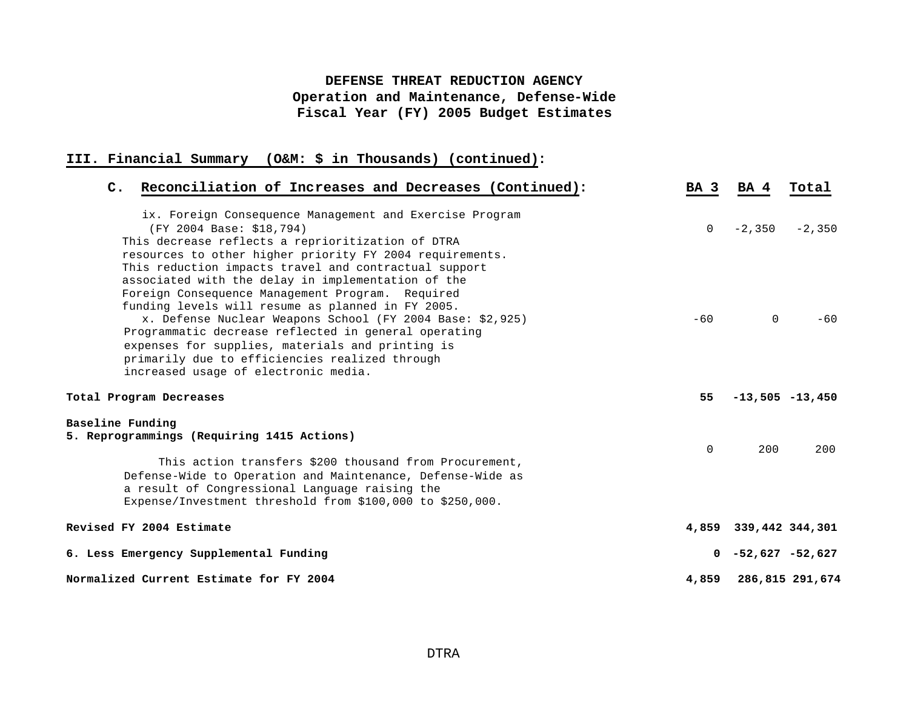**DEFENSE THREAT REDUCTION AGENCY**
**Operation and Maintenance, Defense-Wide**
**Fiscal Year (FY) 2005 Budget Estimates**

## III. Financial Summary (O&M: $ in Thousands) (continued):

| C. Reconciliation of Increases and Decreases (Continued): | BA 3 | BA 4 | Total |
|---|---|---|---|
| ix. Foreign Consequence Management and Exercise Program (FY 2004 Base: $18,794) This decrease reflects a reprioritization of DTRA resources to other higher priority FY 2004 requirements. This reduction impacts travel and contractual support associated with the delay in implementation of the Foreign Consequence Management Program. Required funding levels will resume as planned in FY 2005. | 0 | -2,350 | -2,350 |
| x. Defense Nuclear Weapons School (FY 2004 Base: $2,925) Programmatic decrease reflected in general operating expenses for supplies, materials and printing is primarily due to efficiencies realized through increased usage of electronic media. | -60 | 0 | -60 |
| **Total Program Decreases** | **55** | **-13,505** | **-13,450** |
| **Baseline Funding** | | | |
| **5. Reprogrammings (Requiring 1415 Actions)** This action transfers $200 thousand from Procurement, Defense-Wide to Operation and Maintenance, Defense-Wide as a result of Congressional Language raising the Expense/Investment threshold from $100,000 to $250,000. | 0 | 200 | 200 |
| **Revised FY 2004 Estimate** | **4,859** | **339,442** | **344,301** |
| **6. Less Emergency Supplemental Funding** | **0** | **-52,627** | **-52,627** |
| **Normalized Current Estimate for FY 2004** | **4,859** | **286,815** | **291,674** |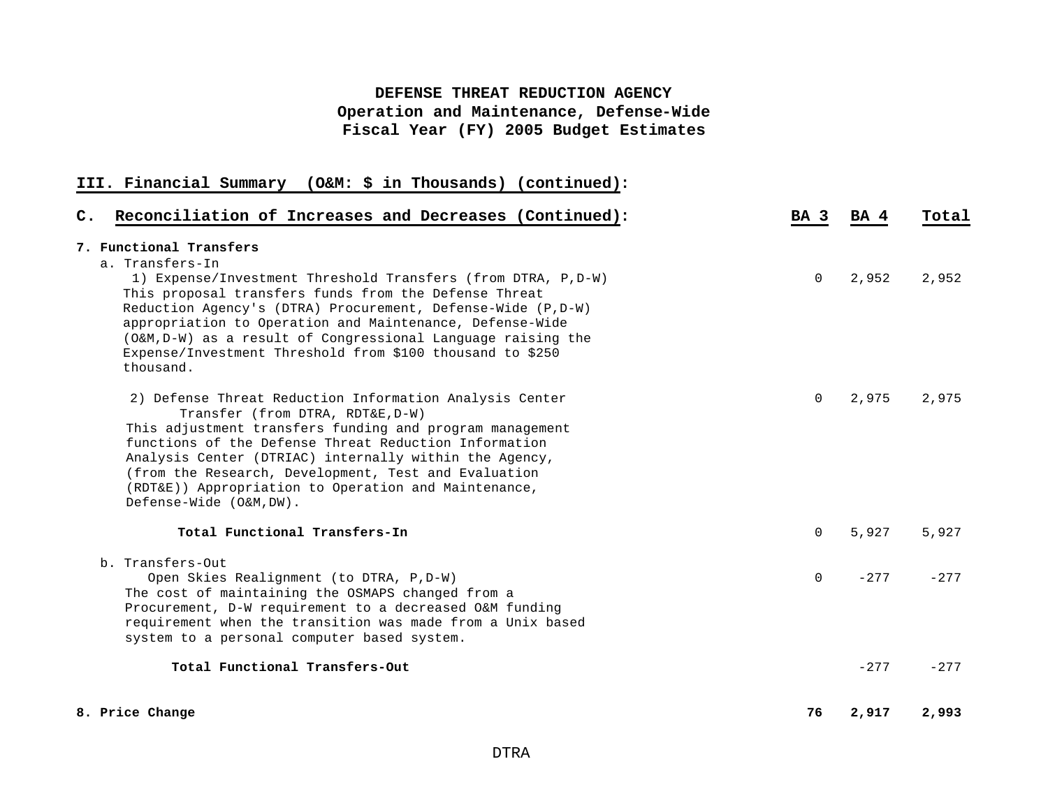**DEFENSE THREAT REDUCTION AGENCY**
**Operation and Maintenance, Defense-Wide**
**Fiscal Year (FY) 2005 Budget Estimates**

## III. Financial Summary (O&M: $ in Thousands) (continued):

| C. Reconciliation of Increases and Decreases (Continued): | BA 3 | BA 4 | Total |
|---|---|---|---|
| **7. Functional Transfers** | | | |
| a. Transfers-In | | | |
| 1) Expense/Investment Threshold Transfers (from DTRA, P,D-W)<br>This proposal transfers funds from the Defense Threat Reduction Agency's (DTRA) Procurement, Defense-Wide (P,D-W) appropriation to Operation and Maintenance, Defense-Wide (O&M,D-W) as a result of Congressional Language raising the Expense/Investment Threshold from $100 thousand to $250 thousand. | 0 | 2,952 | 2,952 |
| 2) Defense Threat Reduction Information Analysis Center Transfer (from DTRA, RDT&E,D-W)<br>This adjustment transfers funding and program management functions of the Defense Threat Reduction Information Analysis Center (DTRIAC) internally within the Agency, (from the Research, Development, Test and Evaluation (RDT&E)) Appropriation to Operation and Maintenance, Defense-Wide (O&M,DW). | 0 | 2,975 | 2,975 |
| **Total Functional Transfers-In** | 0 | 5,927 | 5,927 |
| b. Transfers-Out | | | |
| Open Skies Realignment (to DTRA, P,D-W)<br>The cost of maintaining the OSMAPS changed from a Procurement, D-W requirement to a decreased O&M funding requirement when the transition was made from a Unix based system to a personal computer based system. | 0 | -277 | -277 |
| **Total Functional Transfers-Out** | | -277 | -277 |
| **8. Price Change** | **76** | **2,917** | **2,993** |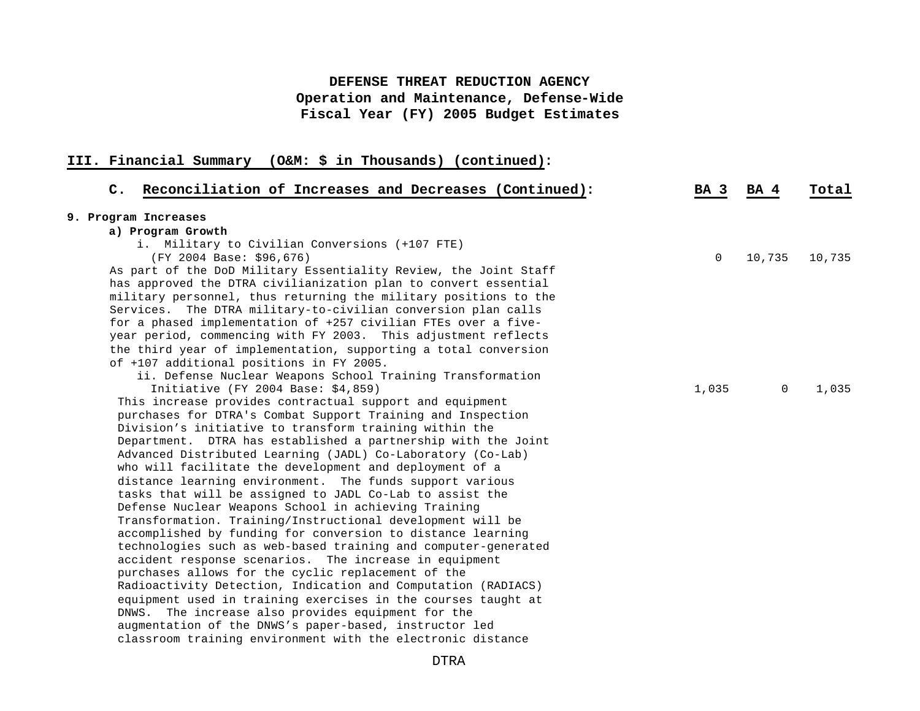**DEFENSE THREAT REDUCTION AGENCY**
**Operation and Maintenance, Defense-Wide**
**Fiscal Year (FY) 2005 Budget Estimates**

## III. Financial Summary (O&M: $ in Thousands) (continued):

| C. Reconciliation of Increases and Decreases (Continued): | BA 3 | BA 4 | Total |
|---|---|---|---|
| **9. Program Increases** | | | |
| **a) Program Growth** | | | |
| i. Military to Civilian Conversions (+107 FTE) (FY 2004 Base: $96,676) | 0 | 10,735 | 10,735 |
| As part of the DoD Military Essentiality Review, the Joint Staff has approved the DTRA civilianization plan to convert essential military personnel, thus returning the military positions to the Services. The DTRA military-to-civilian conversion plan calls for a phased implementation of +257 civilian FTEs over a five-year period, commencing with FY 2003. This adjustment reflects the third year of implementation, supporting a total conversion of +107 additional positions in FY 2005. | | | |
| ii. Defense Nuclear Weapons School Training Transformation Initiative (FY 2004 Base: $4,859) | 1,035 | 0 | 1,035 |
| This increase provides contractual support and equipment purchases for DTRA's Combat Support Training and Inspection Division's initiative to transform training within the Department. DTRA has established a partnership with the Joint Advanced Distributed Learning (JADL) Co-Laboratory (Co-Lab) who will facilitate the development and deployment of a distance learning environment. The funds support various tasks that will be assigned to JADL Co-Lab to assist the Defense Nuclear Weapons School in achieving Training Transformation. Training/Instructional development will be accomplished by funding for conversion to distance learning technologies such as web-based training and computer-generated accident response scenarios. The increase in equipment purchases allows for the cyclic replacement of the Radioactivity Detection, Indication and Computation (RADIACS) equipment used in training exercises in the courses taught at DNWS. The increase also provides equipment for the augmentation of the DNWS's paper-based, instructor led classroom training environment with the electronic distance | | | |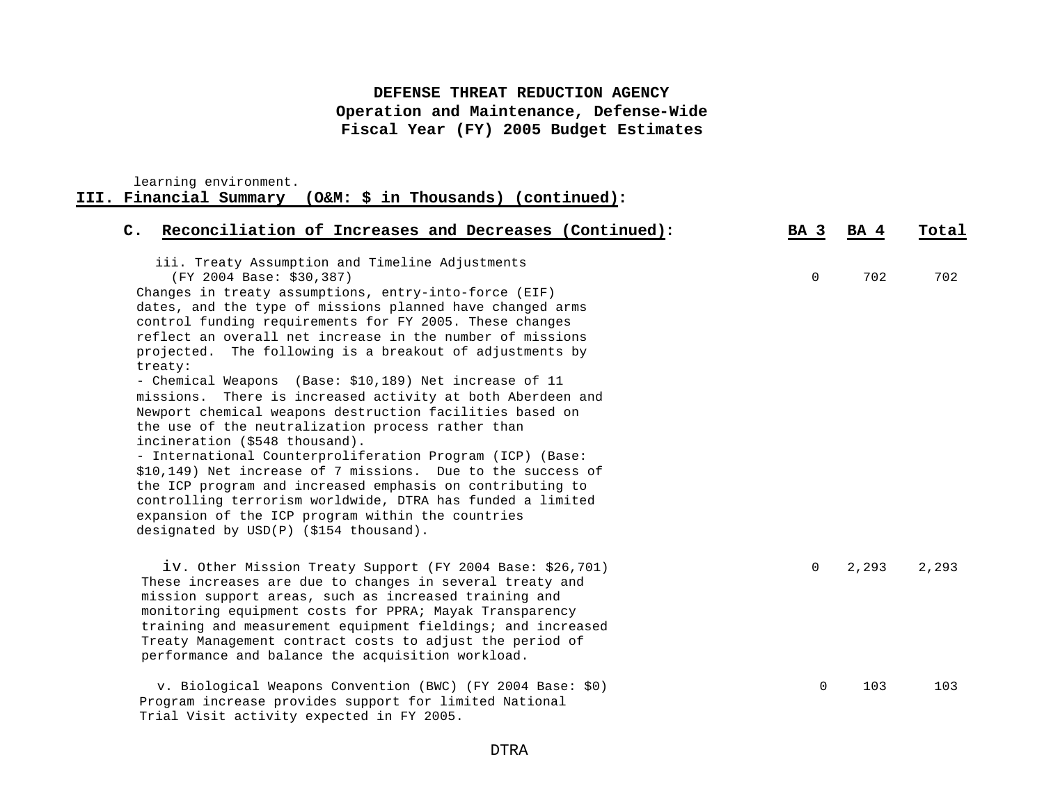learning environment.

## III. Financial Summary (O&M: $ in Thousands) (continued):

| C. Reconciliation of Increases and Decreases (Continued): | BA 3 | BA 4 | Total |
|---|---|---|---|
| iii. Treaty Assumption and Timeline Adjustments (FY 2004 Base: $30,387) Changes in treaty assumptions, entry-into-force (EIF) dates, and the type of missions planned have changed arms control funding requirements for FY 2005. These changes reflect an overall net increase in the number of missions projected. The following is a breakout of adjustments by treaty:<br>- Chemical Weapons (Base: $10,189) Net increase of 11 missions. There is increased activity at both Aberdeen and Newport chemical weapons destruction facilities based on the use of the neutralization process rather than incineration ($548 thousand).<br>- International Counterproliferation Program (ICP) (Base: $10,149) Net increase of 7 missions. Due to the success of the ICP program and increased emphasis on contributing to controlling terrorism worldwide, DTRA has funded a limited expansion of the ICP program within the countries designated by USD(P) ($154 thousand). | 0 | 702 | 702 |
| iv. Other Mission Treaty Support (FY 2004 Base: $26,701) These increases are due to changes in several treaty and mission support areas, such as increased training and monitoring equipment costs for PPRA; Mayak Transparency training and measurement equipment fieldings; and increased Treaty Management contract costs to adjust the period of performance and balance the acquisition workload. | 0 | 2,293 | 2,293 |
| v. Biological Weapons Convention (BWC) (FY 2004 Base: $0) Program increase provides support for limited National Trial Visit activity expected in FY 2005. | 0 | 103 | 103 |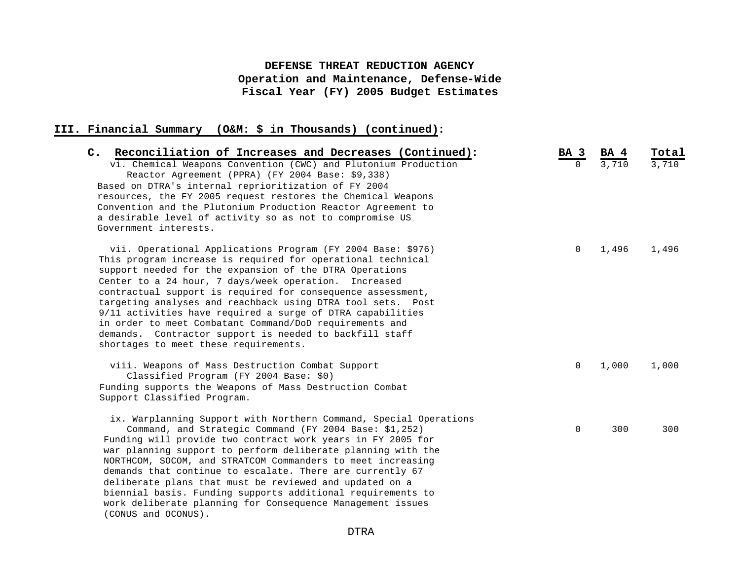**DEFENSE THREAT REDUCTION AGENCY**
**Operation and Maintenance, Defense-Wide**
**Fiscal Year (FY) 2005 Budget Estimates**

## III. Financial Summary (O&M: $ in Thousands) (continued):

| C. Reconciliation of Increases and Decreases (Continued): | BA 3 | BA 4 | Total |
|---|---|---|---|
| vi. Chemical Weapons Convention (CWC) and Plutonium Production Reactor Agreement (PPRA) (FY 2004 Base: $9,338)<br>Based on DTRA's internal reprioritization of FY 2004 resources, the FY 2005 request restores the Chemical Weapons Convention and the Plutonium Production Reactor Agreement to a desirable level of activity so as not to compromise US Government interests. | 0 | 3,710 | 3,710 |
| vii. Operational Applications Program (FY 2004 Base: $976)<br>This program increase is required for operational technical support needed for the expansion of the DTRA Operations Center to a 24 hour, 7 days/week operation. Increased contractual support is required for consequence assessment, targeting analyses and reachback using DTRA tool sets. Post 9/11 activities have required a surge of DTRA capabilities in order to meet Combatant Command/DoD requirements and demands. Contractor support is needed to backfill staff shortages to meet these requirements. | 0 | 1,496 | 1,496 |
| viii. Weapons of Mass Destruction Combat Support Classified Program (FY 2004 Base: $0)<br>Funding supports the Weapons of Mass Destruction Combat Support Classified Program. | 0 | 1,000 | 1,000 |
| ix. Warplanning Support with Northern Command, Special Operations Command, and Strategic Command (FY 2004 Base: $1,252)<br>Funding will provide two contract work years in FY 2005 for war planning support to perform deliberate planning with the NORTHCOM, SOCOM, and STRATCOM Commanders to meet increasing demands that continue to escalate. There are currently 67 deliberate plans that must be reviewed and updated on a biennial basis. Funding supports additional requirements to work deliberate planning for Consequence Management issues (CONUS and OCONUS). | 0 | 300 | 300 |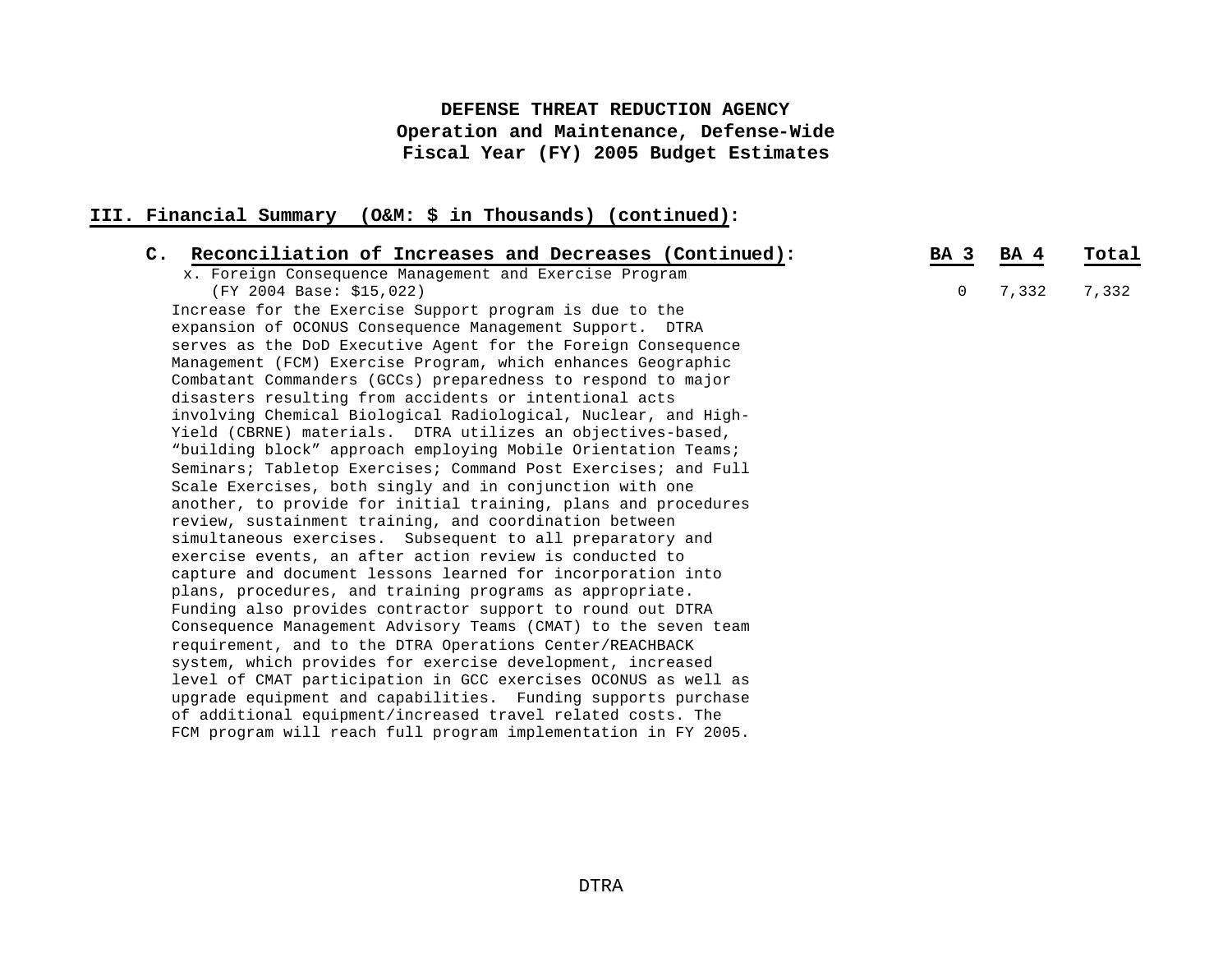# DEFENSE THREAT REDUCTION AGENCY
## Operation and Maintenance, Defense-Wide
## Fiscal Year (FY) 2005 Budget Estimates

**III. Financial Summary (O&M: $ in Thousands) (continued):**

| C. Reconciliation of Increases and Decreases (Continued): | BA 3 | BA 4 | Total |
|---|---|---|---|
| x. Foreign Consequence Management and Exercise Program (FY 2004 Base: $15,022) | 0 | 7,332 | 7,332 |

Increase for the Exercise Support program is due to the expansion of OCONUS Consequence Management Support. DTRA serves as the DoD Executive Agent for the Foreign Consequence Management (FCM) Exercise Program, which enhances Geographic Combatant Commanders (GCCs) preparedness to respond to major disasters resulting from accidents or intentional acts involving Chemical Biological Radiological, Nuclear, and High-Yield (CBRNE) materials. DTRA utilizes an objectives-based, "building block" approach employing Mobile Orientation Teams; Seminars; Tabletop Exercises; Command Post Exercises; and Full Scale Exercises, both singly and in conjunction with one another, to provide for initial training, plans and procedures review, sustainment training, and coordination between simultaneous exercises. Subsequent to all preparatory and exercise events, an after action review is conducted to capture and document lessons learned for incorporation into plans, procedures, and training programs as appropriate. Funding also provides contractor support to round out DTRA Consequence Management Advisory Teams (CMAT) to the seven team requirement, and to the DTRA Operations Center/REACHBACK system, which provides for exercise development, increased level of CMAT participation in GCC exercises OCONUS as well as upgrade equipment and capabilities. Funding supports purchase of additional equipment/increased travel related costs. The FCM program will reach full program implementation in FY 2005.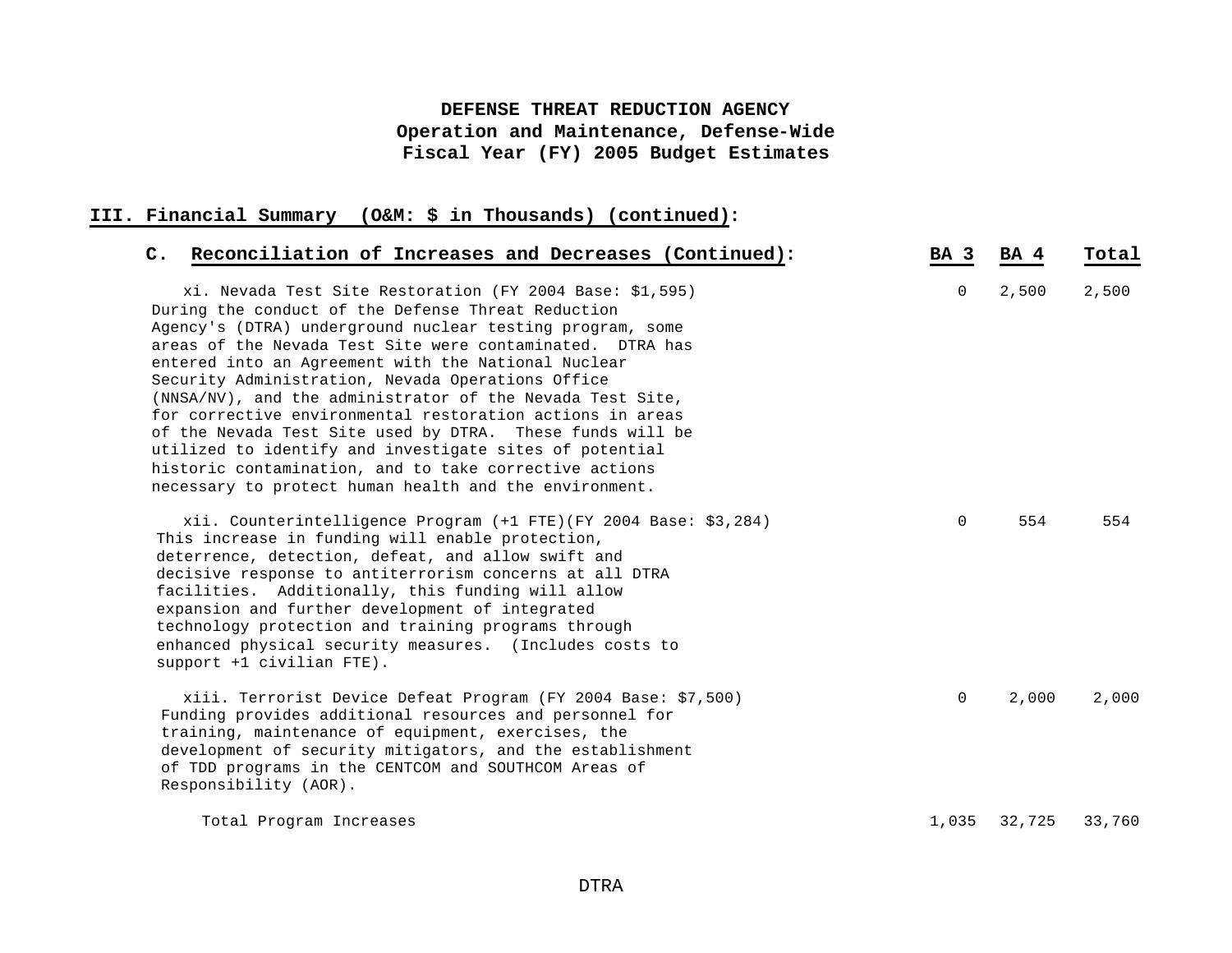**DEFENSE THREAT REDUCTION AGENCY**
**Operation and Maintenance, Defense-Wide**
**Fiscal Year (FY) 2005 Budget Estimates**

## III. Financial Summary (O&M: $ in Thousands) (continued):

| C. Reconciliation of Increases and Decreases (Continued): | BA 3 | BA 4 | Total |
|---|---|---|---|
| xi. Nevada Test Site Restoration (FY 2004 Base: $1,595) During the conduct of the Defense Threat Reduction Agency's (DTRA) underground nuclear testing program, some areas of the Nevada Test Site were contaminated. DTRA has entered into an Agreement with the National Nuclear Security Administration, Nevada Operations Office (NNSA/NV), and the administrator of the Nevada Test Site, for corrective environmental restoration actions in areas of the Nevada Test Site used by DTRA. These funds will be utilized to identify and investigate sites of potential historic contamination, and to take corrective actions necessary to protect human health and the environment. | 0 | 2,500 | 2,500 |
| xii. Counterintelligence Program (+1 FTE)(FY 2004 Base: $3,284) This increase in funding will enable protection, deterrence, detection, defeat, and allow swift and decisive response to antiterrorism concerns at all DTRA facilities. Additionally, this funding will allow expansion and further development of integrated technology protection and training programs through enhanced physical security measures. (Includes costs to support +1 civilian FTE). | 0 | 554 | 554 |
| xiii. Terrorist Device Defeat Program (FY 2004 Base: $7,500) Funding provides additional resources and personnel for training, maintenance of equipment, exercises, the development of security mitigators, and the establishment of TDD programs in the CENTCOM and SOUTHCOM Areas of Responsibility (AOR). | 0 | 2,000 | 2,000 |
| Total Program Increases | 1,035 | 32,725 | 33,760 |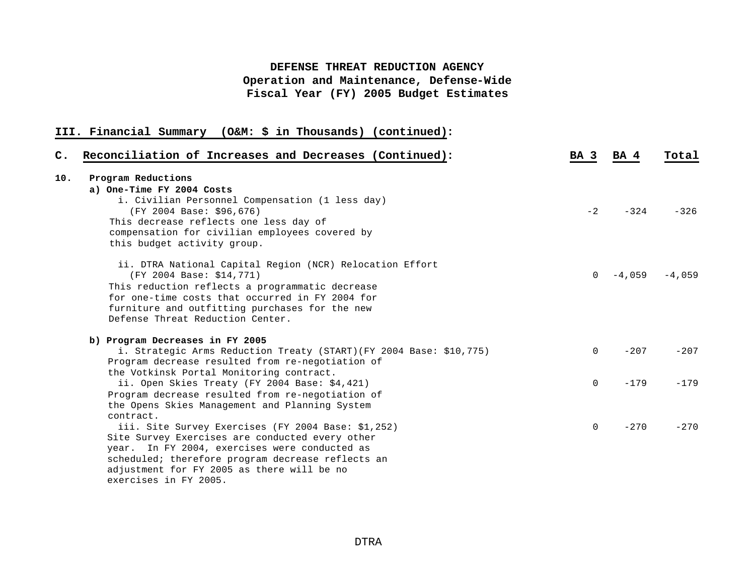**DEFENSE THREAT REDUCTION AGENCY**
**Operation and Maintenance, Defense-Wide**
**Fiscal Year (FY) 2005 Budget Estimates**

## III. Financial Summary (O&M: $ in Thousands) (continued):

| C. Reconciliation of Increases and Decreases (Continued): | BA 3 | BA 4 | Total |
|---|---|---|---|
| **10. Program Reductions** | | | |
| **a) One-Time FY 2004 Costs** | | | |
| i. Civilian Personnel Compensation (1 less day) (FY 2004 Base: $96,676) This decrease reflects one less day of compensation for civilian employees covered by this budget activity group. | -2 | -324 | -326 |
| ii. DTRA National Capital Region (NCR) Relocation Effort (FY 2004 Base: $14,771) This reduction reflects a programmatic decrease for one-time costs that occurred in FY 2004 for furniture and outfitting purchases for the new Defense Threat Reduction Center. | 0 | -4,059 | -4,059 |
| **b) Program Decreases in FY 2005** | | | |
| i. Strategic Arms Reduction Treaty (START)(FY 2004 Base: $10,775) Program decrease resulted from re-negotiation of the Votkinsk Portal Monitoring contract. | 0 | -207 | -207 |
| ii. Open Skies Treaty (FY 2004 Base: $4,421) Program decrease resulted from re-negotiation of the Opens Skies Management and Planning System contract. | 0 | -179 | -179 |
| iii. Site Survey Exercises (FY 2004 Base: $1,252) Site Survey Exercises are conducted every other year. In FY 2004, exercises were conducted as scheduled; therefore program decrease reflects an adjustment for FY 2005 as there will be no exercises in FY 2005. | 0 | -270 | -270 |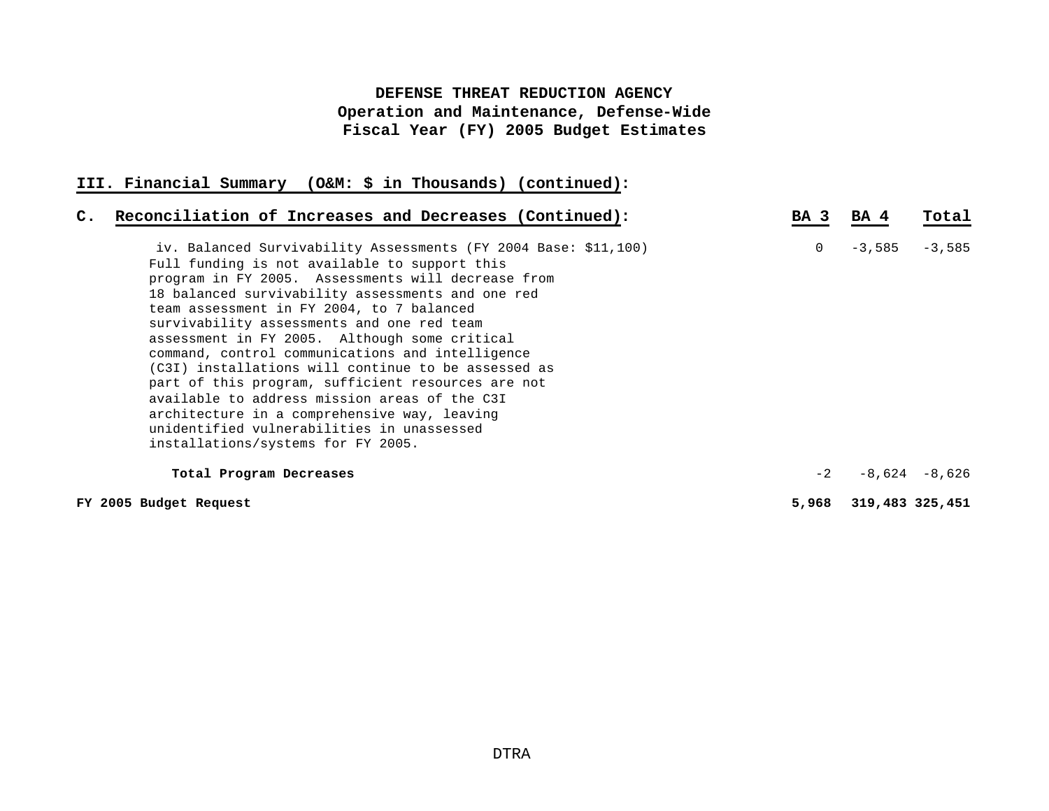**DEFENSE THREAT REDUCTION AGENCY**
**Operation and Maintenance, Defense-Wide**
**Fiscal Year (FY) 2005 Budget Estimates**

## III. Financial Summary (O&M: $ in Thousands) (continued):

| C. Reconciliation of Increases and Decreases (Continued): | BA 3 | BA 4 | Total |
|---|---|---|---|
| iv. Balanced Survivability Assessments (FY 2004 Base: $11,100) Full funding is not available to support this program in FY 2005. Assessments will decrease from 18 balanced survivability assessments and one red team assessment in FY 2004, to 7 balanced survivability assessments and one red team assessment in FY 2005. Although some critical command, control communications and intelligence (C3I) installations will continue to be assessed as part of this program, sufficient resources are not available to address mission areas of the C3I architecture in a comprehensive way, leaving unidentified vulnerabilities in unassessed installations/systems for FY 2005. | 0 | -3,585 | -3,585 |
| **Total Program Decreases** | -2 | -8,624 | -8,626 |
| **FY 2005 Budget Request** | **5,968** | **319,483** | **325,451** |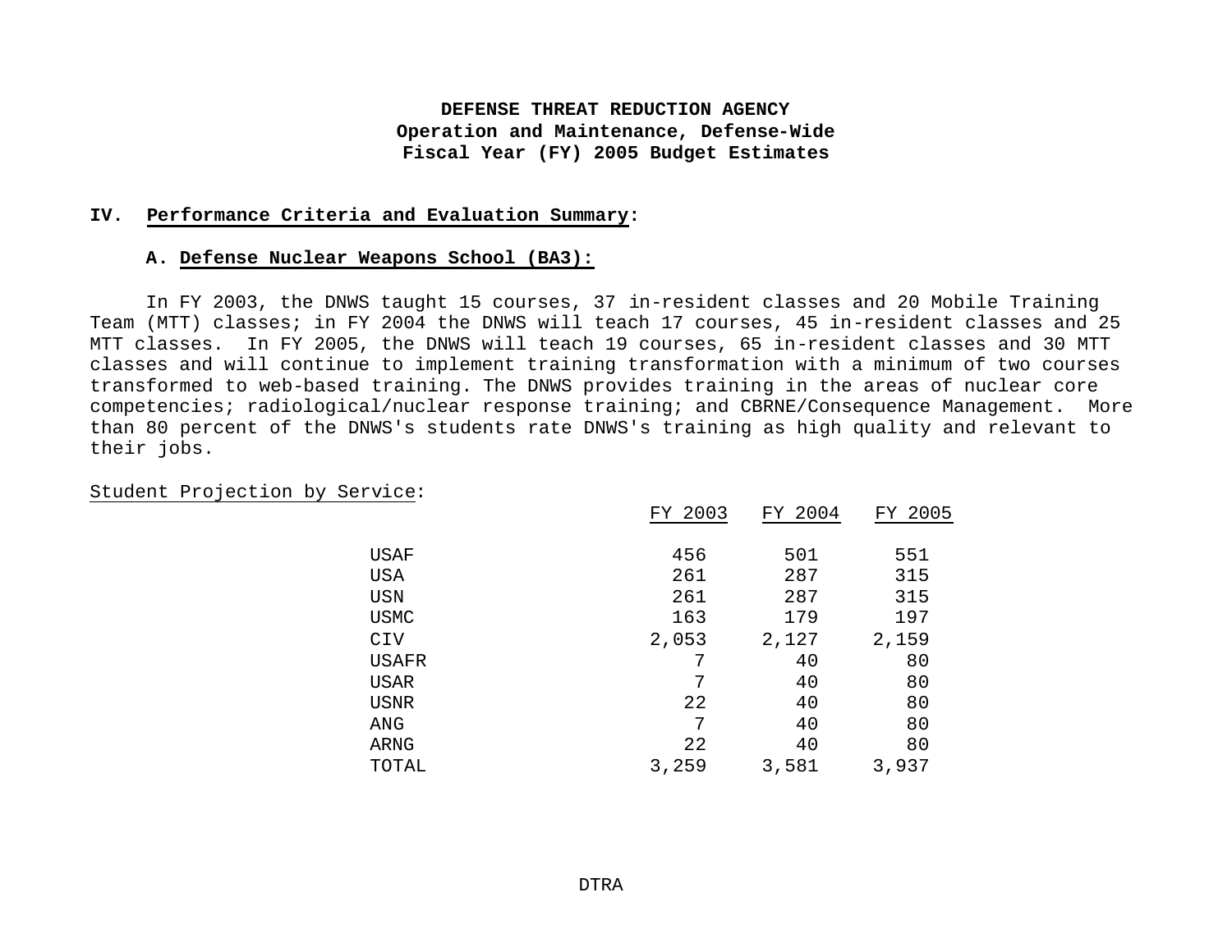**DEFENSE THREAT REDUCTION AGENCY**
**Operation and Maintenance, Defense-Wide**
**Fiscal Year (FY) 2005 Budget Estimates**

## IV. Performance Criteria and Evaluation Summary:

### A. Defense Nuclear Weapons School (BA3):

In FY 2003, the DNWS taught 15 courses, 37 in-resident classes and 20 Mobile Training Team (MTT) classes; in FY 2004 the DNWS will teach 17 courses, 45 in-resident classes and 25 MTT classes. In FY 2005, the DNWS will teach 19 courses, 65 in-resident classes and 30 MTT classes and will continue to implement training transformation with a minimum of two courses transformed to web-based training. The DNWS provides training in the areas of nuclear core competencies; radiological/nuclear response training; and CBRNE/Consequence Management. More than 80 percent of the DNWS's students rate DNWS's training as high quality and relevant to their jobs.

Student Projection by Service:

| | FY 2003 | FY 2004 | FY 2005 |
|---|---|---|---|
| USAF | 456 | 501 | 551 |
| USA | 261 | 287 | 315 |
| USN | 261 | 287 | 315 |
| USMC | 163 | 179 | 197 |
| CIV | 2,053 | 2,127 | 2,159 |
| USAFR | 7 | 40 | 80 |
| USAR | 7 | 40 | 80 |
| USNR | 22 | 40 | 80 |
| ANG | 7 | 40 | 80 |
| ARNG | 22 | 40 | 80 |
| TOTAL | 3,259 | 3,581 | 3,937 |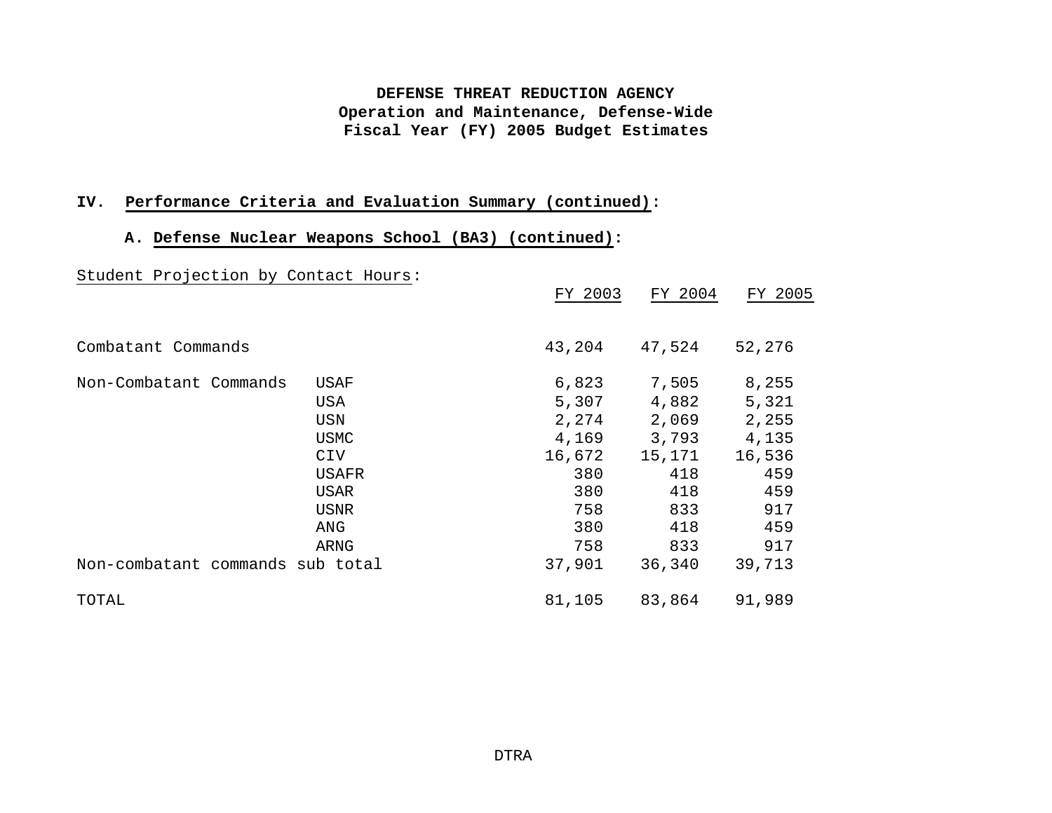**DEFENSE THREAT REDUCTION AGENCY**
**Operation and Maintenance, Defense-Wide**
**Fiscal Year (FY) 2005 Budget Estimates**

## IV. Performance Criteria and Evaluation Summary (continued):

### A. Defense Nuclear Weapons School (BA3) (continued):

Student Projection by Contact Hours:

| | | FY 2003 | FY 2004 | FY 2005 |
|---|---|---|---|---|
| Combatant Commands | | 43,204 | 47,524 | 52,276 |
| Non-Combatant Commands | USAF | 6,823 | 7,505 | 8,255 |
| | USA | 5,307 | 4,882 | 5,321 |
| | USN | 2,274 | 2,069 | 2,255 |
| | USMC | 4,169 | 3,793 | 4,135 |
| | CIV | 16,672 | 15,171 | 16,536 |
| | USAFR | 380 | 418 | 459 |
| | USAR | 380 | 418 | 459 |
| | USNR | 758 | 833 | 917 |
| | ANG | 380 | 418 | 459 |
| | ARNG | 758 | 833 | 917 |
| Non-combatant commands sub total | | 37,901 | 36,340 | 39,713 |
| TOTAL | | 81,105 | 83,864 | 91,989 |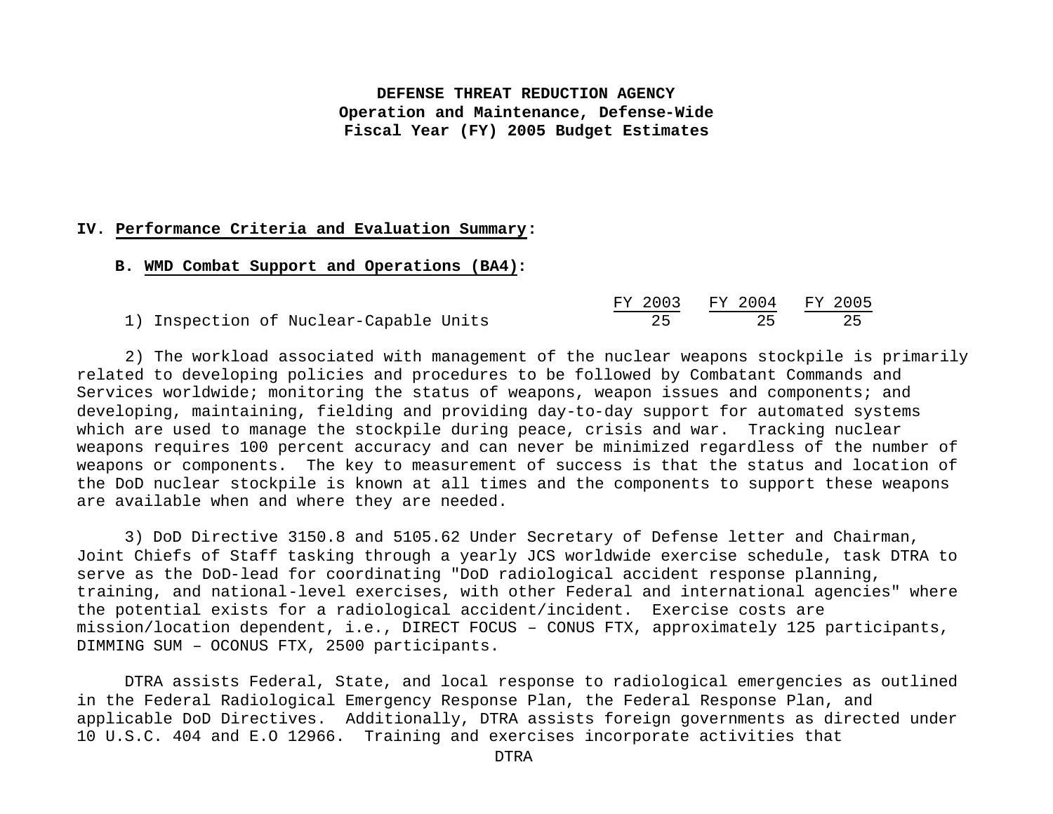**DEFENSE THREAT REDUCTION AGENCY**
**Operation and Maintenance, Defense-Wide**
**Fiscal Year (FY) 2005 Budget Estimates**

## IV. Performance Criteria and Evaluation Summary:

### B. WMD Combat Support and Operations (BA4):

| | FY 2003 | FY 2004 | FY 2005 |
|---|---|---|---|
| 1) Inspection of Nuclear-Capable Units | 25 | 25 | 25 |

2) The workload associated with management of the nuclear weapons stockpile is primarily related to developing policies and procedures to be followed by Combatant Commands and Services worldwide; monitoring the status of weapons, weapon issues and components; and developing, maintaining, fielding and providing day-to-day support for automated systems which are used to manage the stockpile during peace, crisis and war. Tracking nuclear weapons requires 100 percent accuracy and can never be minimized regardless of the number of weapons or components. The key to measurement of success is that the status and location of the DoD nuclear stockpile is known at all times and the components to support these weapons are available when and where they are needed.

3) DoD Directive 3150.8 and 5105.62 Under Secretary of Defense letter and Chairman, Joint Chiefs of Staff tasking through a yearly JCS worldwide exercise schedule, task DTRA to serve as the DoD-lead for coordinating "DoD radiological accident response planning, training, and national-level exercises, with other Federal and international agencies" where the potential exists for a radiological accident/incident. Exercise costs are mission/location dependent, i.e., DIRECT FOCUS – CONUS FTX, approximately 125 participants, DIMMING SUM – OCONUS FTX, 2500 participants.

DTRA assists Federal, State, and local response to radiological emergencies as outlined in the Federal Radiological Emergency Response Plan, the Federal Response Plan, and applicable DoD Directives. Additionally, DTRA assists foreign governments as directed under 10 U.S.C. 404 and E.O 12966. Training and exercises incorporate activities that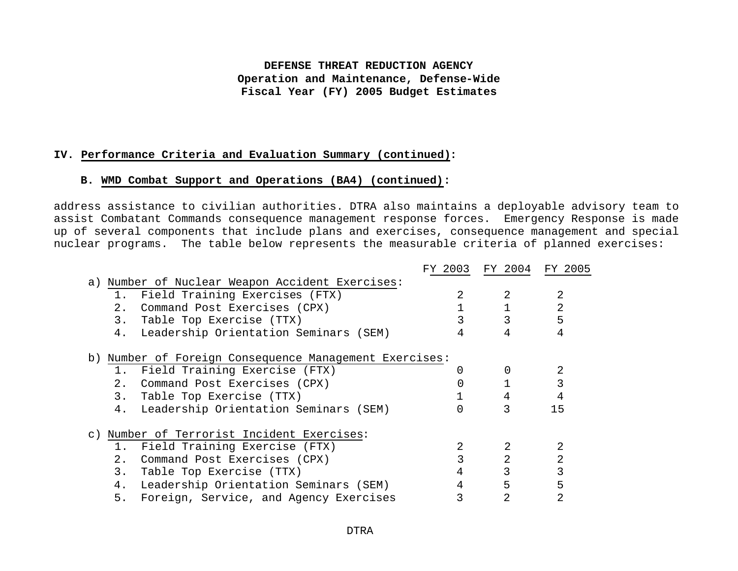**DEFENSE THREAT REDUCTION AGENCY**
**Operation and Maintenance, Defense-Wide**
**Fiscal Year (FY) 2005 Budget Estimates**

## IV. Performance Criteria and Evaluation Summary (continued):

### B. WMD Combat Support and Operations (BA4) (continued):

address assistance to civilian authorities. DTRA also maintains a deployable advisory team to assist Combatant Commands consequence management response forces. Emergency Response is made up of several components that include plans and exercises, consequence management and special nuclear programs. The table below represents the measurable criteria of planned exercises:

| | FY 2003 | FY 2004 | FY 2005 |
|---|---|---|---|
| a) Number of Nuclear Weapon Accident Exercises: | | | |
| 1. Field Training Exercises (FTX) | 2 | 2 | 2 |
| 2. Command Post Exercises (CPX) | 1 | 1 | 2 |
| 3. Table Top Exercise (TTX) | 3 | 3 | 5 |
| 4. Leadership Orientation Seminars (SEM) | 4 | 4 | 4 |
| b) Number of Foreign Consequence Management Exercises: | | | |
| 1. Field Training Exercise (FTX) | 0 | 0 | 2 |
| 2. Command Post Exercises (CPX) | 0 | 1 | 3 |
| 3. Table Top Exercise (TTX) | 1 | 4 | 4 |
| 4. Leadership Orientation Seminars (SEM) | 0 | 3 | 15 |
| c) Number of Terrorist Incident Exercises: | | | |
| 1. Field Training Exercise (FTX) | 2 | 2 | 2 |
| 2. Command Post Exercises (CPX) | 3 | 2 | 2 |
| 3. Table Top Exercise (TTX) | 4 | 3 | 3 |
| 4. Leadership Orientation Seminars (SEM) | 4 | 5 | 5 |
| 5. Foreign, Service, and Agency Exercises | 3 | 2 | 2 |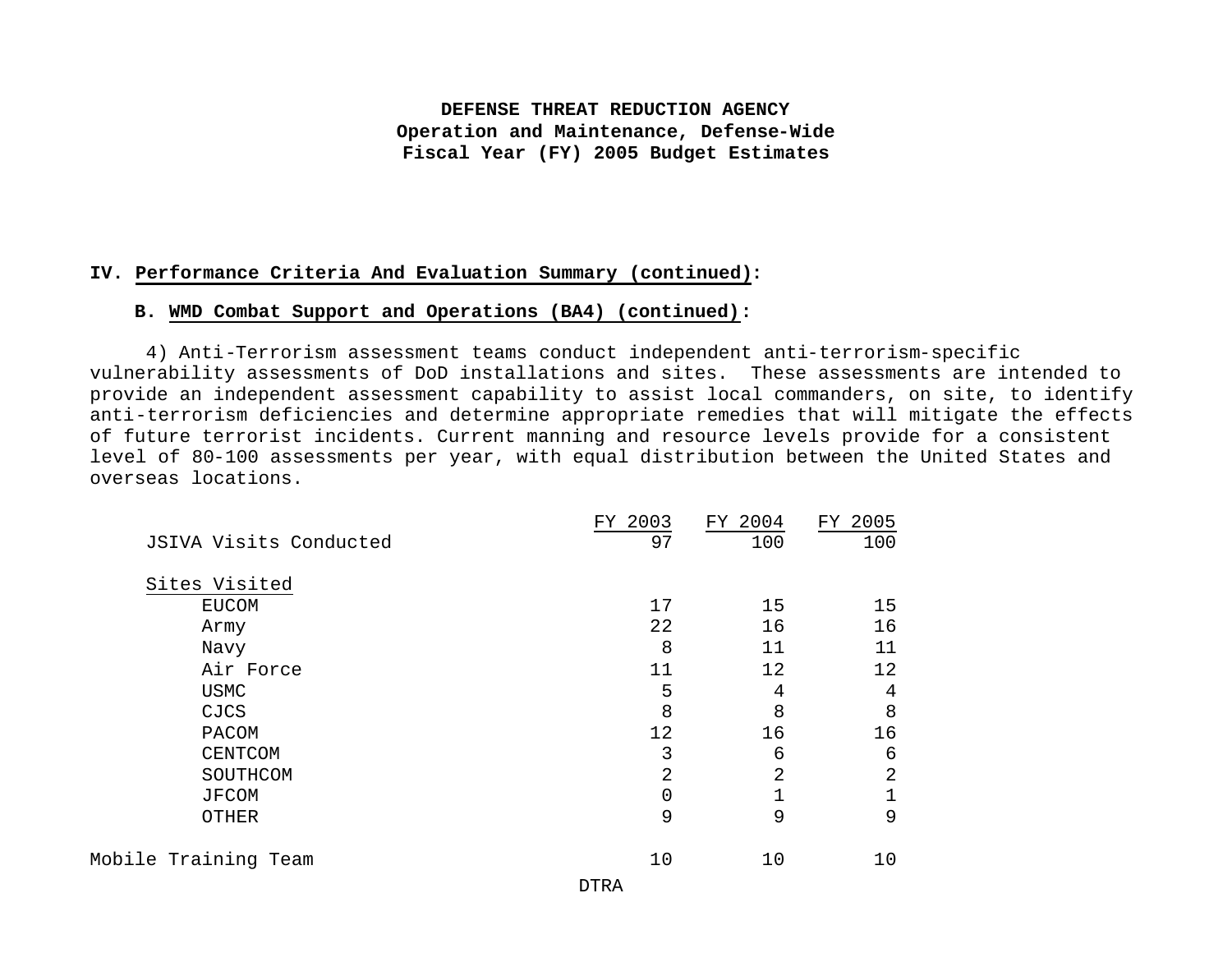**DEFENSE THREAT REDUCTION AGENCY**
**Operation and Maintenance, Defense-Wide**
**Fiscal Year (FY) 2005 Budget Estimates**

## IV. Performance Criteria And Evaluation Summary (continued):

### B. WMD Combat Support and Operations (BA4) (continued):

4) Anti-Terrorism assessment teams conduct independent anti-terrorism-specific vulnerability assessments of DoD installations and sites. These assessments are intended to provide an independent assessment capability to assist local commanders, on site, to identify anti-terrorism deficiencies and determine appropriate remedies that will mitigate the effects of future terrorist incidents. Current manning and resource levels provide for a consistent level of 80-100 assessments per year, with equal distribution between the United States and overseas locations.

| | FY 2003 | FY 2004 | FY 2005 |
|---|---|---|---|
| JSIVA Visits Conducted | 97 | 100 | 100 |
| Sites Visited | | | |
| EUCOM | 17 | 15 | 15 |
| Army | 22 | 16 | 16 |
| Navy | 8 | 11 | 11 |
| Air Force | 11 | 12 | 12 |
| USMC | 5 | 4 | 4 |
| CJCS | 8 | 8 | 8 |
| PACOM | 12 | 16 | 16 |
| CENTCOM | 3 | 6 | 6 |
| SOUTHCOM | 2 | 2 | 2 |
| JFCOM | 0 | 1 | 1 |
| OTHER | 9 | 9 | 9 |
| Mobile Training Team | 10 | 10 | 10 |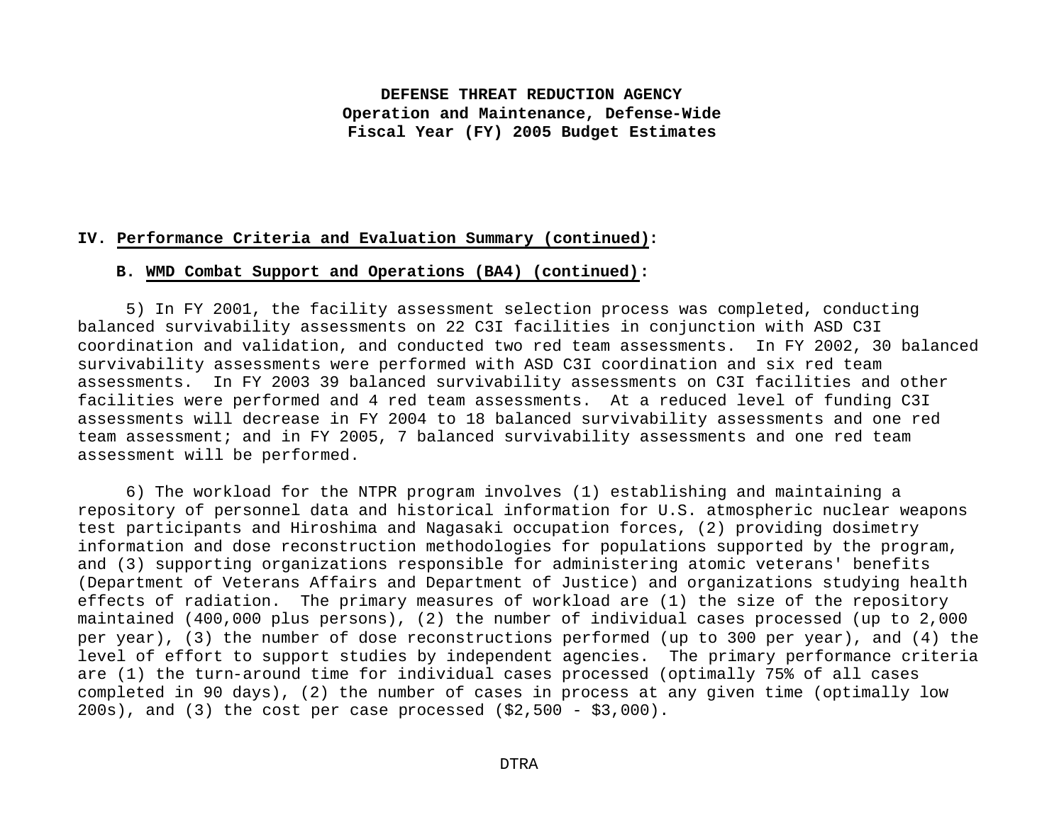**IV. Performance Criteria and Evaluation Summary (continued):**

**B. WMD Combat Support and Operations (BA4) (continued):**

5) In FY 2001, the facility assessment selection process was completed, conducting balanced survivability assessments on 22 C3I facilities in conjunction with ASD C3I coordination and validation, and conducted two red team assessments. In FY 2002, 30 balanced survivability assessments were performed with ASD C3I coordination and six red team assessments. In FY 2003 39 balanced survivability assessments on C3I facilities and other facilities were performed and 4 red team assessments. At a reduced level of funding C3I assessments will decrease in FY 2004 to 18 balanced survivability assessments and one red team assessment; and in FY 2005, 7 balanced survivability assessments and one red team assessment will be performed.

6) The workload for the NTPR program involves (1) establishing and maintaining a repository of personnel data and historical information for U.S. atmospheric nuclear weapons test participants and Hiroshima and Nagasaki occupation forces, (2) providing dosimetry information and dose reconstruction methodologies for populations supported by the program, and (3) supporting organizations responsible for administering atomic veterans' benefits (Department of Veterans Affairs and Department of Justice) and organizations studying health effects of radiation. The primary measures of workload are (1) the size of the repository maintained (400,000 plus persons), (2) the number of individual cases processed (up to 2,000 per year), (3) the number of dose reconstructions performed (up to 300 per year), and (4) the level of effort to support studies by independent agencies. The primary performance criteria are (1) the turn-around time for individual cases processed (optimally 75% of all cases completed in 90 days), (2) the number of cases in process at any given time (optimally low 200s), and (3) the cost per case processed ($2,500 - $3,000).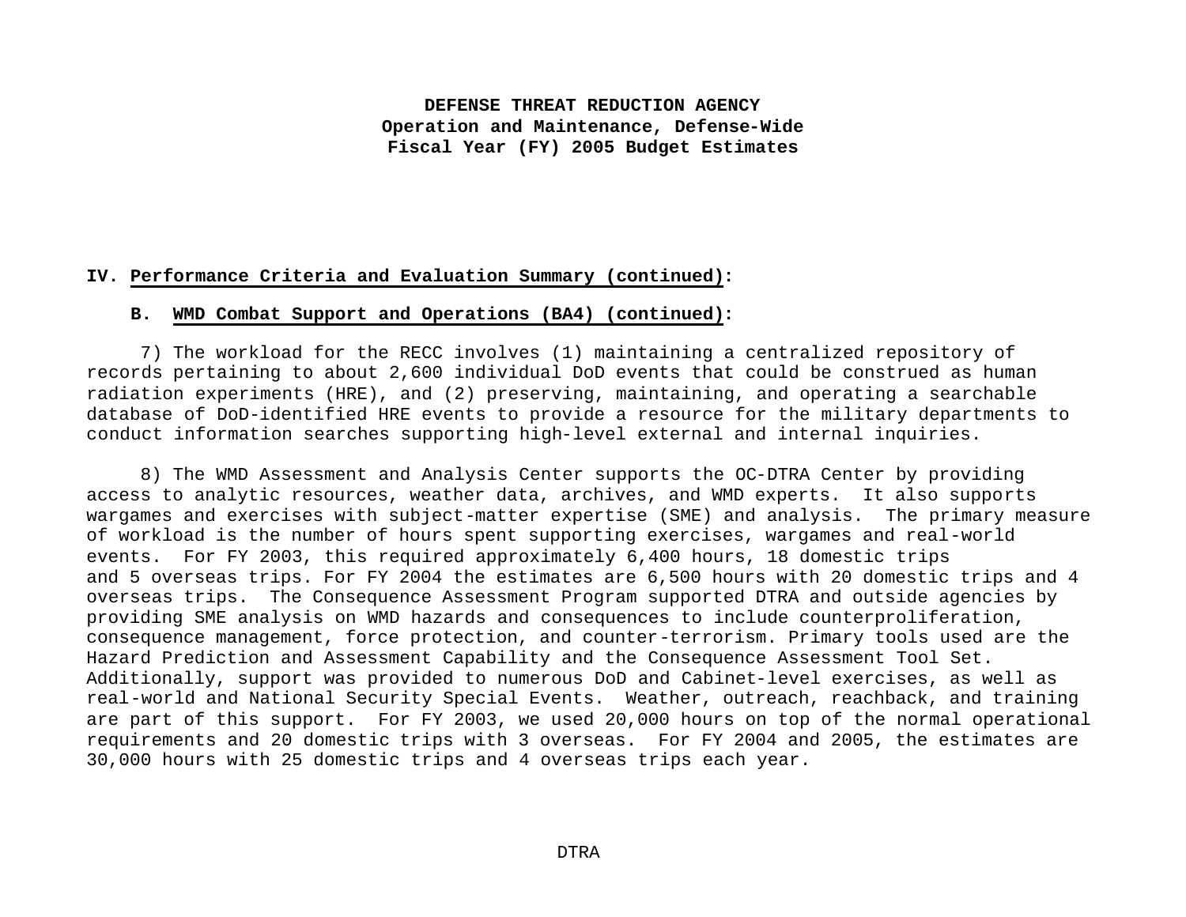**DEFENSE THREAT REDUCTION AGENCY**
**Operation and Maintenance, Defense-Wide**
**Fiscal Year (FY) 2005 Budget Estimates**

**IV. Performance Criteria and Evaluation Summary (continued):**

**B. WMD Combat Support and Operations (BA4) (continued):**

7) The workload for the RECC involves (1) maintaining a centralized repository of records pertaining to about 2,600 individual DoD events that could be construed as human radiation experiments (HRE), and (2) preserving, maintaining, and operating a searchable database of DoD-identified HRE events to provide a resource for the military departments to conduct information searches supporting high-level external and internal inquiries.

8) The WMD Assessment and Analysis Center supports the OC-DTRA Center by providing access to analytic resources, weather data, archives, and WMD experts. It also supports wargames and exercises with subject-matter expertise (SME) and analysis. The primary measure of workload is the number of hours spent supporting exercises, wargames and real-world events. For FY 2003, this required approximately 6,400 hours, 18 domestic trips and 5 overseas trips. For FY 2004 the estimates are 6,500 hours with 20 domestic trips and 4 overseas trips. The Consequence Assessment Program supported DTRA and outside agencies by providing SME analysis on WMD hazards and consequences to include counterproliferation, consequence management, force protection, and counter-terrorism. Primary tools used are the Hazard Prediction and Assessment Capability and the Consequence Assessment Tool Set. Additionally, support was provided to numerous DoD and Cabinet-level exercises, as well as real-world and National Security Special Events. Weather, outreach, reachback, and training are part of this support. For FY 2003, we used 20,000 hours on top of the normal operational requirements and 20 domestic trips with 3 overseas. For FY 2004 and 2005, the estimates are 30,000 hours with 25 domestic trips and 4 overseas trips each year.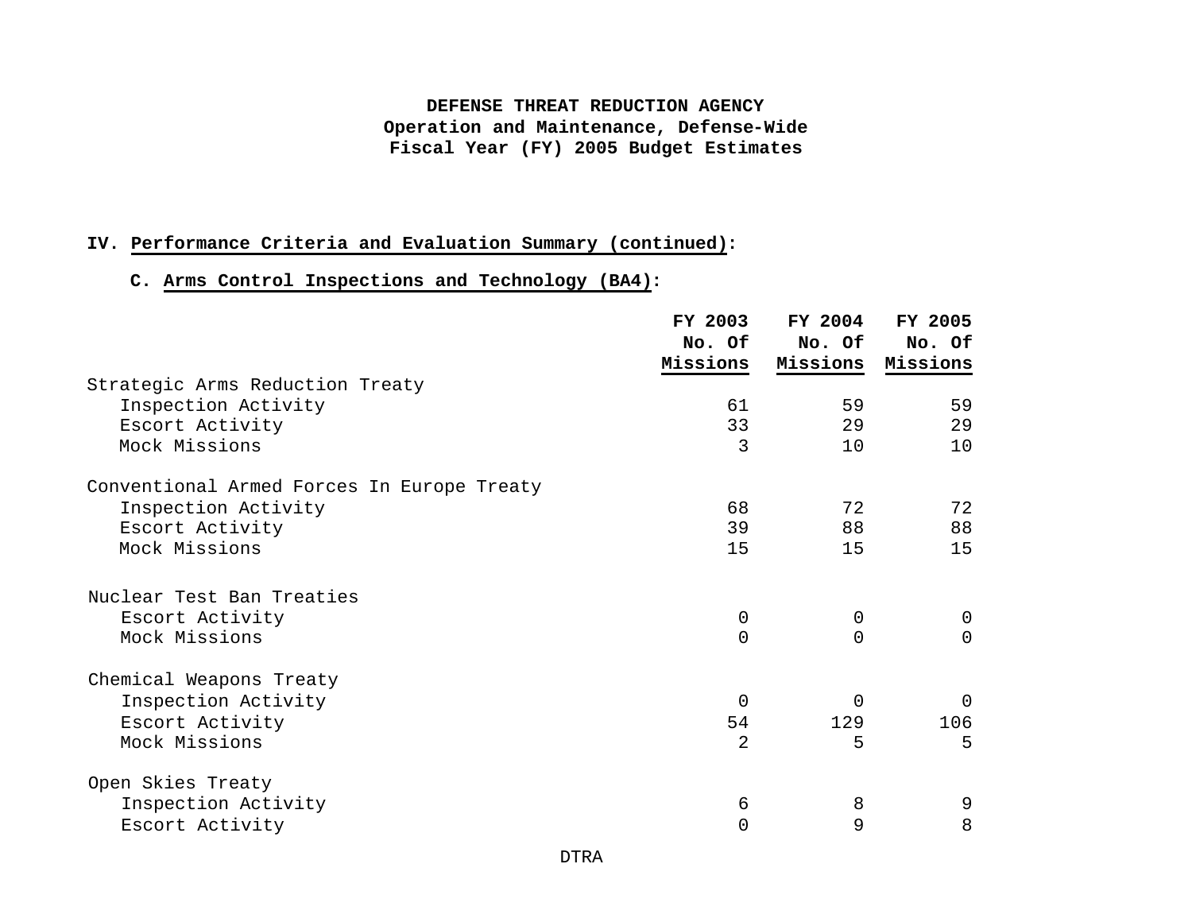**DEFENSE THREAT REDUCTION AGENCY**
**Operation and Maintenance, Defense-Wide**
**Fiscal Year (FY) 2005 Budget Estimates**

**IV. Performance Criteria and Evaluation Summary (continued):**

**C. Arms Control Inspections and Technology (BA4):**

| | FY 2003 No. Of Missions | FY 2004 No. Of Missions | FY 2005 No. Of Missions |
|---|---|---|---|
| Strategic Arms Reduction Treaty | | | |
| Inspection Activity | 61 | 59 | 59 |
| Escort Activity | 33 | 29 | 29 |
| Mock Missions | 3 | 10 | 10 |
| Conventional Armed Forces In Europe Treaty | | | |
| Inspection Activity | 68 | 72 | 72 |
| Escort Activity | 39 | 88 | 88 |
| Mock Missions | 15 | 15 | 15 |
| Nuclear Test Ban Treaties | | | |
| Escort Activity | 0 | 0 | 0 |
| Mock Missions | 0 | 0 | 0 |
| Chemical Weapons Treaty | | | |
| Inspection Activity | 0 | 0 | 0 |
| Escort Activity | 54 | 129 | 106 |
| Mock Missions | 2 | 5 | 5 |
| Open Skies Treaty | | | |
| Inspection Activity | 6 | 8 | 9 |
| Escort Activity | 0 | 9 | 8 |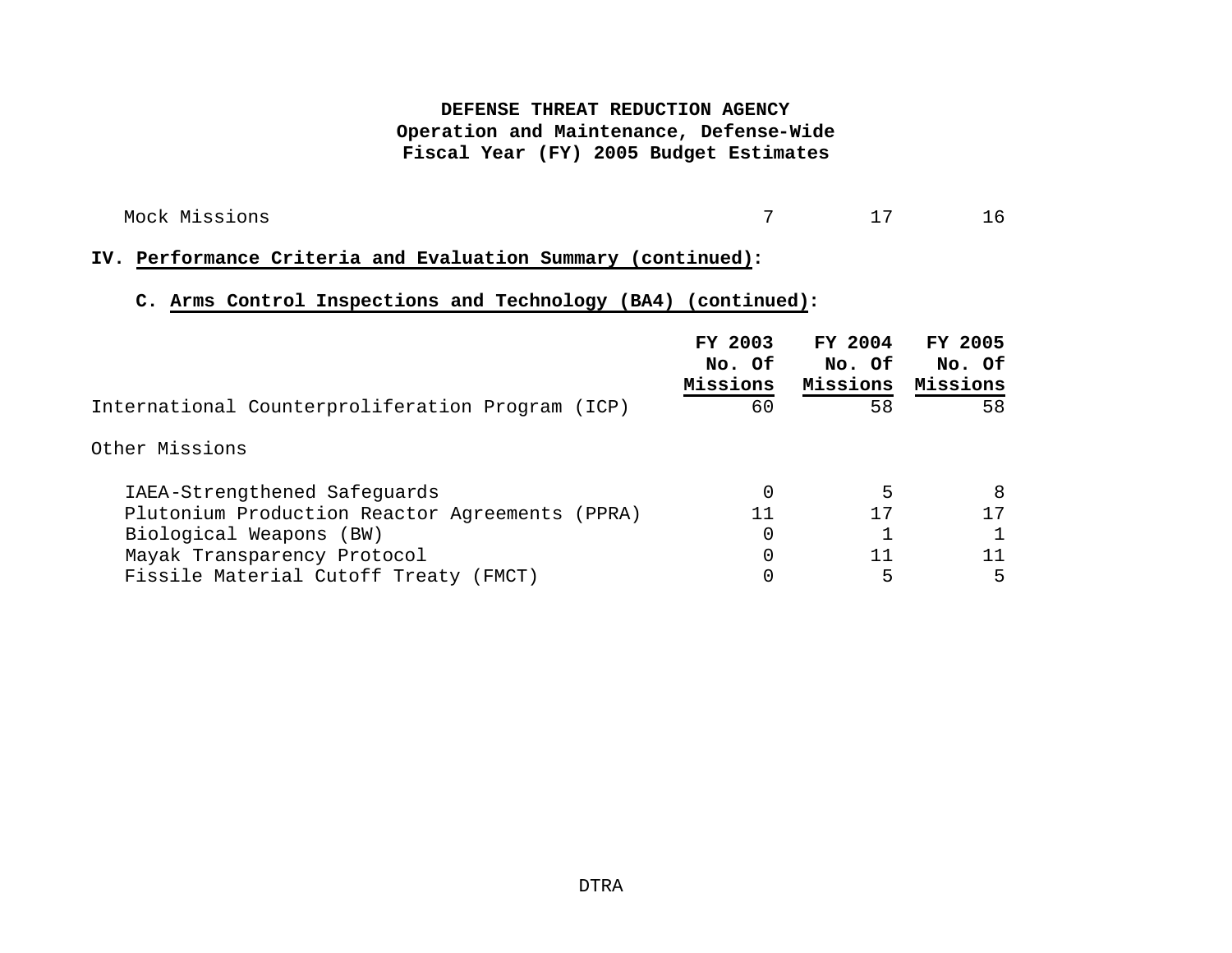# DEFENSE THREAT REDUCTION AGENCY
## Operation and Maintenance, Defense-Wide
## Fiscal Year (FY) 2005 Budget Estimates

| | | | |
|---|---|---|---|
| Mock Missions | 7 | 17 | 16 |

**IV. Performance Criteria and Evaluation Summary (continued):**

**C. Arms Control Inspections and Technology (BA4) (continued):**

| | FY 2003 No. Of Missions | FY 2004 No. Of Missions | FY 2005 No. Of Missions |
|---|---|---|---|
| International Counterproliferation Program (ICP) | 60 | 58 | 58 |
| Other Missions | | | |
| IAEA-Strengthened Safeguards | 0 | 5 | 8 |
| Plutonium Production Reactor Agreements (PPRA) | 11 | 17 | 17 |
| Biological Weapons (BW) | 0 | 1 | 1 |
| Mayak Transparency Protocol | 0 | 11 | 11 |
| Fissile Material Cutoff Treaty (FMCT) | 0 | 5 | 5 |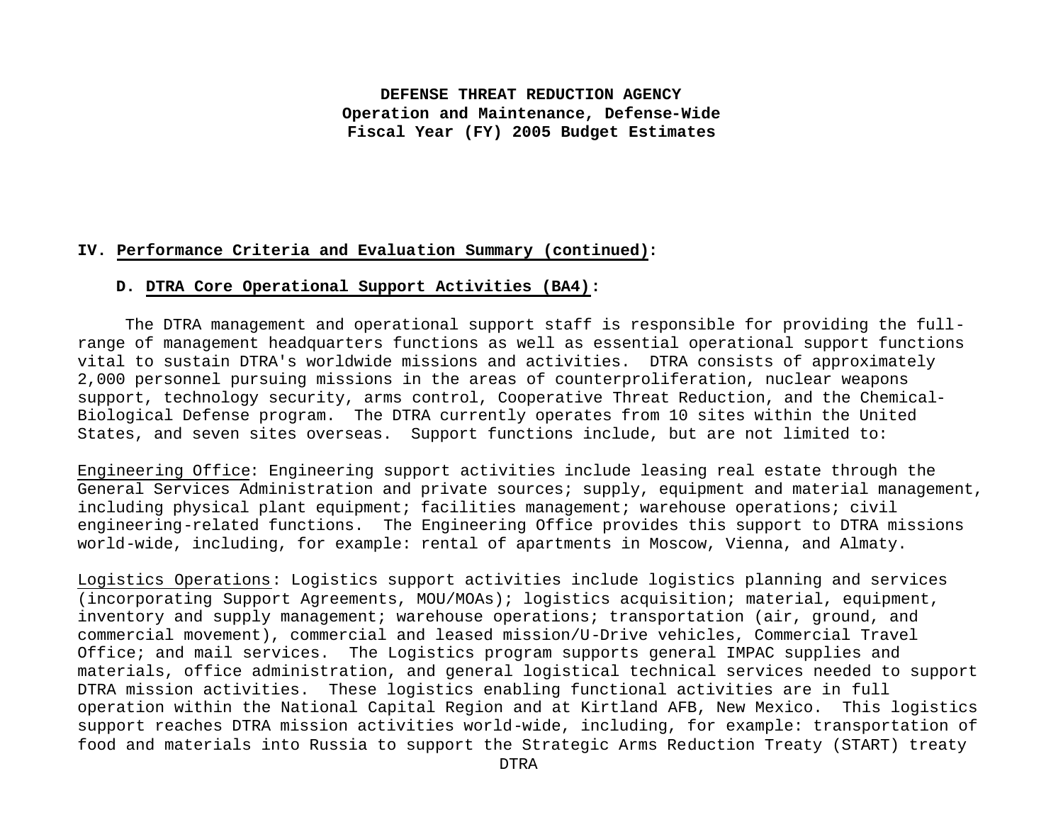**DEFENSE THREAT REDUCTION AGENCY**
**Operation and Maintenance, Defense-Wide**
**Fiscal Year (FY) 2005 Budget Estimates**

**IV. Performance Criteria and Evaluation Summary (continued):**

**D. DTRA Core Operational Support Activities (BA4):**

The DTRA management and operational support staff is responsible for providing the full-range of management headquarters functions as well as essential operational support functions vital to sustain DTRA's worldwide missions and activities. DTRA consists of approximately 2,000 personnel pursuing missions in the areas of counterproliferation, nuclear weapons support, technology security, arms control, Cooperative Threat Reduction, and the Chemical-Biological Defense program. The DTRA currently operates from 10 sites within the United States, and seven sites overseas. Support functions include, but are not limited to:

Engineering Office: Engineering support activities include leasing real estate through the General Services Administration and private sources; supply, equipment and material management, including physical plant equipment; facilities management; warehouse operations; civil engineering-related functions. The Engineering Office provides this support to DTRA missions world-wide, including, for example: rental of apartments in Moscow, Vienna, and Almaty.

Logistics Operations: Logistics support activities include logistics planning and services (incorporating Support Agreements, MOU/MOAs); logistics acquisition; material, equipment, inventory and supply management; warehouse operations; transportation (air, ground, and commercial movement), commercial and leased mission/U-Drive vehicles, Commercial Travel Office; and mail services. The Logistics program supports general IMPAC supplies and materials, office administration, and general logistical technical services needed to support DTRA mission activities. These logistics enabling functional activities are in full operation within the National Capital Region and at Kirtland AFB, New Mexico. This logistics support reaches DTRA mission activities world-wide, including, for example: transportation of food and materials into Russia to support the Strategic Arms Reduction Treaty (START) treaty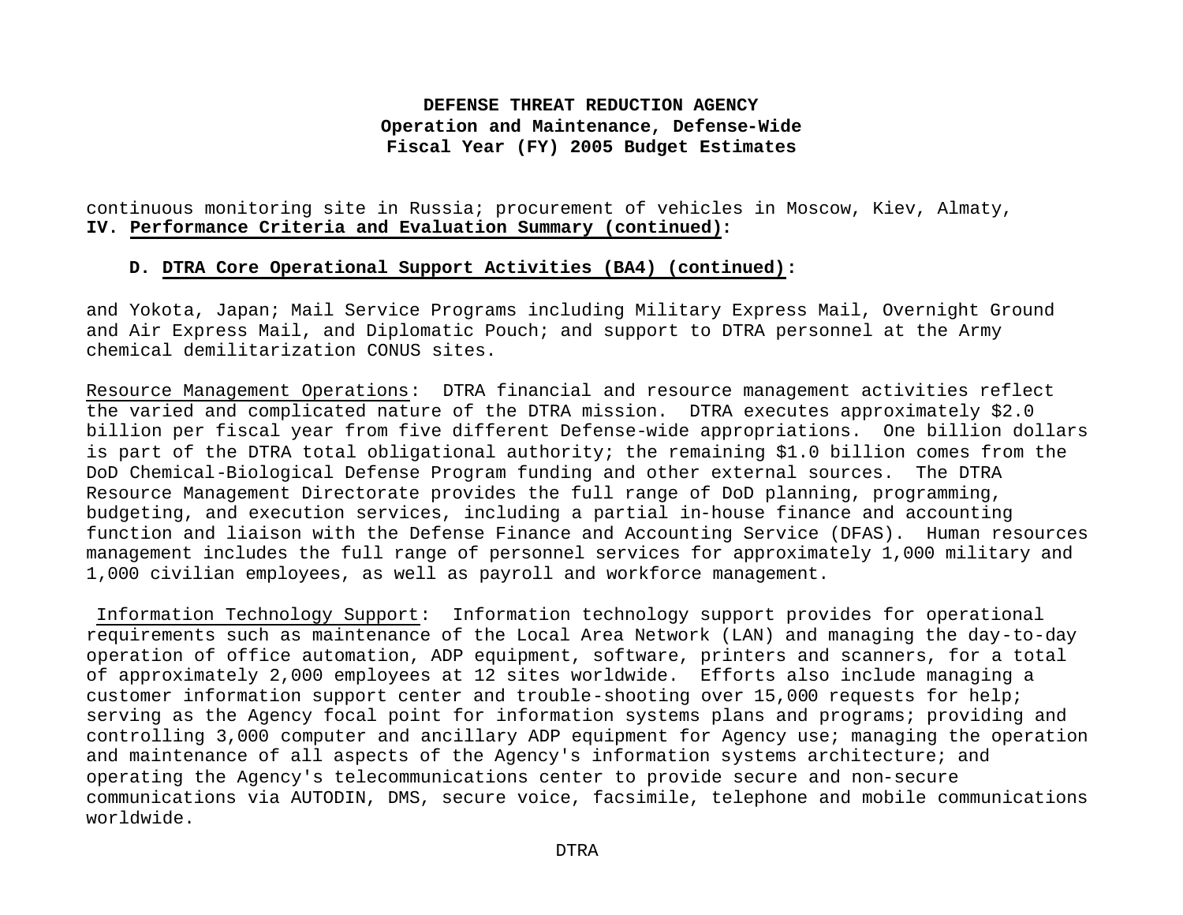continuous monitoring site in Russia; procurement of vehicles in Moscow, Kiev, Almaty,

**IV. Performance Criteria and Evaluation Summary (continued):**

**D. DTRA Core Operational Support Activities (BA4) (continued):**

and Yokota, Japan; Mail Service Programs including Military Express Mail, Overnight Ground and Air Express Mail, and Diplomatic Pouch; and support to DTRA personnel at the Army chemical demilitarization CONUS sites.

Resource Management Operations: DTRA financial and resource management activities reflect the varied and complicated nature of the DTRA mission. DTRA executes approximately $2.0 billion per fiscal year from five different Defense-wide appropriations. One billion dollars is part of the DTRA total obligational authority; the remaining $1.0 billion comes from the DoD Chemical-Biological Defense Program funding and other external sources. The DTRA Resource Management Directorate provides the full range of DoD planning, programming, budgeting, and execution services, including a partial in-house finance and accounting function and liaison with the Defense Finance and Accounting Service (DFAS). Human resources management includes the full range of personnel services for approximately 1,000 military and 1,000 civilian employees, as well as payroll and workforce management.

Information Technology Support: Information technology support provides for operational requirements such as maintenance of the Local Area Network (LAN) and managing the day-to-day operation of office automation, ADP equipment, software, printers and scanners, for a total of approximately 2,000 employees at 12 sites worldwide. Efforts also include managing a customer information support center and trouble-shooting over 15,000 requests for help; serving as the Agency focal point for information systems plans and programs; providing and controlling 3,000 computer and ancillary ADP equipment for Agency use; managing the operation and maintenance of all aspects of the Agency's information systems architecture; and operating the Agency's telecommunications center to provide secure and non-secure communications via AUTODIN, DMS, secure voice, facsimile, telephone and mobile communications worldwide.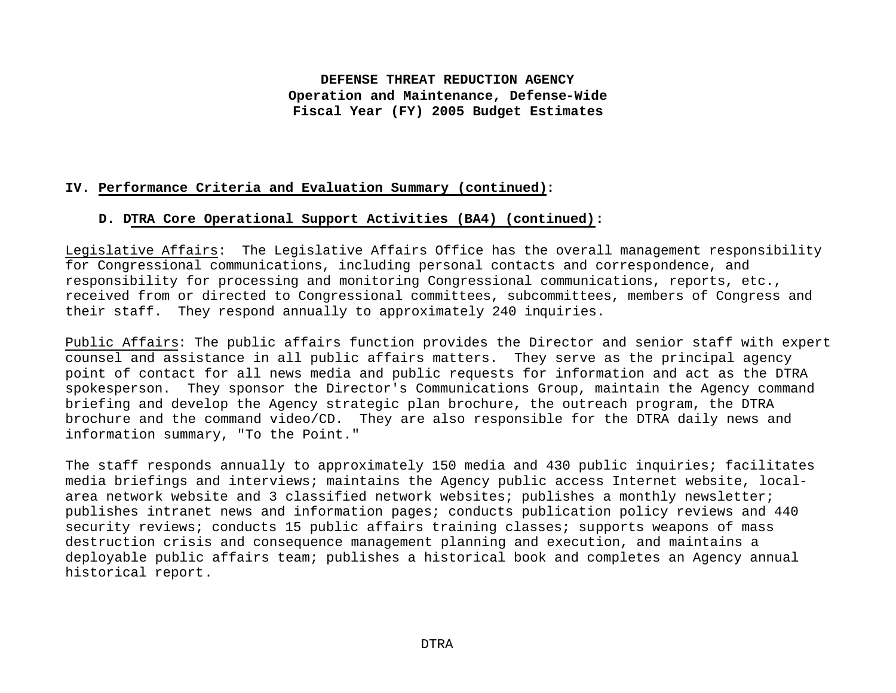**DEFENSE THREAT REDUCTION AGENCY**
**Operation and Maintenance, Defense-Wide**
**Fiscal Year (FY) 2005 Budget Estimates**

## IV. Performance Criteria and Evaluation Summary (continued):

### D. DTRA Core Operational Support Activities (BA4) (continued):

Legislative Affairs: The Legislative Affairs Office has the overall management responsibility for Congressional communications, including personal contacts and correspondence, and responsibility for processing and monitoring Congressional communications, reports, etc., received from or directed to Congressional committees, subcommittees, members of Congress and their staff. They respond annually to approximately 240 inquiries.

Public Affairs: The public affairs function provides the Director and senior staff with expert counsel and assistance in all public affairs matters. They serve as the principal agency point of contact for all news media and public requests for information and act as the DTRA spokesperson. They sponsor the Director's Communications Group, maintain the Agency command briefing and develop the Agency strategic plan brochure, the outreach program, the DTRA brochure and the command video/CD. They are also responsible for the DTRA daily news and information summary, "To the Point."

The staff responds annually to approximately 150 media and 430 public inquiries; facilitates media briefings and interviews; maintains the Agency public access Internet website, local-area network website and 3 classified network websites; publishes a monthly newsletter; publishes intranet news and information pages; conducts publication policy reviews and 440 security reviews; conducts 15 public affairs training classes; supports weapons of mass destruction crisis and consequence management planning and execution, and maintains a deployable public affairs team; publishes a historical book and completes an Agency annual historical report.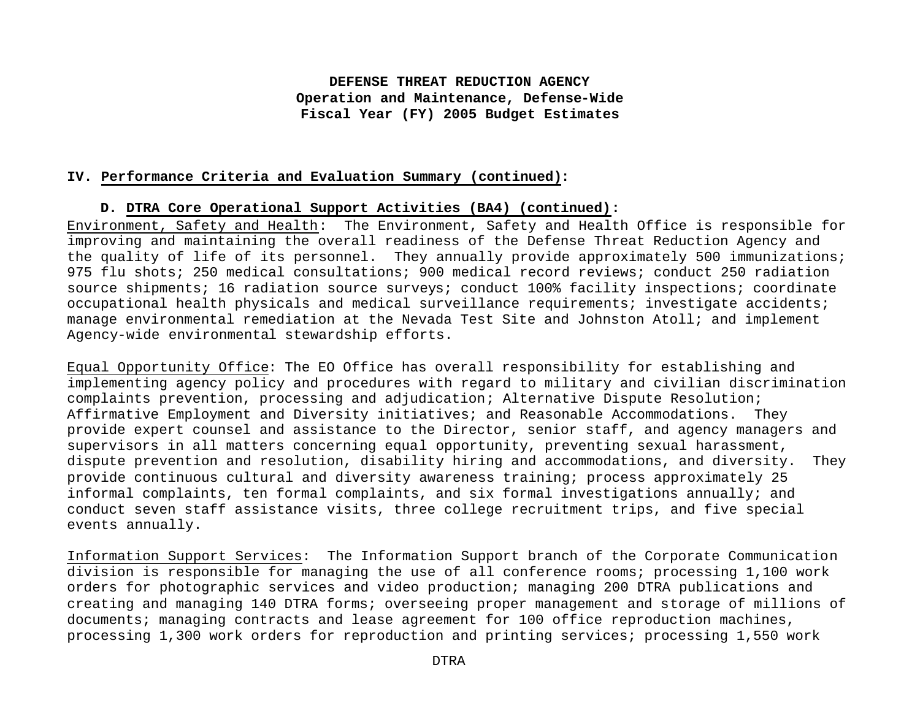## IV. Performance Criteria and Evaluation Summary (continued):

### D. DTRA Core Operational Support Activities (BA4) (continued):

Environment, Safety and Health: The Environment, Safety and Health Office is responsible for improving and maintaining the overall readiness of the Defense Threat Reduction Agency and the quality of life of its personnel. They annually provide approximately 500 immunizations; 975 flu shots; 250 medical consultations; 900 medical record reviews; conduct 250 radiation source shipments; 16 radiation source surveys; conduct 100% facility inspections; coordinate occupational health physicals and medical surveillance requirements; investigate accidents; manage environmental remediation at the Nevada Test Site and Johnston Atoll; and implement Agency-wide environmental stewardship efforts.

Equal Opportunity Office: The EO Office has overall responsibility for establishing and implementing agency policy and procedures with regard to military and civilian discrimination complaints prevention, processing and adjudication; Alternative Dispute Resolution; Affirmative Employment and Diversity initiatives; and Reasonable Accommodations. They provide expert counsel and assistance to the Director, senior staff, and agency managers and supervisors in all matters concerning equal opportunity, preventing sexual harassment, dispute prevention and resolution, disability hiring and accommodations, and diversity. They provide continuous cultural and diversity awareness training; process approximately 25 informal complaints, ten formal complaints, and six formal investigations annually; and conduct seven staff assistance visits, three college recruitment trips, and five special events annually.

Information Support Services: The Information Support branch of the Corporate Communication division is responsible for managing the use of all conference rooms; processing 1,100 work orders for photographic services and video production; managing 200 DTRA publications and creating and managing 140 DTRA forms; overseeing proper management and storage of millions of documents; managing contracts and lease agreement for 100 office reproduction machines, processing 1,300 work orders for reproduction and printing services; processing 1,550 work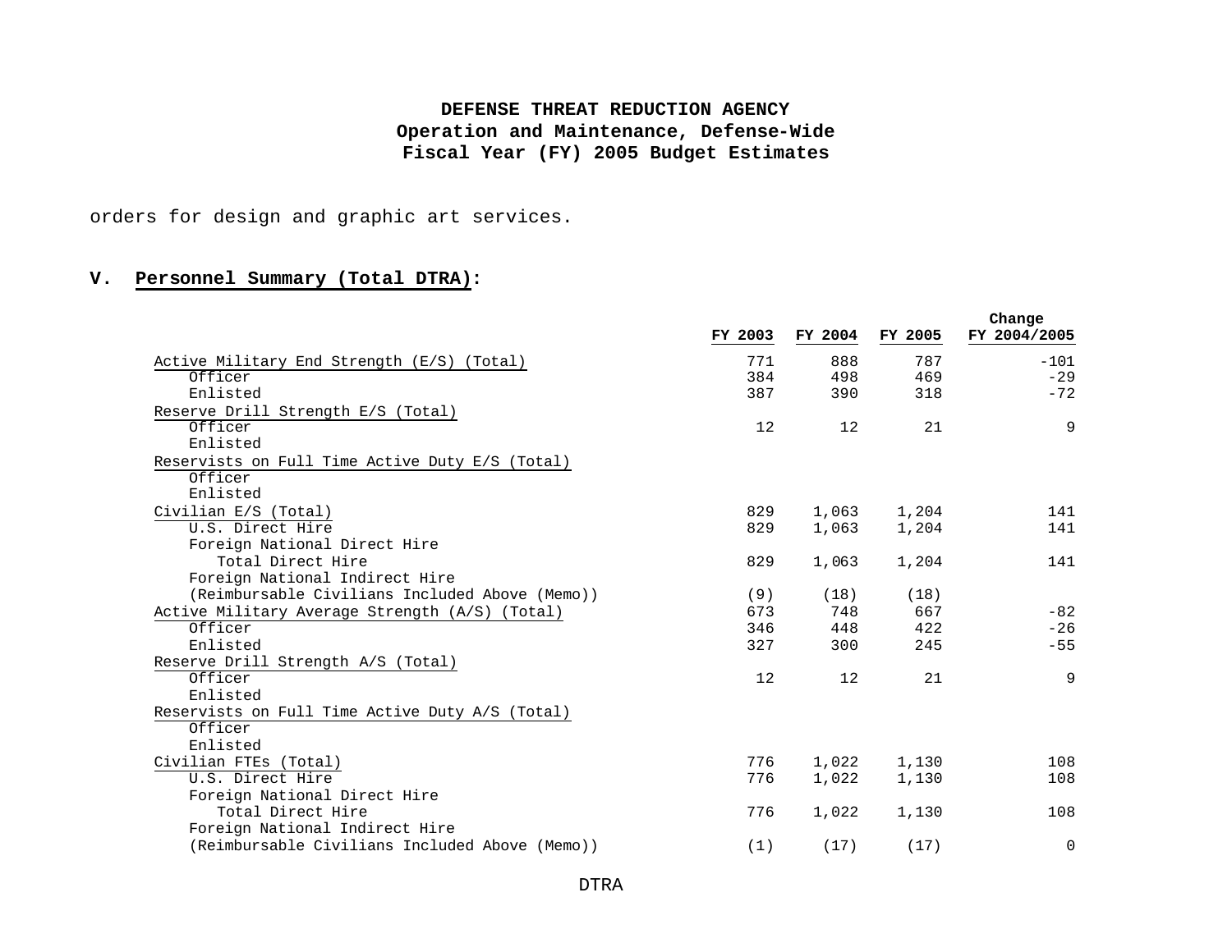orders for design and graphic art services.

## V. Personnel Summary (Total DTRA):

| | FY 2003 | FY 2004 | FY 2005 | Change FY 2004/2005 |
|---|---|---|---|---|
| Active Military End Strength (E/S) (Total) | 771 | 888 | 787 | -101 |
| Officer | 384 | 498 | 469 | -29 |
| Enlisted | 387 | 390 | 318 | -72 |
| Reserve Drill Strength E/S (Total) | | | | |
| Officer | 12 | 12 | 21 | 9 |
| Enlisted | | | | |
| Reservists on Full Time Active Duty E/S (Total) | | | | |
| Officer | | | | |
| Enlisted | | | | |
| Civilian E/S (Total) | 829 | 1,063 | 1,204 | 141 |
| U.S. Direct Hire | 829 | 1,063 | 1,204 | 141 |
| Foreign National Direct Hire | | | | |
| Total Direct Hire | 829 | 1,063 | 1,204 | 141 |
| Foreign National Indirect Hire | | | | |
| (Reimbursable Civilians Included Above (Memo)) | (9) | (18) | (18) | |
| Active Military Average Strength (A/S) (Total) | 673 | 748 | 667 | -82 |
| Officer | 346 | 448 | 422 | -26 |
| Enlisted | 327 | 300 | 245 | -55 |
| Reserve Drill Strength A/S (Total) | | | | |
| Officer | 12 | 12 | 21 | 9 |
| Enlisted | | | | |
| Reservists on Full Time Active Duty A/S (Total) | | | | |
| Officer | | | | |
| Enlisted | | | | |
| Civilian FTEs (Total) | 776 | 1,022 | 1,130 | 108 |
| U.S. Direct Hire | 776 | 1,022 | 1,130 | 108 |
| Foreign National Direct Hire | | | | |
| Total Direct Hire | 776 | 1,022 | 1,130 | 108 |
| Foreign National Indirect Hire | | | | |
| (Reimbursable Civilians Included Above (Memo)) | (1) | (17) | (17) | 0 |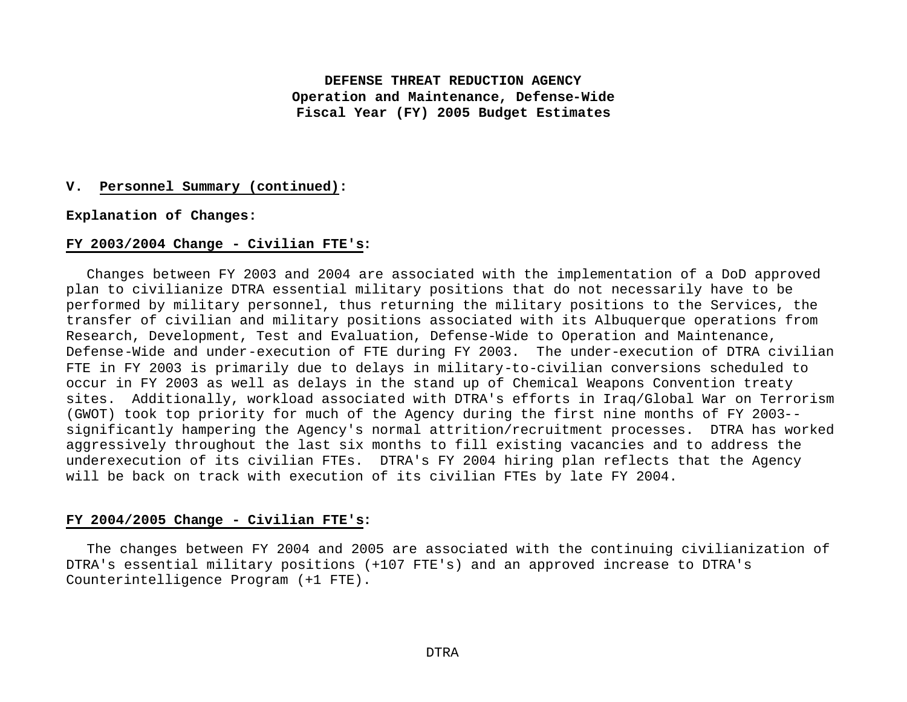**DEFENSE THREAT REDUCTION AGENCY**
**Operation and Maintenance, Defense-Wide**
**Fiscal Year (FY) 2005 Budget Estimates**

**V. Personnel Summary (continued):**

**Explanation of Changes:**

**FY 2003/2004 Change - Civilian FTE's:**

Changes between FY 2003 and 2004 are associated with the implementation of a DoD approved plan to civilianize DTRA essential military positions that do not necessarily have to be performed by military personnel, thus returning the military positions to the Services, the transfer of civilian and military positions associated with its Albuquerque operations from Research, Development, Test and Evaluation, Defense-Wide to Operation and Maintenance, Defense-Wide and under-execution of FTE during FY 2003. The under-execution of DTRA civilian FTE in FY 2003 is primarily due to delays in military-to-civilian conversions scheduled to occur in FY 2003 as well as delays in the stand up of Chemical Weapons Convention treaty sites. Additionally, workload associated with DTRA's efforts in Iraq/Global War on Terrorism (GWOT) took top priority for much of the Agency during the first nine months of FY 2003--significantly hampering the Agency's normal attrition/recruitment processes. DTRA has worked aggressively throughout the last six months to fill existing vacancies and to address the underexecution of its civilian FTEs. DTRA's FY 2004 hiring plan reflects that the Agency will be back on track with execution of its civilian FTEs by late FY 2004.

**FY 2004/2005 Change - Civilian FTE's:**

The changes between FY 2004 and 2005 are associated with the continuing civilianization of DTRA's essential military positions (+107 FTE's) and an approved increase to DTRA's Counterintelligence Program (+1 FTE).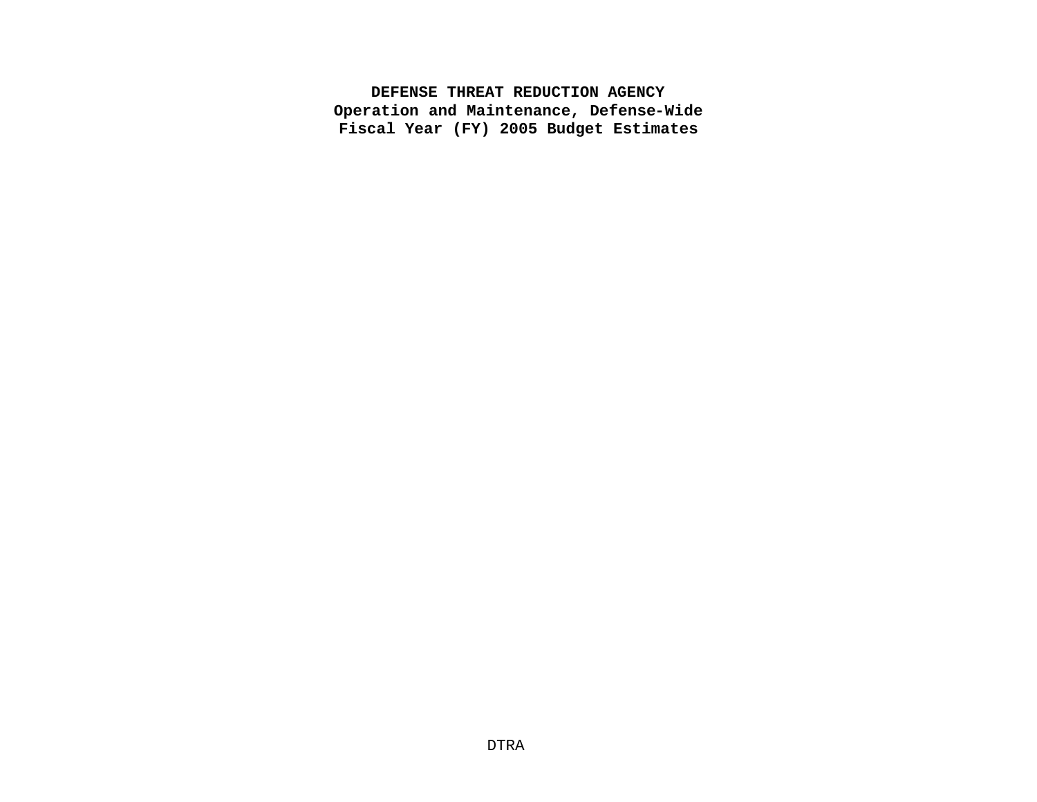**DEFENSE THREAT REDUCTION AGENCY**
**Operation and Maintenance, Defense-Wide**
**Fiscal Year (FY) 2005 Budget Estimates**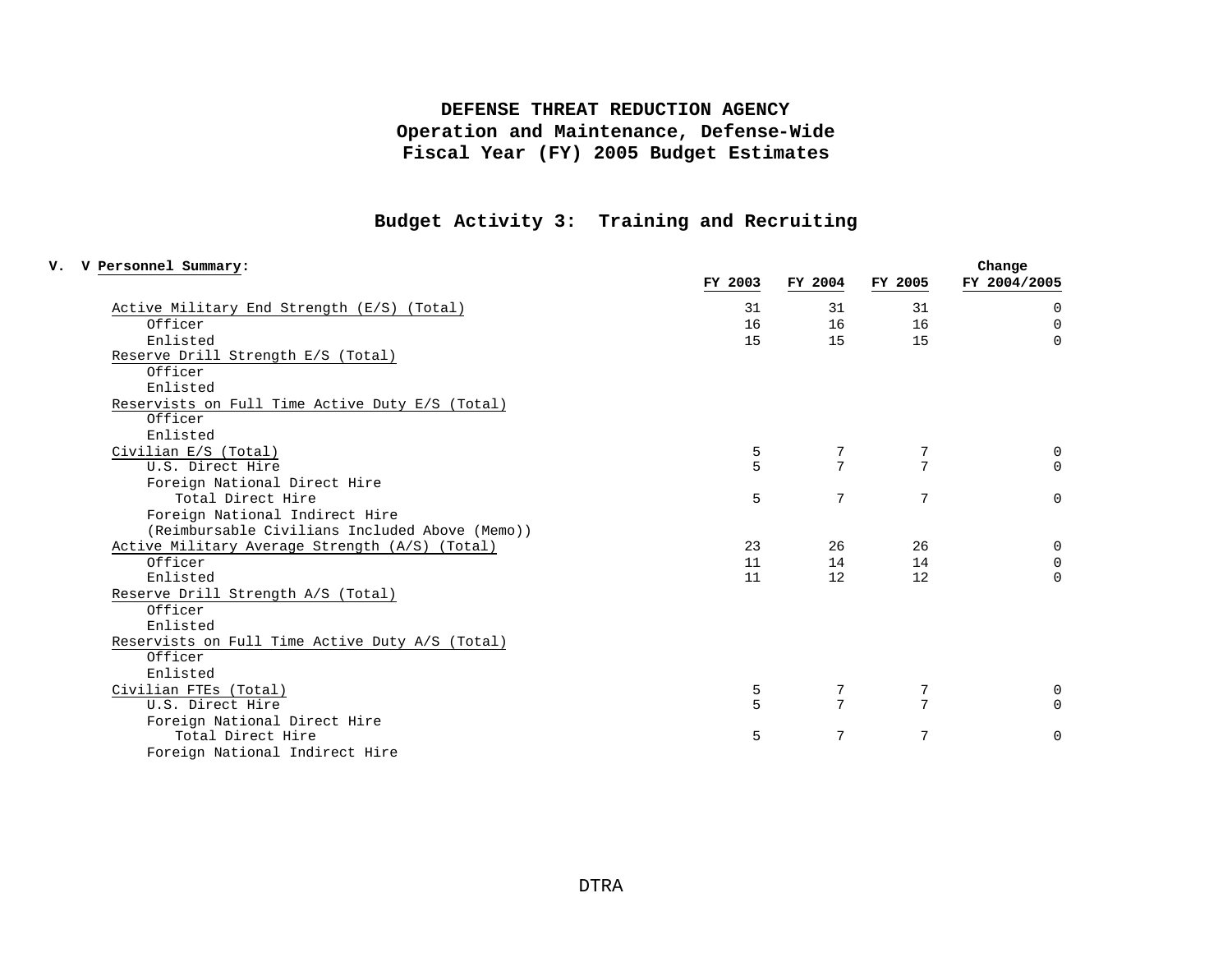# DEFENSE THREAT REDUCTION AGENCY
## Operation and Maintenance, Defense-Wide
## Fiscal Year (FY) 2005 Budget Estimates

## Budget Activity 3: Training and Recruiting

**V. V Personnel Summary:**

| | FY 2003 | FY 2004 | FY 2005 | Change FY 2004/2005 |
|---|---|---|---|---|
| Active Military End Strength (E/S) (Total) | 31 | 31 | 31 | 0 |
| Officer | 16 | 16 | 16 | 0 |
| Enlisted | 15 | 15 | 15 | 0 |
| Reserve Drill Strength E/S (Total) | | | | |
| Officer | | | | |
| Enlisted | | | | |
| Reservists on Full Time Active Duty E/S (Total) | | | | |
| Officer | | | | |
| Enlisted | | | | |
| Civilian E/S (Total) | 5 | 7 | 7 | 0 |
| U.S. Direct Hire | 5 | 7 | 7 | 0 |
| Foreign National Direct Hire | | | | |
| Total Direct Hire | 5 | 7 | 7 | 0 |
| Foreign National Indirect Hire | | | | |
| (Reimbursable Civilians Included Above (Memo)) | | | | |
| Active Military Average Strength (A/S) (Total) | 23 | 26 | 26 | 0 |
| Officer | 11 | 14 | 14 | 0 |
| Enlisted | 11 | 12 | 12 | 0 |
| Reserve Drill Strength A/S (Total) | | | | |
| Officer | | | | |
| Enlisted | | | | |
| Reservists on Full Time Active Duty A/S (Total) | | | | |
| Officer | | | | |
| Enlisted | | | | |
| Civilian FTEs (Total) | 5 | 7 | 7 | 0 |
| U.S. Direct Hire | 5 | 7 | 7 | 0 |
| Foreign National Direct Hire | | | | |
| Total Direct Hire | 5 | 7 | 7 | 0 |
| Foreign National Indirect Hire | | | | |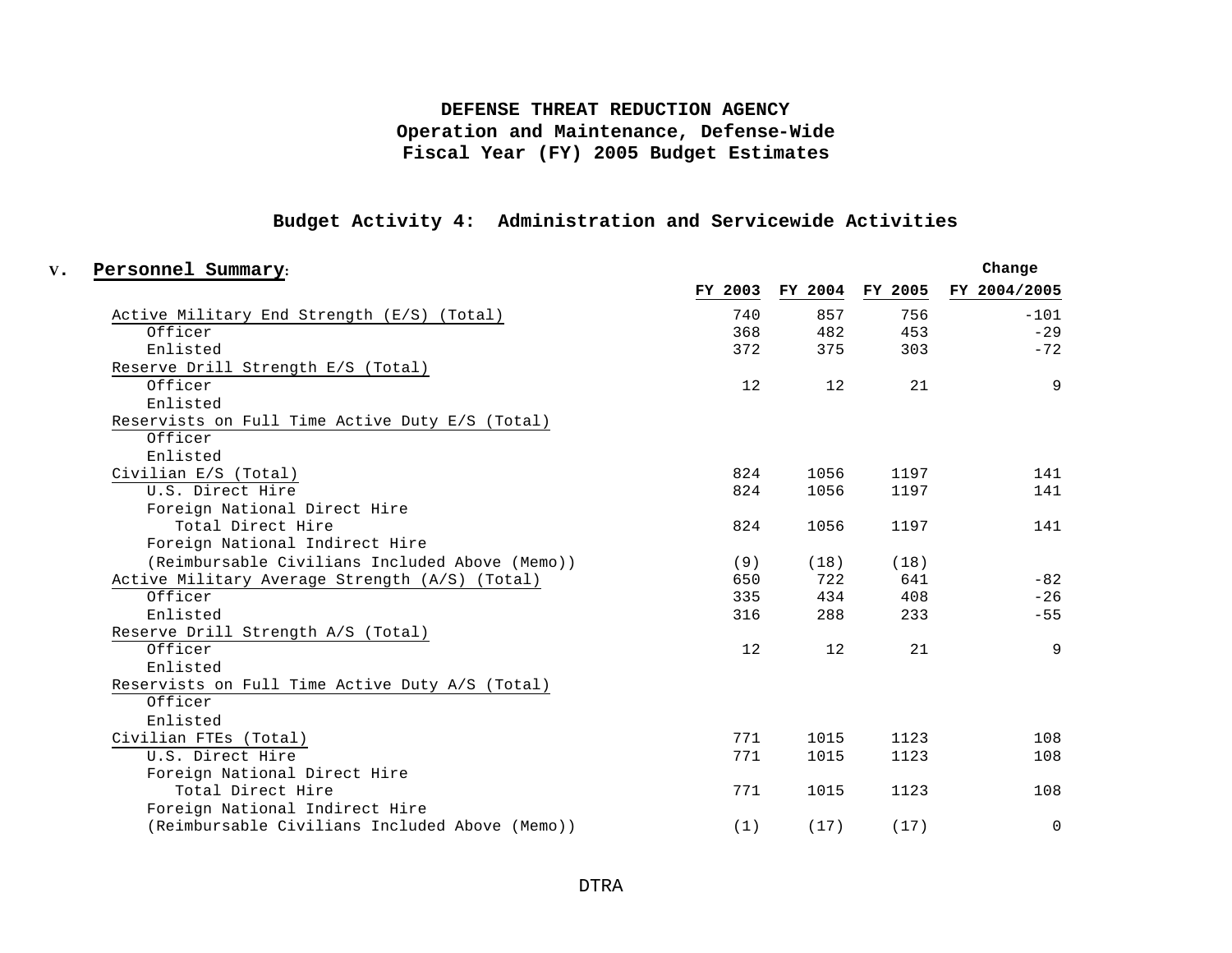# DEFENSE THREAT REDUCTION AGENCY
## Operation and Maintenance, Defense-Wide
## Fiscal Year (FY) 2005 Budget Estimates

### Budget Activity 4: Administration and Servicewide Activities

**V. Personnel Summary:**

| | FY 2003 | FY 2004 | FY 2005 | Change FY 2004/2005 |
|---|---|---|---|---|
| Active Military End Strength (E/S) (Total) | 740 | 857 | 756 | -101 |
| Officer | 368 | 482 | 453 | -29 |
| Enlisted | 372 | 375 | 303 | -72 |
| Reserve Drill Strength E/S (Total) | | | | |
| Officer | 12 | 12 | 21 | 9 |
| Enlisted | | | | |
| Reservists on Full Time Active Duty E/S (Total) | | | | |
| Officer | | | | |
| Enlisted | | | | |
| Civilian E/S (Total) | 824 | 1056 | 1197 | 141 |
| U.S. Direct Hire | 824 | 1056 | 1197 | 141 |
| Foreign National Direct Hire | | | | |
| Total Direct Hire | 824 | 1056 | 1197 | 141 |
| Foreign National Indirect Hire | | | | |
| (Reimbursable Civilians Included Above (Memo)) | (9) | (18) | (18) | |
| Active Military Average Strength (A/S) (Total) | 650 | 722 | 641 | -82 |
| Officer | 335 | 434 | 408 | -26 |
| Enlisted | 316 | 288 | 233 | -55 |
| Reserve Drill Strength A/S (Total) | | | | |
| Officer | 12 | 12 | 21 | 9 |
| Enlisted | | | | |
| Reservists on Full Time Active Duty A/S (Total) | | | | |
| Officer | | | | |
| Enlisted | | | | |
| Civilian FTEs (Total) | 771 | 1015 | 1123 | 108 |
| U.S. Direct Hire | 771 | 1015 | 1123 | 108 |
| Foreign National Direct Hire | | | | |
| Total Direct Hire | 771 | 1015 | 1123 | 108 |
| Foreign National Indirect Hire | | | | |
| (Reimbursable Civilians Included Above (Memo)) | (1) | (17) | (17) | 0 |

DTRA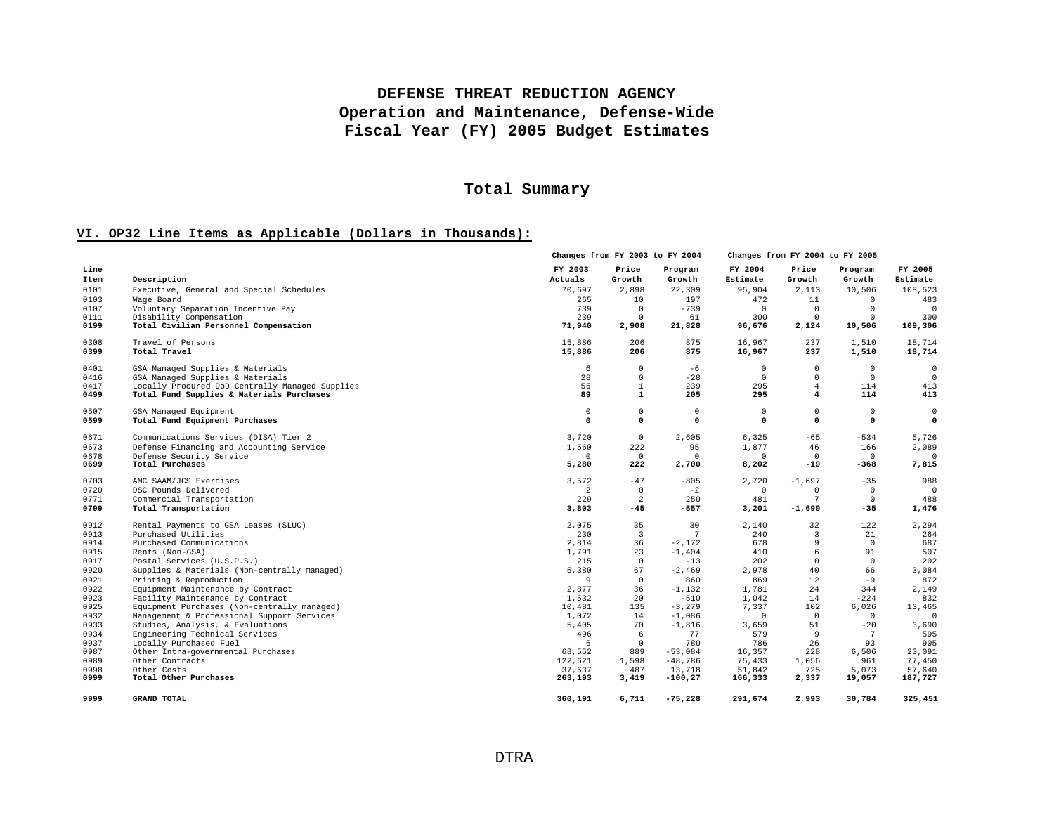# DEFENSE THREAT REDUCTION AGENCY
## Operation and Maintenance, Defense-Wide
## Fiscal Year (FY) 2005 Budget Estimates

## Total Summary

### VI. OP32 Line Items as Applicable (Dollars in Thousands):

| | | | Changes from FY 2003 to FY 2004 | | | Changes from FY 2004 to FY 2005 | | |
|---|---|---|---|---|---|---|---|---|
| Line Item | Description | FY 2003 Actuals | Price Growth | Program Growth | FY 2004 Estimate | Price Growth | Program Growth | FY 2005 Estimate |
| 0101 | Executive, General and Special Schedules | 70,697 | 2,898 | 22,309 | 95,904 | 2,113 | 10,506 | 108,523 |
| 0103 | Wage Board | 265 | 10 | 197 | 472 | 11 | 0 | 483 |
| 0107 | Voluntary Separation Incentive Pay | 739 | 0 | -739 | 0 | 0 | 0 | 0 |
| 0111 | Disability Compensation | 239 | 0 | 61 | 300 | 0 | 0 | 300 |
| **0199** | **Total Civilian Personnel Compensation** | **71,940** | **2,908** | **21,828** | **96,676** | **2,124** | **10,506** | **109,306** |
| 0308 | Travel of Persons | 15,886 | 206 | 875 | 16,967 | 237 | 1,510 | 18,714 |
| **0399** | **Total Travel** | **15,886** | **206** | **875** | **16,967** | **237** | **1,510** | **18,714** |
| 0401 | GSA Managed Supplies & Materials | 6 | 0 | -6 | 0 | 0 | 0 | 0 |
| 0416 | GSA Managed Supplies & Materials | 28 | 0 | -28 | 0 | 0 | 0 | 0 |
| 0417 | Locally Procured DoD Centrally Managed Supplies | 55 | 1 | 239 | 295 | 4 | 114 | 413 |
| **0499** | **Total Fund Supplies & Materials Purchases** | **89** | **1** | **205** | **295** | **4** | **114** | **413** |
| 0507 | GSA Managed Equipment | 0 | 0 | 0 | 0 | 0 | 0 | 0 |
| **0599** | **Total Fund Equipment Purchases** | **0** | **0** | **0** | **0** | **0** | **0** | **0** |
| 0671 | Communications Services (DISA) Tier 2 | 3,720 | 0 | 2,605 | 6,325 | -65 | -534 | 5,726 |
| 0673 | Defense Financing and Accounting Service | 1,560 | 222 | 95 | 1,877 | 46 | 166 | 2,089 |
| 0678 | Defense Security Service | 0 | 0 | 0 | 0 | 0 | 0 | 0 |
| **0699** | **Total Purchases** | **5,280** | **222** | **2,700** | **8,202** | **-19** | **-368** | **7,815** |
| 0703 | AMC SAAM/JCS Exercises | 3,572 | -47 | -805 | 2,720 | -1,697 | -35 | 988 |
| 0720 | DSC Pounds Delivered | 2 | 0 | -2 | 0 | 0 | 0 | 0 |
| 0771 | Commercial Transportation | 229 | 2 | 250 | 481 | 7 | 0 | 488 |
| **0799** | **Total Transportation** | **3,803** | **-45** | **-557** | **3,201** | **-1,690** | **-35** | **1,476** |
| 0912 | Rental Payments to GSA Leases (SLUC) | 2,075 | 35 | 30 | 2,140 | 32 | 122 | 2,294 |
| 0913 | Purchased Utilities | 230 | 3 | 7 | 240 | 3 | 21 | 264 |
| 0914 | Purchased Communications | 2,814 | 36 | -2,172 | 678 | 9 | 0 | 687 |
| 0915 | Rents (Non-GSA) | 1,791 | 23 | -1,404 | 410 | 6 | 91 | 507 |
| 0917 | Postal Services (U.S.P.S.) | 215 | 0 | -13 | 202 | 0 | 0 | 202 |
| 0920 | Supplies & Materials (Non-centrally managed) | 5,380 | 67 | -2,469 | 2,978 | 40 | 66 | 3,084 |
| 0921 | Printing & Reproduction | 9 | 0 | 860 | 869 | 12 | -9 | 872 |
| 0922 | Equipment Maintenance by Contract | 2,877 | 36 | -1,132 | 1,781 | 24 | 344 | 2,149 |
| 0923 | Facility Maintenance by Contract | 1,532 | 20 | -510 | 1,042 | 14 | -224 | 832 |
| 0925 | Equipment Purchases (Non-centrally managed) | 10,481 | 135 | -3,279 | 7,337 | 102 | 6,026 | 13,465 |
| 0932 | Management & Professional Support Services | 1,072 | 14 | -1,086 | 0 | 0 | 0 | 0 |
| 0933 | Studies, Analysis, & Evaluations | 5,405 | 70 | -1,816 | 3,659 | 51 | -20 | 3,690 |
| 0934 | Engineering Technical Services | 496 | 6 | 77 | 579 | 9 | 7 | 595 |
| 0937 | Locally Purchased Fuel | 6 | 0 | 780 | 786 | 26 | 93 | 905 |
| 0987 | Other Intra-governmental Purchases | 68,552 | 889 | -53,084 | 16,357 | 228 | 6,506 | 23,091 |
| 0989 | Other Contracts | 122,621 | 1,598 | -48,786 | 75,433 | 1,056 | 961 | 77,450 |
| 0998 | Other Costs | 37,637 | 487 | 13,718 | 51,842 | 725 | 5,073 | 57,640 |
| **0999** | **Total Other Purchases** | **263,193** | **3,419** | **-100,27** | **166,333** | **2,337** | **19,057** | **187,727** |
| **9999** | **GRAND TOTAL** | **360,191** | **6,711** | **-75,228** | **291,674** | **2,993** | **30,784** | **325,451** |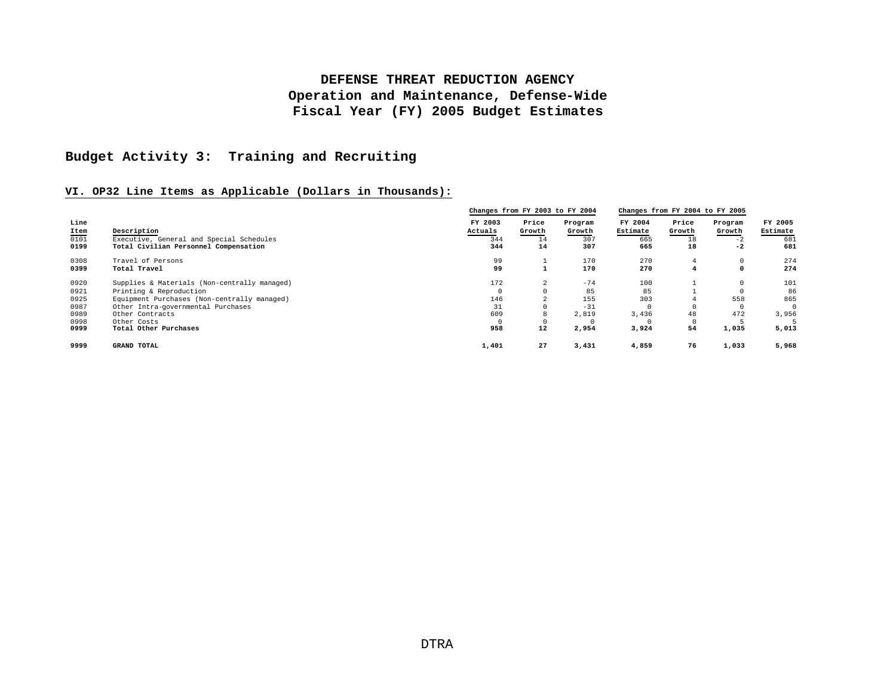# DEFENSE THREAT REDUCTION AGENCY
# Operation and Maintenance, Defense-Wide
# Fiscal Year (FY) 2005 Budget Estimates

## Budget Activity 3: Training and Recruiting

### VI. OP32 Line Items as Applicable (Dollars in Thousands):

| | | | Changes from FY 2003 to FY 2004 | | | Changes from FY 2004 to FY 2005 | | |
|---|---|---|---|---|---|---|---|---|
| **Line Item** | **Description** | **FY 2003 Actuals** | **Price Growth** | **Program Growth** | **FY 2004 Estimate** | **Price Growth** | **Program Growth** | **FY 2005 Estimate** |
| 0101 | Executive, General and Special Schedules | 344 | 14 | 307 | 665 | 18 | -2 | 681 |
| **0199** | **Total Civilian Personnel Compensation** | **344** | **14** | **307** | **665** | **18** | **-2** | **681** |
| 0308 | Travel of Persons | 99 | 1 | 170 | 270 | 4 | 0 | 274 |
| **0399** | **Total Travel** | **99** | **1** | **170** | **270** | **4** | **0** | **274** |
| 0920 | Supplies & Materials (Non-centrally managed) | 172 | 2 | -74 | 100 | 1 | 0 | 101 |
| 0921 | Printing & Reproduction | 0 | 0 | 85 | 85 | 1 | 0 | 86 |
| 0925 | Equipment Purchases (Non-centrally managed) | 146 | 2 | 155 | 303 | 4 | 558 | 865 |
| 0987 | Other Intra-governmental Purchases | 31 | 0 | -31 | 0 | 0 | 0 | 0 |
| 0989 | Other Contracts | 609 | 8 | 2,819 | 3,436 | 48 | 472 | 3,956 |
| 0998 | Other Costs | 0 | 0 | 0 | 0 | 0 | 5 | 5 |
| **0999** | **Total Other Purchases** | **958** | **12** | **2,954** | **3,924** | **54** | **1,035** | **5,013** |
| **9999** | **GRAND TOTAL** | **1,401** | **27** | **3,431** | **4,859** | **76** | **1,033** | **5,968** |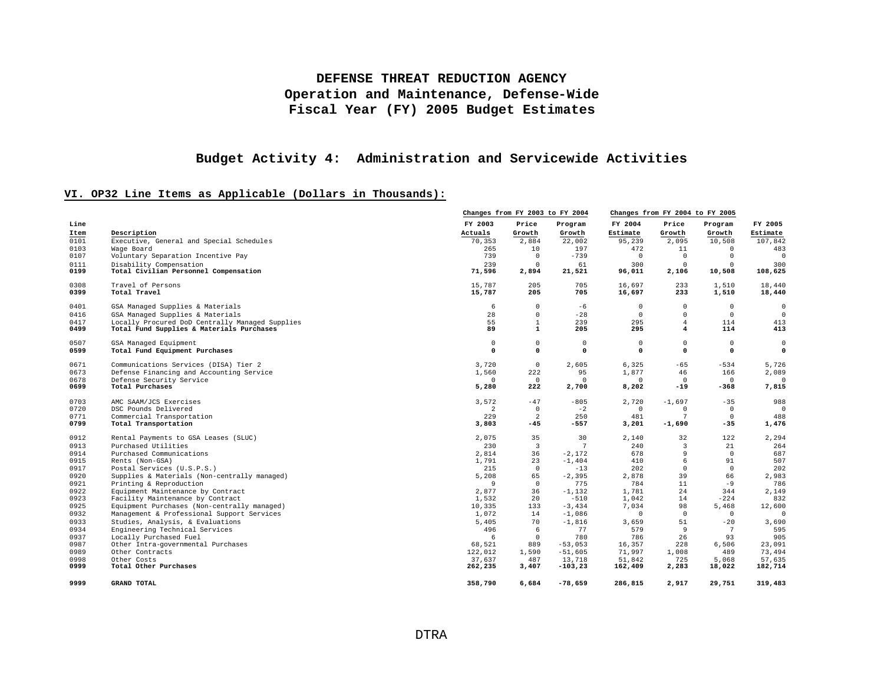# DEFENSE THREAT REDUCTION AGENCY
## Operation and Maintenance, Defense-Wide
## Fiscal Year (FY) 2005 Budget Estimates

## Budget Activity 4: Administration and Servicewide Activities

### VI. OP32 Line Items as Applicable (Dollars in Thousands):

| | | | Changes from FY 2003 to FY 2004 | | | Changes from FY 2004 to FY 2005 | | |
|---|---|---|---|---|---|---|---|---|
| Line Item | Description | FY 2003 Actuals | Price Growth | Program Growth | FY 2004 Estimate | Price Growth | Program Growth | FY 2005 Estimate |
| 0101 | Executive, General and Special Schedules | 70,353 | 2,884 | 22,002 | 95,239 | 2,095 | 10,508 | 107,842 |
| 0103 | Wage Board | 265 | 10 | 197 | 472 | 11 | 0 | 483 |
| 0107 | Voluntary Separation Incentive Pay | 739 | 0 | -739 | 0 | 0 | 0 | 0 |
| 0111 | Disability Compensation | 239 | 0 | 61 | 300 | 0 | 0 | 300 |
| **0199** | **Total Civilian Personnel Compensation** | **71,596** | **2,894** | **21,521** | **96,011** | **2,106** | **10,508** | **108,625** |
| 0308 | Travel of Persons | 15,787 | 205 | 705 | 16,697 | 233 | 1,510 | 18,440 |
| **0399** | **Total Travel** | **15,787** | **205** | **705** | **16,697** | **233** | **1,510** | **18,440** |
| 0401 | GSA Managed Supplies & Materials | 6 | 0 | -6 | 0 | 0 | 0 | 0 |
| 0416 | GSA Managed Supplies & Materials | 28 | 0 | -28 | 0 | 0 | 0 | 0 |
| 0417 | Locally Procured DoD Centrally Managed Supplies | 55 | 1 | 239 | 295 | 4 | 114 | 413 |
| **0499** | **Total Fund Supplies & Materials Purchases** | **89** | **1** | **205** | **295** | **4** | **114** | **413** |
| 0507 | GSA Managed Equipment | 0 | 0 | 0 | 0 | 0 | 0 | 0 |
| **0599** | **Total Fund Equipment Purchases** | **0** | **0** | **0** | **0** | **0** | **0** | **0** |
| 0671 | Communications Services (DISA) Tier 2 | 3,720 | 0 | 2,605 | 6,325 | -65 | -534 | 5,726 |
| 0673 | Defense Financing and Accounting Service | 1,560 | 222 | 95 | 1,877 | 46 | 166 | 2,089 |
| 0678 | Defense Security Service | 0 | 0 | 0 | 0 | 0 | 0 | 0 |
| **0699** | **Total Purchases** | **5,280** | **222** | **2,700** | **8,202** | **-19** | **-368** | **7,815** |
| 0703 | AMC SAAM/JCS Exercises | 3,572 | -47 | -805 | 2,720 | -1,697 | -35 | 988 |
| 0720 | DSC Pounds Delivered | 2 | 0 | -2 | 0 | 0 | 0 | 0 |
| 0771 | Commercial Transportation | 229 | 2 | 250 | 481 | 7 | 0 | 488 |
| **0799** | **Total Transportation** | **3,803** | **-45** | **-557** | **3,201** | **-1,690** | **-35** | **1,476** |
| 0912 | Rental Payments to GSA Leases (SLUC) | 2,075 | 35 | 30 | 2,140 | 32 | 122 | 2,294 |
| 0913 | Purchased Utilities | 230 | 3 | 7 | 240 | 3 | 21 | 264 |
| 0914 | Purchased Communications | 2,814 | 36 | -2,172 | 678 | 9 | 0 | 687 |
| 0915 | Rents (Non-GSA) | 1,791 | 23 | -1,404 | 410 | 6 | 91 | 507 |
| 0917 | Postal Services (U.S.P.S.) | 215 | 0 | -13 | 202 | 0 | 0 | 202 |
| 0920 | Supplies & Materials (Non-centrally managed) | 5,208 | 65 | -2,395 | 2,878 | 39 | 66 | 2,983 |
| 0921 | Printing & Reproduction | 9 | 0 | 775 | 784 | 11 | -9 | 786 |
| 0922 | Equipment Maintenance by Contract | 2,877 | 36 | -1,132 | 1,781 | 24 | 344 | 2,149 |
| 0923 | Facility Maintenance by Contract | 1,532 | 20 | -510 | 1,042 | 14 | -224 | 832 |
| 0925 | Equipment Purchases (Non-centrally managed) | 10,335 | 133 | -3,434 | 7,034 | 98 | 5,468 | 12,600 |
| 0932 | Management & Professional Support Services | 1,072 | 14 | -1,086 | 0 | 0 | 0 | 0 |
| 0933 | Studies, Analysis, & Evaluations | 5,405 | 70 | -1,816 | 3,659 | 51 | -20 | 3,690 |
| 0934 | Engineering Technical Services | 496 | 6 | 77 | 579 | 9 | 7 | 595 |
| 0937 | Locally Purchased Fuel | 6 | 0 | 780 | 786 | 26 | 93 | 905 |
| 0987 | Other Intra-governmental Purchases | 68,521 | 889 | -53,053 | 16,357 | 228 | 6,506 | 23,091 |
| 0989 | Other Contracts | 122,012 | 1,590 | -51,605 | 71,997 | 1,008 | 489 | 73,494 |
| 0998 | Other Costs | 37,637 | 487 | 13,718 | 51,842 | 725 | 5,068 | 57,635 |
| **0999** | **Total Other Purchases** | **262,235** | **3,407** | **-103,23** | **162,409** | **2,283** | **18,022** | **182,714** |
| **9999** | **GRAND TOTAL** | **358,790** | **6,684** | **-78,659** | **286,815** | **2,917** | **29,751** | **319,483** |